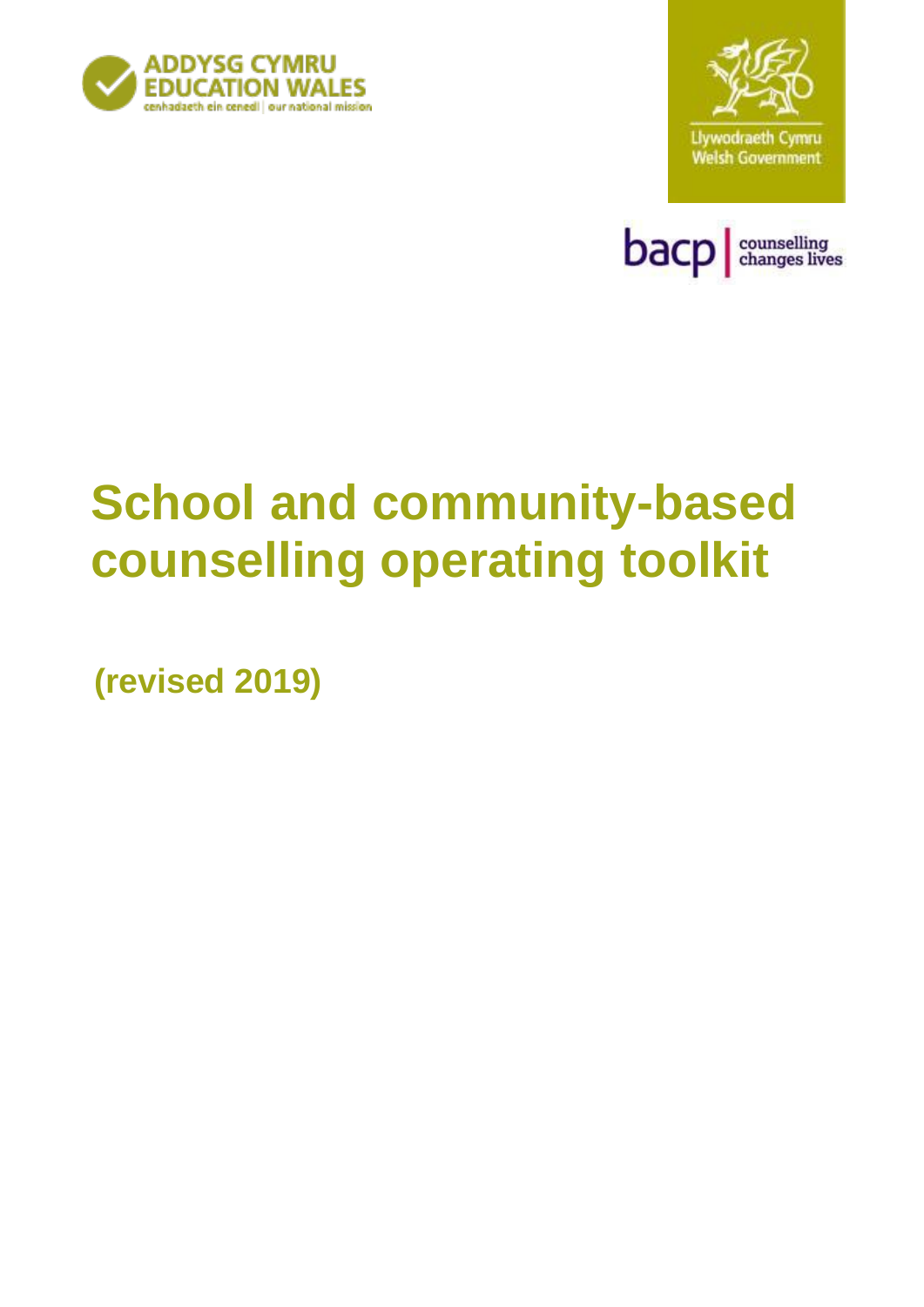ADDYSG CYMRU
EDUCATION WALES
cenhadaeth ein cenedl | our national mission

Llywodraeth Cymru
Welsh Government

bacp | counselling changes lives

# School and community-based counselling operating toolkit

**(revised 2019)**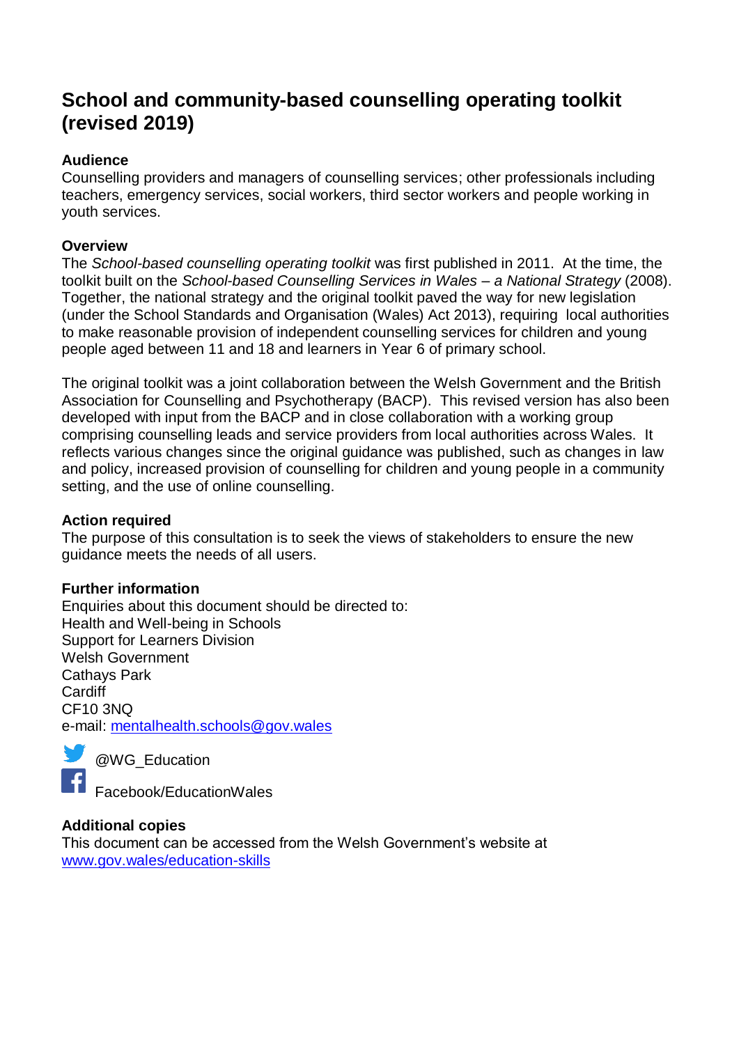# School and community-based counselling operating toolkit (revised 2019)

**Audience**
Counselling providers and managers of counselling services; other professionals including teachers, emergency services, social workers, third sector workers and people working in youth services.

**Overview**
The *School-based counselling operating toolkit* was first published in 2011. At the time, the toolkit built on the *School-based Counselling Services in Wales – a National Strategy* (2008). Together, the national strategy and the original toolkit paved the way for new legislation (under the School Standards and Organisation (Wales) Act 2013), requiring local authorities to make reasonable provision of independent counselling services for children and young people aged between 11 and 18 and learners in Year 6 of primary school.

The original toolkit was a joint collaboration between the Welsh Government and the British Association for Counselling and Psychotherapy (BACP). This revised version has also been developed with input from the BACP and in close collaboration with a working group comprising counselling leads and service providers from local authorities across Wales. It reflects various changes since the original guidance was published, such as changes in law and policy, increased provision of counselling for children and young people in a community setting, and the use of online counselling.

**Action required**
The purpose of this consultation is to seek the views of stakeholders to ensure the new guidance meets the needs of all users.

**Further information**
Enquiries about this document should be directed to:
Health and Well-being in Schools
Support for Learners Division
Welsh Government
Cathays Park
Cardiff
CF10 3NQ
e-mail: mentalhealth.schools@gov.wales

@WG_Education

Facebook/EducationWales

**Additional copies**
This document can be accessed from the Welsh Government's website at www.gov.wales/education-skills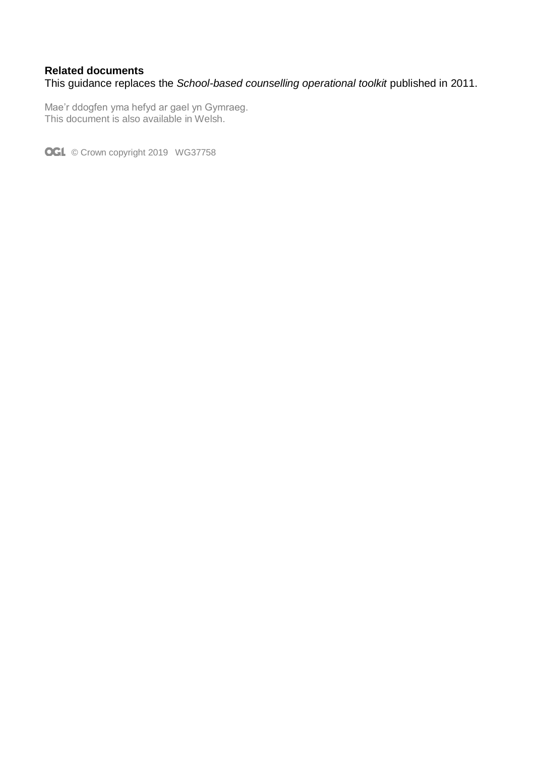**Related documents**

This guidance replaces the *School-based counselling operational toolkit* published in 2011.

Mae'r ddogfen yma hefyd ar gael yn Gymraeg.
This document is also available in Welsh.

OGL © Crown copyright 2019 WG37758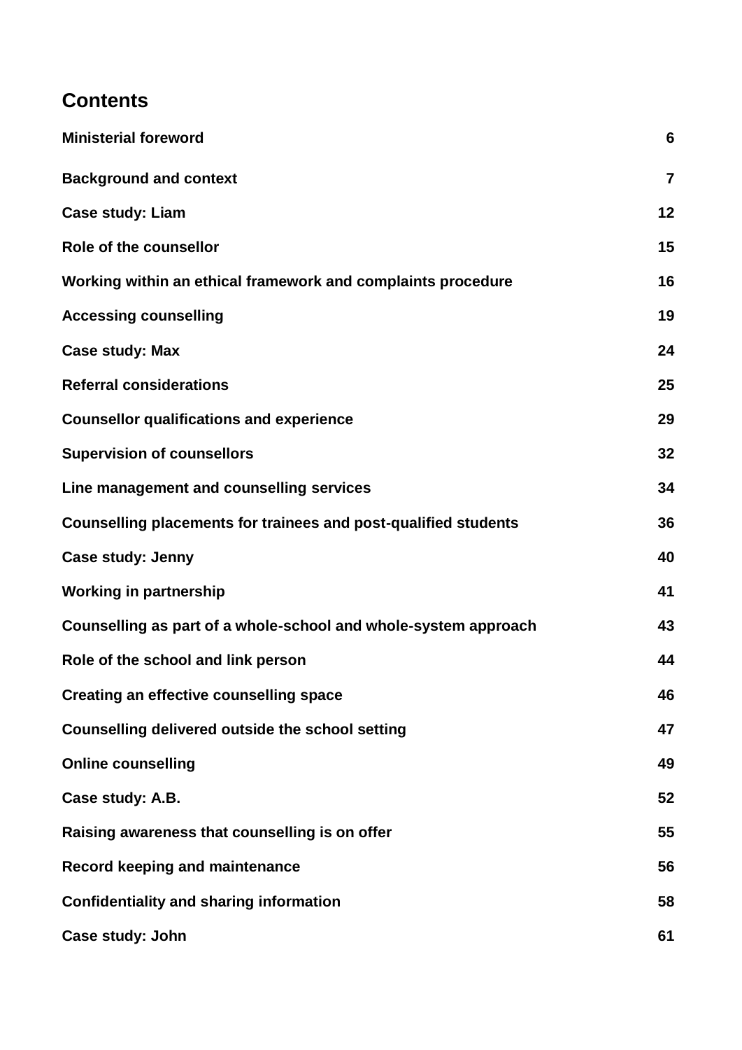## Contents

| | |
|---|---|
| **Ministerial foreword** | **6** |
| **Background and context** | **7** |
| **Case study: Liam** | **12** |
| **Role of the counsellor** | **15** |
| **Working within an ethical framework and complaints procedure** | **16** |
| **Accessing counselling** | **19** |
| **Case study: Max** | **24** |
| **Referral considerations** | **25** |
| **Counsellor qualifications and experience** | **29** |
| **Supervision of counsellors** | **32** |
| **Line management and counselling services** | **34** |
| **Counselling placements for trainees and post-qualified students** | **36** |
| **Case study: Jenny** | **40** |
| **Working in partnership** | **41** |
| **Counselling as part of a whole-school and whole-system approach** | **43** |
| **Role of the school and link person** | **44** |
| **Creating an effective counselling space** | **46** |
| **Counselling delivered outside the school setting** | **47** |
| **Online counselling** | **49** |
| **Case study: A.B.** | **52** |
| **Raising awareness that counselling is on offer** | **55** |
| **Record keeping and maintenance** | **56** |
| **Confidentiality and sharing information** | **58** |
| **Case study: John** | **61** |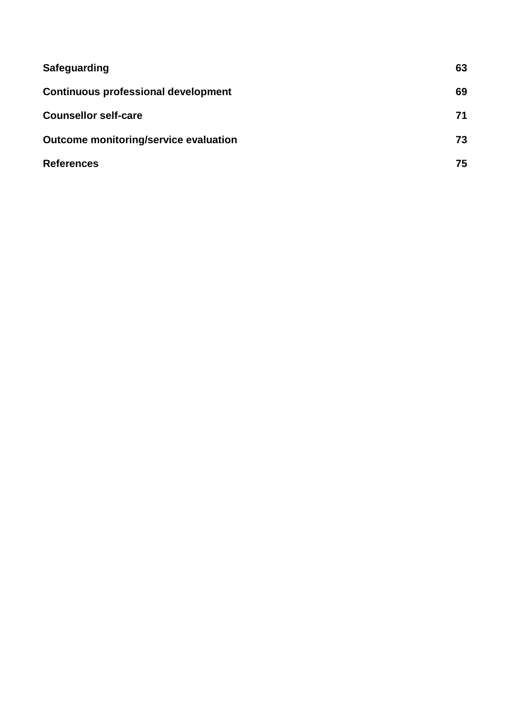| | |
|---|---|
| **Safeguarding** | **63** |
| **Continuous professional development** | **69** |
| **Counsellor self-care** | **71** |
| **Outcome monitoring/service evaluation** | **73** |
| **References** | **75** |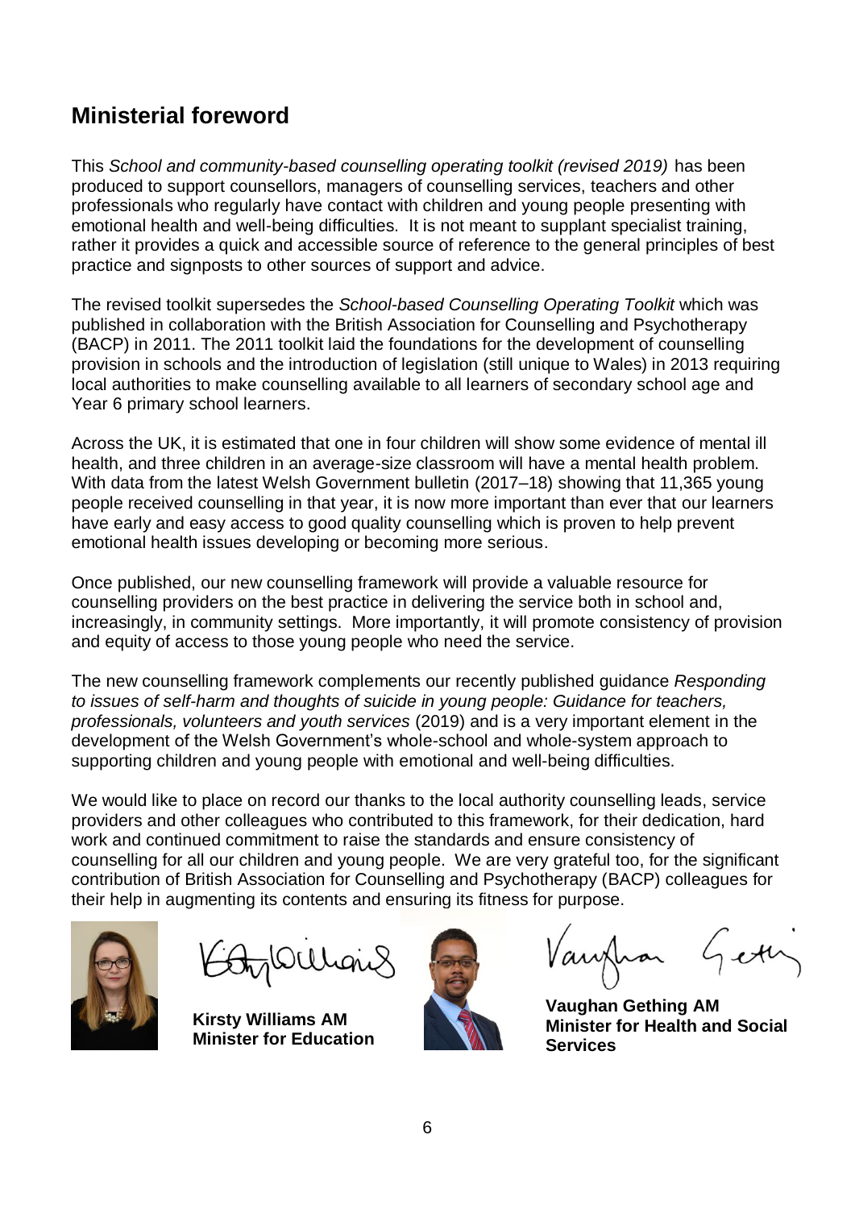## Ministerial foreword

This *School and community-based counselling operating toolkit (revised 2019)* has been produced to support counsellors, managers of counselling services, teachers and other professionals who regularly have contact with children and young people presenting with emotional health and well-being difficulties. It is not meant to supplant specialist training, rather it provides a quick and accessible source of reference to the general principles of best practice and signposts to other sources of support and advice.

The revised toolkit supersedes the *School-based Counselling Operating Toolkit* which was published in collaboration with the British Association for Counselling and Psychotherapy (BACP) in 2011. The 2011 toolkit laid the foundations for the development of counselling provision in schools and the introduction of legislation (still unique to Wales) in 2013 requiring local authorities to make counselling available to all learners of secondary school age and Year 6 primary school learners.

Across the UK, it is estimated that one in four children will show some evidence of mental ill health, and three children in an average-size classroom will have a mental health problem. With data from the latest Welsh Government bulletin (2017–18) showing that 11,365 young people received counselling in that year, it is now more important than ever that our learners have early and easy access to good quality counselling which is proven to help prevent emotional health issues developing or becoming more serious.

Once published, our new counselling framework will provide a valuable resource for counselling providers on the best practice in delivering the service both in school and, increasingly, in community settings. More importantly, it will promote consistency of provision and equity of access to those young people who need the service.

The new counselling framework complements our recently published guidance *Responding to issues of self-harm and thoughts of suicide in young people: Guidance for teachers, professionals, volunteers and youth services* (2019) and is a very important element in the development of the Welsh Government's whole-school and whole-system approach to supporting children and young people with emotional and well-being difficulties.

We would like to place on record our thanks to the local authority counselling leads, service providers and other colleagues who contributed to this framework, for their dedication, hard work and continued commitment to raise the standards and ensure consistency of counselling for all our children and young people. We are very grateful too, for the significant contribution of British Association for Counselling and Psychotherapy (BACP) colleagues for their help in augmenting its contents and ensuring its fitness for purpose.

**Kirsty Williams AM**
**Minister for Education**

**Vaughan Gething AM**
**Minister for Health and Social Services**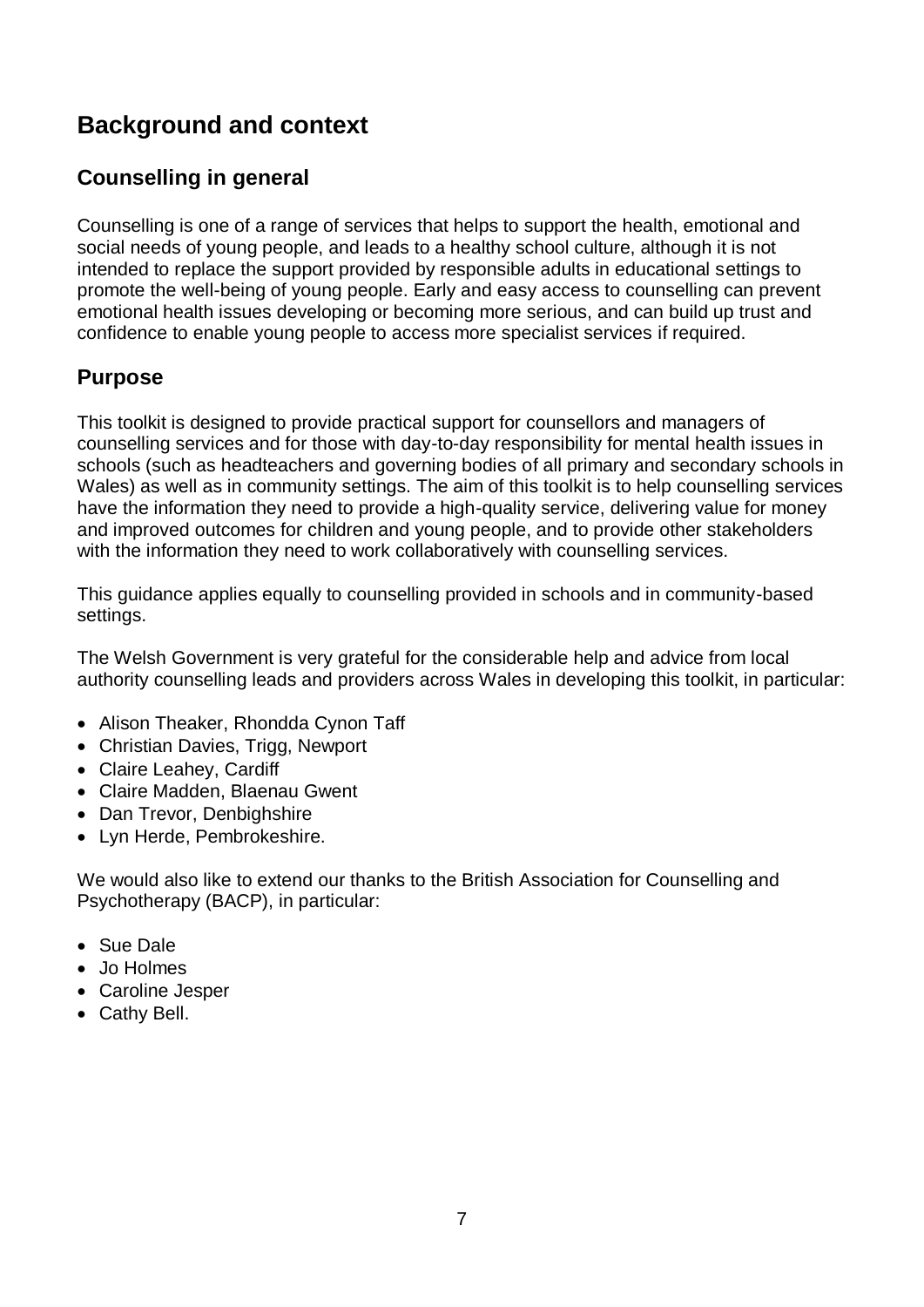# Background and context

## Counselling in general

Counselling is one of a range of services that helps to support the health, emotional and social needs of young people, and leads to a healthy school culture, although it is not intended to replace the support provided by responsible adults in educational settings to promote the well-being of young people. Early and easy access to counselling can prevent emotional health issues developing or becoming more serious, and can build up trust and confidence to enable young people to access more specialist services if required.

## Purpose

This toolkit is designed to provide practical support for counsellors and managers of counselling services and for those with day-to-day responsibility for mental health issues in schools (such as headteachers and governing bodies of all primary and secondary schools in Wales) as well as in community settings. The aim of this toolkit is to help counselling services have the information they need to provide a high-quality service, delivering value for money and improved outcomes for children and young people, and to provide other stakeholders with the information they need to work collaboratively with counselling services.

This guidance applies equally to counselling provided in schools and in community-based settings.

The Welsh Government is very grateful for the considerable help and advice from local authority counselling leads and providers across Wales in developing this toolkit, in particular:

- Alison Theaker, Rhondda Cynon Taff
- Christian Davies, Trigg, Newport
- Claire Leahey, Cardiff
- Claire Madden, Blaenau Gwent
- Dan Trevor, Denbighshire
- Lyn Herde, Pembrokeshire.

We would also like to extend our thanks to the British Association for Counselling and Psychotherapy (BACP), in particular:

- Sue Dale
- Jo Holmes
- Caroline Jesper
- Cathy Bell.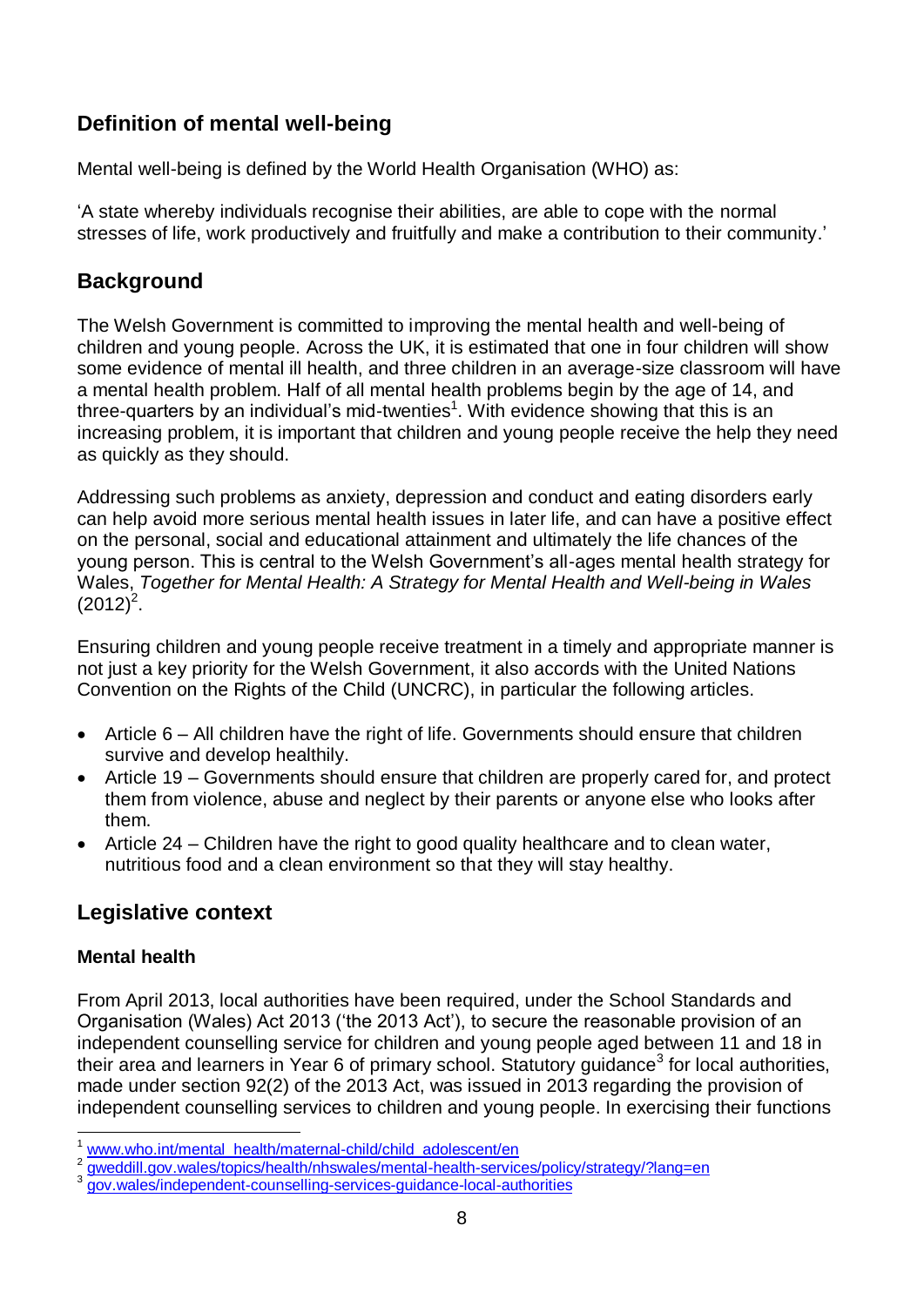## Definition of mental well-being

Mental well-being is defined by the World Health Organisation (WHO) as:

'A state whereby individuals recognise their abilities, are able to cope with the normal stresses of life, work productively and fruitfully and make a contribution to their community.'

## Background

The Welsh Government is committed to improving the mental health and well-being of children and young people. Across the UK, it is estimated that one in four children will show some evidence of mental ill health, and three children in an average-size classroom will have a mental health problem. Half of all mental health problems begin by the age of 14, and three-quarters by an individual's mid-twenties[1]. With evidence showing that this is an increasing problem, it is important that children and young people receive the help they need as quickly as they should.

Addressing such problems as anxiety, depression and conduct and eating disorders early can help avoid more serious mental health issues in later life, and can have a positive effect on the personal, social and educational attainment and ultimately the life chances of the young person. This is central to the Welsh Government's all-ages mental health strategy for Wales, *Together for Mental Health: A Strategy for Mental Health and Well-being in Wales* (2012)[2].

Ensuring children and young people receive treatment in a timely and appropriate manner is not just a key priority for the Welsh Government, it also accords with the United Nations Convention on the Rights of the Child (UNCRC), in particular the following articles.

- Article 6 – All children have the right of life. Governments should ensure that children survive and develop healthily.
- Article 19 – Governments should ensure that children are properly cared for, and protect them from violence, abuse and neglect by their parents or anyone else who looks after them.
- Article 24 – Children have the right to good quality healthcare and to clean water, nutritious food and a clean environment so that they will stay healthy.

## Legislative context

### Mental health

From April 2013, local authorities have been required, under the School Standards and Organisation (Wales) Act 2013 ('the 2013 Act'), to secure the reasonable provision of an independent counselling service for children and young people aged between 11 and 18 in their area and learners in Year 6 of primary school. Statutory guidance[3] for local authorities, made under section 92(2) of the 2013 Act, was issued in 2013 regarding the provision of independent counselling services to children and young people. In exercising their functions

[1] www.who.int/mental_health/maternal-child/child_adolescent/en
[2] gweddill.gov.wales/topics/health/nhswales/mental-health-services/policy/strategy/?lang=en
[3] gov.wales/independent-counselling-services-guidance-local-authorities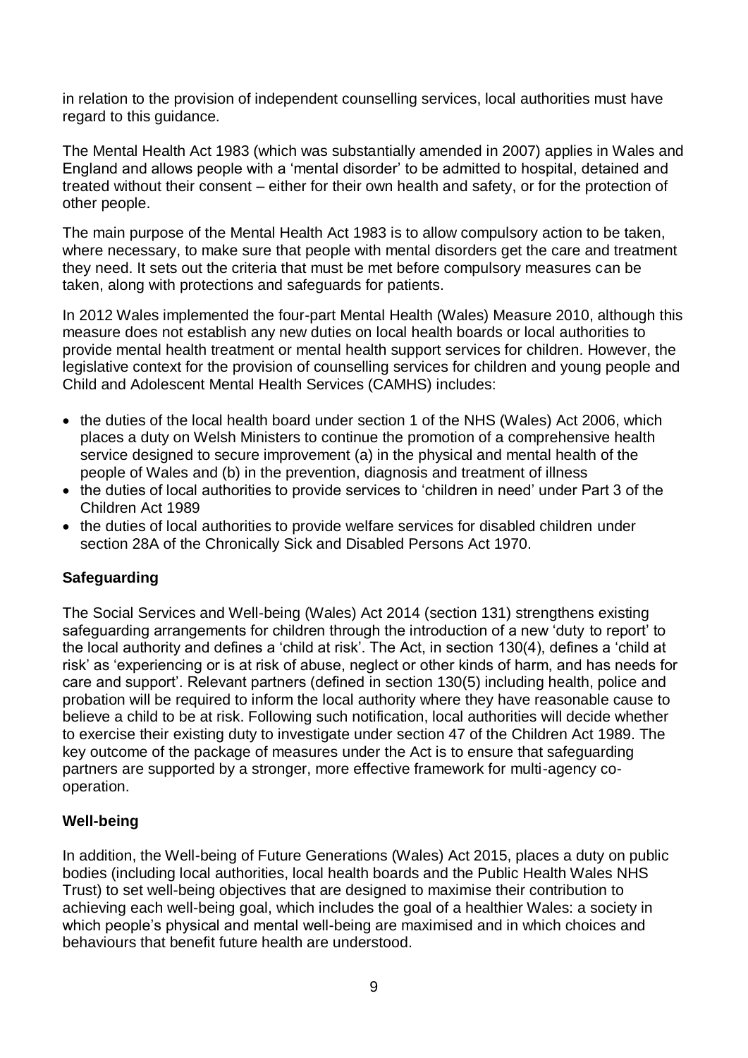in relation to the provision of independent counselling services, local authorities must have regard to this guidance.

The Mental Health Act 1983 (which was substantially amended in 2007) applies in Wales and England and allows people with a 'mental disorder' to be admitted to hospital, detained and treated without their consent – either for their own health and safety, or for the protection of other people.

The main purpose of the Mental Health Act 1983 is to allow compulsory action to be taken, where necessary, to make sure that people with mental disorders get the care and treatment they need. It sets out the criteria that must be met before compulsory measures can be taken, along with protections and safeguards for patients.

In 2012 Wales implemented the four-part Mental Health (Wales) Measure 2010, although this measure does not establish any new duties on local health boards or local authorities to provide mental health treatment or mental health support services for children. However, the legislative context for the provision of counselling services for children and young people and Child and Adolescent Mental Health Services (CAMHS) includes:

- the duties of the local health board under section 1 of the NHS (Wales) Act 2006, which places a duty on Welsh Ministers to continue the promotion of a comprehensive health service designed to secure improvement (a) in the physical and mental health of the people of Wales and (b) in the prevention, diagnosis and treatment of illness
- the duties of local authorities to provide services to 'children in need' under Part 3 of the Children Act 1989
- the duties of local authorities to provide welfare services for disabled children under section 28A of the Chronically Sick and Disabled Persons Act 1970.

**Safeguarding**

The Social Services and Well-being (Wales) Act 2014 (section 131) strengthens existing safeguarding arrangements for children through the introduction of a new 'duty to report' to the local authority and defines a 'child at risk'. The Act, in section 130(4), defines a 'child at risk' as 'experiencing or is at risk of abuse, neglect or other kinds of harm, and has needs for care and support'. Relevant partners (defined in section 130(5) including health, police and probation will be required to inform the local authority where they have reasonable cause to believe a child to be at risk. Following such notification, local authorities will decide whether to exercise their existing duty to investigate under section 47 of the Children Act 1989. The key outcome of the package of measures under the Act is to ensure that safeguarding partners are supported by a stronger, more effective framework for multi-agency co-operation.

**Well-being**

In addition, the Well-being of Future Generations (Wales) Act 2015, places a duty on public bodies (including local authorities, local health boards and the Public Health Wales NHS Trust) to set well-being objectives that are designed to maximise their contribution to achieving each well-being goal, which includes the goal of a healthier Wales: a society in which people's physical and mental well-being are maximised and in which choices and behaviours that benefit future health are understood.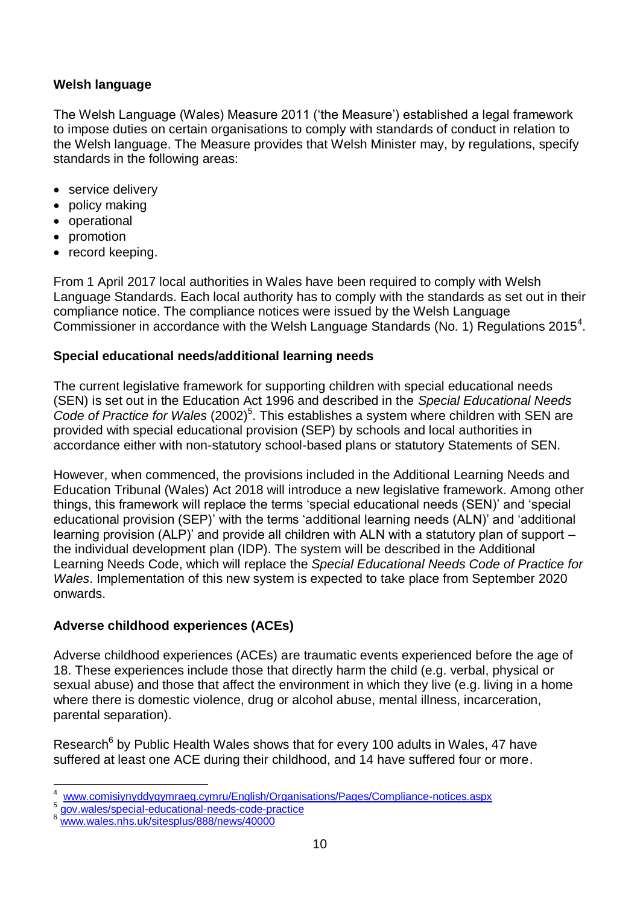## Welsh language

The Welsh Language (Wales) Measure 2011 ('the Measure') established a legal framework to impose duties on certain organisations to comply with standards of conduct in relation to the Welsh language. The Measure provides that Welsh Minister may, by regulations, specify standards in the following areas:

- service delivery
- policy making
- operational
- promotion
- record keeping.

From 1 April 2017 local authorities in Wales have been required to comply with Welsh Language Standards. Each local authority has to comply with the standards as set out in their compliance notice. The compliance notices were issued by the Welsh Language Commissioner in accordance with the Welsh Language Standards (No. 1) Regulations 2015[4].

## Special educational needs/additional learning needs

The current legislative framework for supporting children with special educational needs (SEN) is set out in the Education Act 1996 and described in the *Special Educational Needs Code of Practice for Wales* (2002)[5]. This establishes a system where children with SEN are provided with special educational provision (SEP) by schools and local authorities in accordance either with non-statutory school-based plans or statutory Statements of SEN.

However, when commenced, the provisions included in the Additional Learning Needs and Education Tribunal (Wales) Act 2018 will introduce a new legislative framework. Among other things, this framework will replace the terms 'special educational needs (SEN)' and 'special educational provision (SEP)' with the terms 'additional learning needs (ALN)' and 'additional learning provision (ALP)' and provide all children with ALN with a statutory plan of support – the individual development plan (IDP). The system will be described in the Additional Learning Needs Code, which will replace the *Special Educational Needs Code of Practice for Wales*. Implementation of this new system is expected to take place from September 2020 onwards.

## Adverse childhood experiences (ACEs)

Adverse childhood experiences (ACEs) are traumatic events experienced before the age of 18. These experiences include those that directly harm the child (e.g. verbal, physical or sexual abuse) and those that affect the environment in which they live (e.g. living in a home where there is domestic violence, drug or alcohol abuse, mental illness, incarceration, parental separation).

Research[6] by Public Health Wales shows that for every 100 adults in Wales, 47 have suffered at least one ACE during their childhood, and 14 have suffered four or more.

---

[4] www.comisiynyddygymraeg.cymru/English/Organisations/Pages/Compliance-notices.aspx

[5] gov.wales/special-educational-needs-code-practice

[6] www.wales.nhs.uk/sitesplus/888/news/40000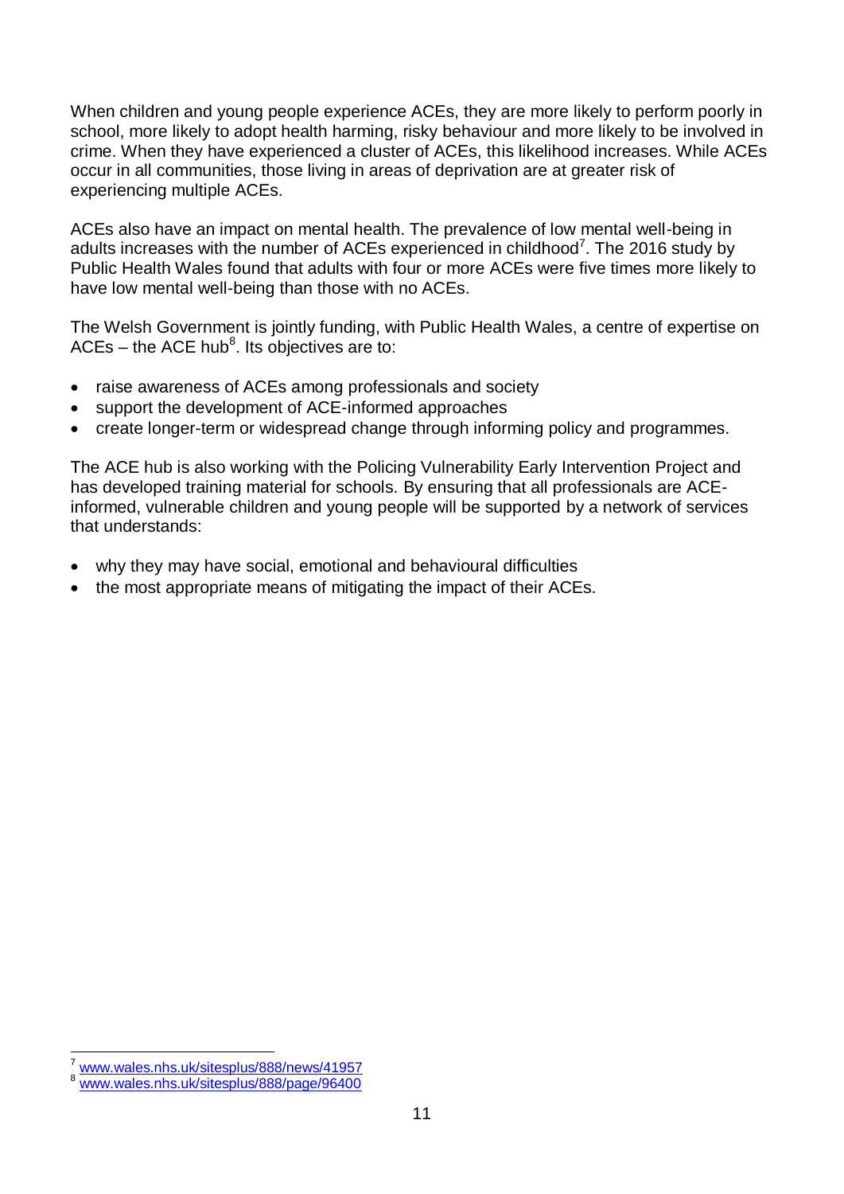When children and young people experience ACEs, they are more likely to perform poorly in school, more likely to adopt health harming, risky behaviour and more likely to be involved in crime. When they have experienced a cluster of ACEs, this likelihood increases. While ACEs occur in all communities, those living in areas of deprivation are at greater risk of experiencing multiple ACEs.

ACEs also have an impact on mental health. The prevalence of low mental well-being in adults increases with the number of ACEs experienced in childhood[7]. The 2016 study by Public Health Wales found that adults with four or more ACEs were five times more likely to have low mental well-being than those with no ACEs.

The Welsh Government is jointly funding, with Public Health Wales, a centre of expertise on ACEs – the ACE hub[8]. Its objectives are to:

- raise awareness of ACEs among professionals and society
- support the development of ACE-informed approaches
- create longer-term or widespread change through informing policy and programmes.

The ACE hub is also working with the Policing Vulnerability Early Intervention Project and has developed training material for schools. By ensuring that all professionals are ACE-informed, vulnerable children and young people will be supported by a network of services that understands:

- why they may have social, emotional and behavioural difficulties
- the most appropriate means of mitigating the impact of their ACEs.

---

[7] www.wales.nhs.uk/sitesplus/888/news/41957

[8] www.wales.nhs.uk/sitesplus/888/page/96400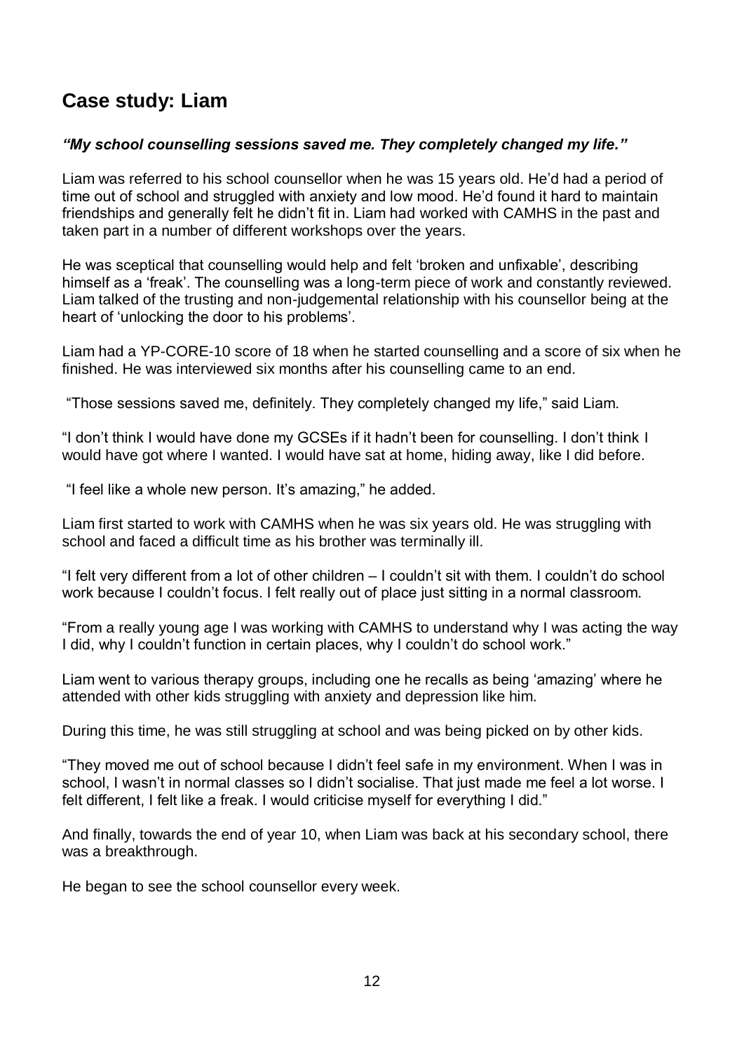## Case study: Liam

***"My school counselling sessions saved me. They completely changed my life."***

Liam was referred to his school counsellor when he was 15 years old. He'd had a period of time out of school and struggled with anxiety and low mood. He'd found it hard to maintain friendships and generally felt he didn't fit in. Liam had worked with CAMHS in the past and taken part in a number of different workshops over the years.

He was sceptical that counselling would help and felt 'broken and unfixable', describing himself as a 'freak'. The counselling was a long-term piece of work and constantly reviewed. Liam talked of the trusting and non-judgemental relationship with his counsellor being at the heart of 'unlocking the door to his problems'.

Liam had a YP-CORE-10 score of 18 when he started counselling and a score of six when he finished. He was interviewed six months after his counselling came to an end.

"Those sessions saved me, definitely. They completely changed my life," said Liam.

"I don't think I would have done my GCSEs if it hadn't been for counselling. I don't think I would have got where I wanted. I would have sat at home, hiding away, like I did before.

"I feel like a whole new person. It's amazing," he added.

Liam first started to work with CAMHS when he was six years old. He was struggling with school and faced a difficult time as his brother was terminally ill.

"I felt very different from a lot of other children – I couldn't sit with them. I couldn't do school work because I couldn't focus. I felt really out of place just sitting in a normal classroom.

"From a really young age I was working with CAMHS to understand why I was acting the way I did, why I couldn't function in certain places, why I couldn't do school work."

Liam went to various therapy groups, including one he recalls as being 'amazing' where he attended with other kids struggling with anxiety and depression like him.

During this time, he was still struggling at school and was being picked on by other kids.

"They moved me out of school because I didn't feel safe in my environment. When I was in school, I wasn't in normal classes so I didn't socialise. That just made me feel a lot worse. I felt different, I felt like a freak. I would criticise myself for everything I did."

And finally, towards the end of year 10, when Liam was back at his secondary school, there was a breakthrough.

He began to see the school counsellor every week.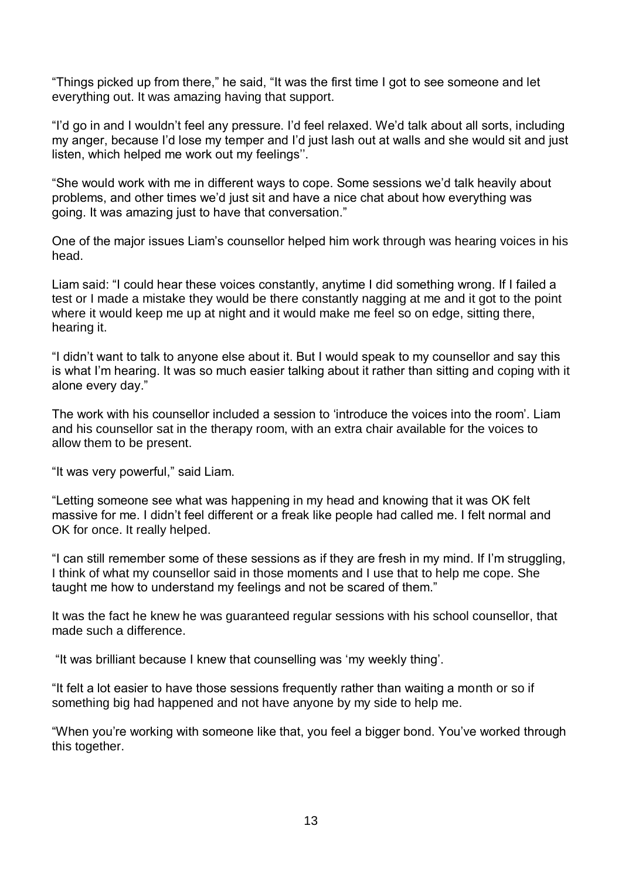"Things picked up from there," he said, "It was the first time I got to see someone and let everything out. It was amazing having that support.

"I'd go in and I wouldn't feel any pressure. I'd feel relaxed. We'd talk about all sorts, including my anger, because I'd lose my temper and I'd just lash out at walls and she would sit and just listen, which helped me work out my feelings''.

"She would work with me in different ways to cope. Some sessions we'd talk heavily about problems, and other times we'd just sit and have a nice chat about how everything was going. It was amazing just to have that conversation."

One of the major issues Liam's counsellor helped him work through was hearing voices in his head.

Liam said: "I could hear these voices constantly, anytime I did something wrong. If I failed a test or I made a mistake they would be there constantly nagging at me and it got to the point where it would keep me up at night and it would make me feel so on edge, sitting there, hearing it.

"I didn't want to talk to anyone else about it. But I would speak to my counsellor and say this is what I'm hearing. It was so much easier talking about it rather than sitting and coping with it alone every day."

The work with his counsellor included a session to 'introduce the voices into the room'. Liam and his counsellor sat in the therapy room, with an extra chair available for the voices to allow them to be present.

"It was very powerful," said Liam.

"Letting someone see what was happening in my head and knowing that it was OK felt massive for me. I didn't feel different or a freak like people had called me. I felt normal and OK for once. It really helped.

"I can still remember some of these sessions as if they are fresh in my mind. If I'm struggling, I think of what my counsellor said in those moments and I use that to help me cope. She taught me how to understand my feelings and not be scared of them."

It was the fact he knew he was guaranteed regular sessions with his school counsellor, that made such a difference.

"It was brilliant because I knew that counselling was 'my weekly thing'.

"It felt a lot easier to have those sessions frequently rather than waiting a month or so if something big had happened and not have anyone by my side to help me.

"When you're working with someone like that, you feel a bigger bond. You've worked through this together.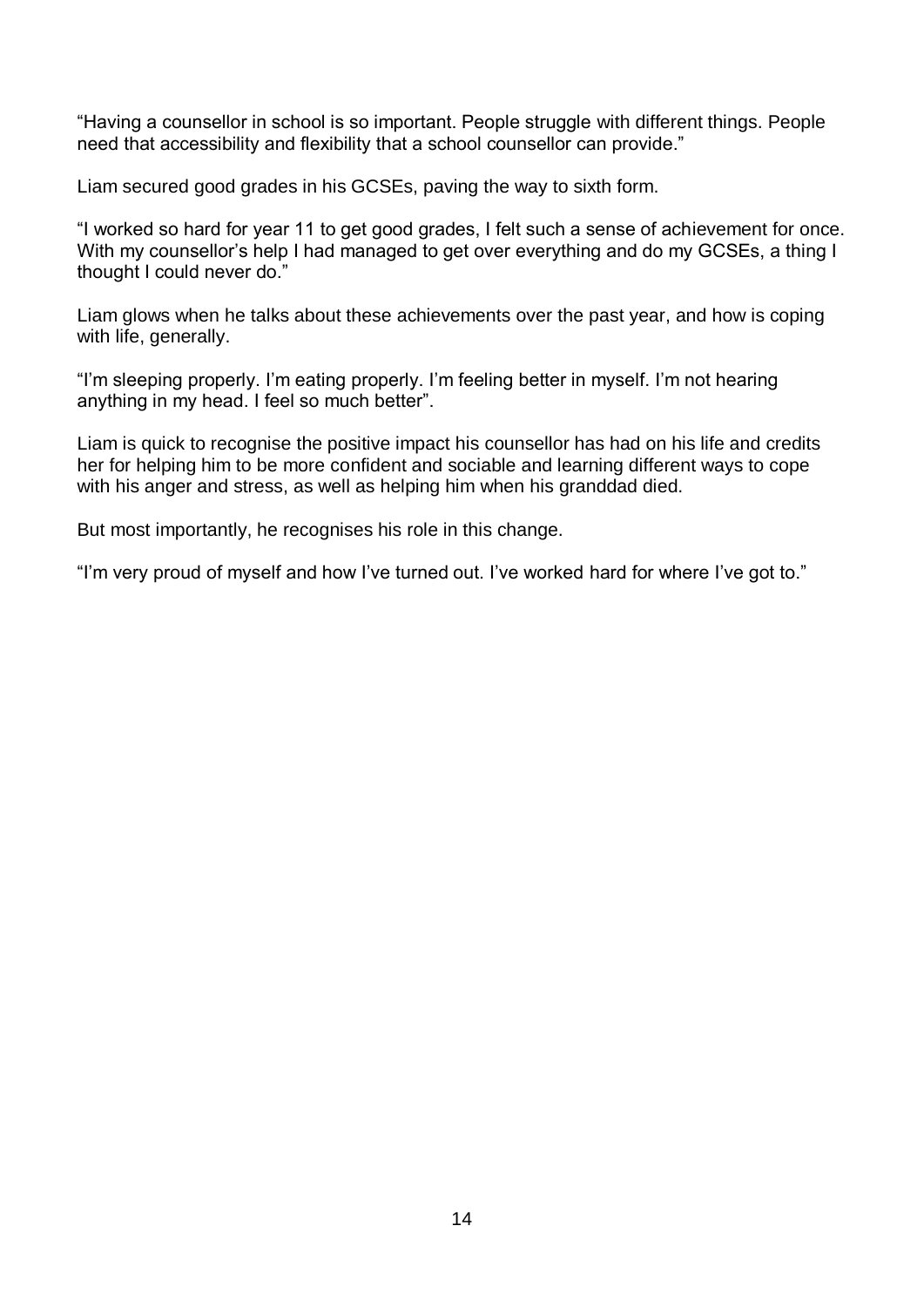"Having a counsellor in school is so important. People struggle with different things. People need that accessibility and flexibility that a school counsellor can provide."

Liam secured good grades in his GCSEs, paving the way to sixth form.

"I worked so hard for year 11 to get good grades, I felt such a sense of achievement for once. With my counsellor's help I had managed to get over everything and do my GCSEs, a thing I thought I could never do."

Liam glows when he talks about these achievements over the past year, and how is coping with life, generally.

"I'm sleeping properly. I'm eating properly. I'm feeling better in myself. I'm not hearing anything in my head. I feel so much better".

Liam is quick to recognise the positive impact his counsellor has had on his life and credits her for helping him to be more confident and sociable and learning different ways to cope with his anger and stress, as well as helping him when his granddad died.

But most importantly, he recognises his role in this change.

"I'm very proud of myself and how I've turned out. I've worked hard for where I've got to."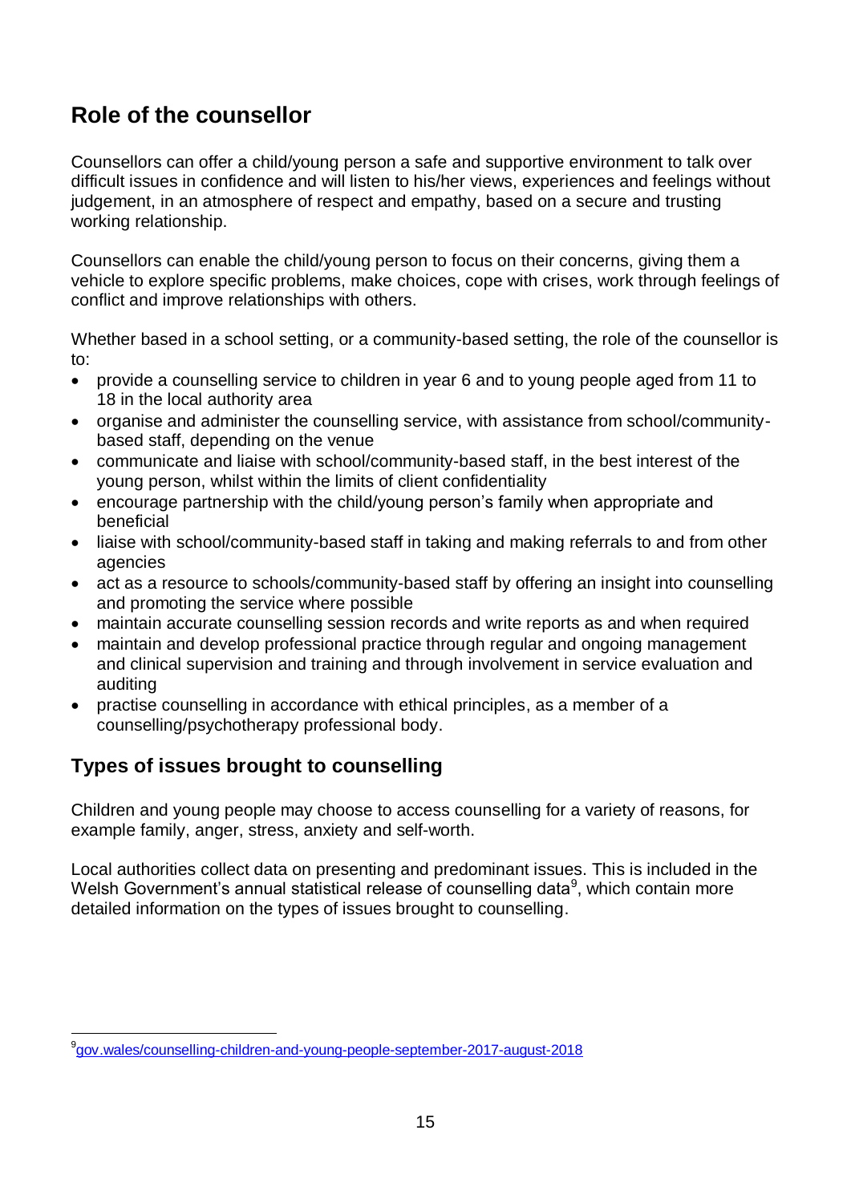## Role of the counsellor

Counsellors can offer a child/young person a safe and supportive environment to talk over difficult issues in confidence and will listen to his/her views, experiences and feelings without judgement, in an atmosphere of respect and empathy, based on a secure and trusting working relationship.

Counsellors can enable the child/young person to focus on their concerns, giving them a vehicle to explore specific problems, make choices, cope with crises, work through feelings of conflict and improve relationships with others.

Whether based in a school setting, or a community-based setting, the role of the counsellor is to:

- provide a counselling service to children in year 6 and to young people aged from 11 to 18 in the local authority area
- organise and administer the counselling service, with assistance from school/community-based staff, depending on the venue
- communicate and liaise with school/community-based staff, in the best interest of the young person, whilst within the limits of client confidentiality
- encourage partnership with the child/young person's family when appropriate and beneficial
- liaise with school/community-based staff in taking and making referrals to and from other agencies
- act as a resource to schools/community-based staff by offering an insight into counselling and promoting the service where possible
- maintain accurate counselling session records and write reports as and when required
- maintain and develop professional practice through regular and ongoing management and clinical supervision and training and through involvement in service evaluation and auditing
- practise counselling in accordance with ethical principles, as a member of a counselling/psychotherapy professional body.

### Types of issues brought to counselling

Children and young people may choose to access counselling for a variety of reasons, for example family, anger, stress, anxiety and self-worth.

Local authorities collect data on presenting and predominant issues. This is included in the Welsh Government's annual statistical release of counselling data[9], which contain more detailed information on the types of issues brought to counselling.

[9] gov.wales/counselling-children-and-young-people-september-2017-august-2018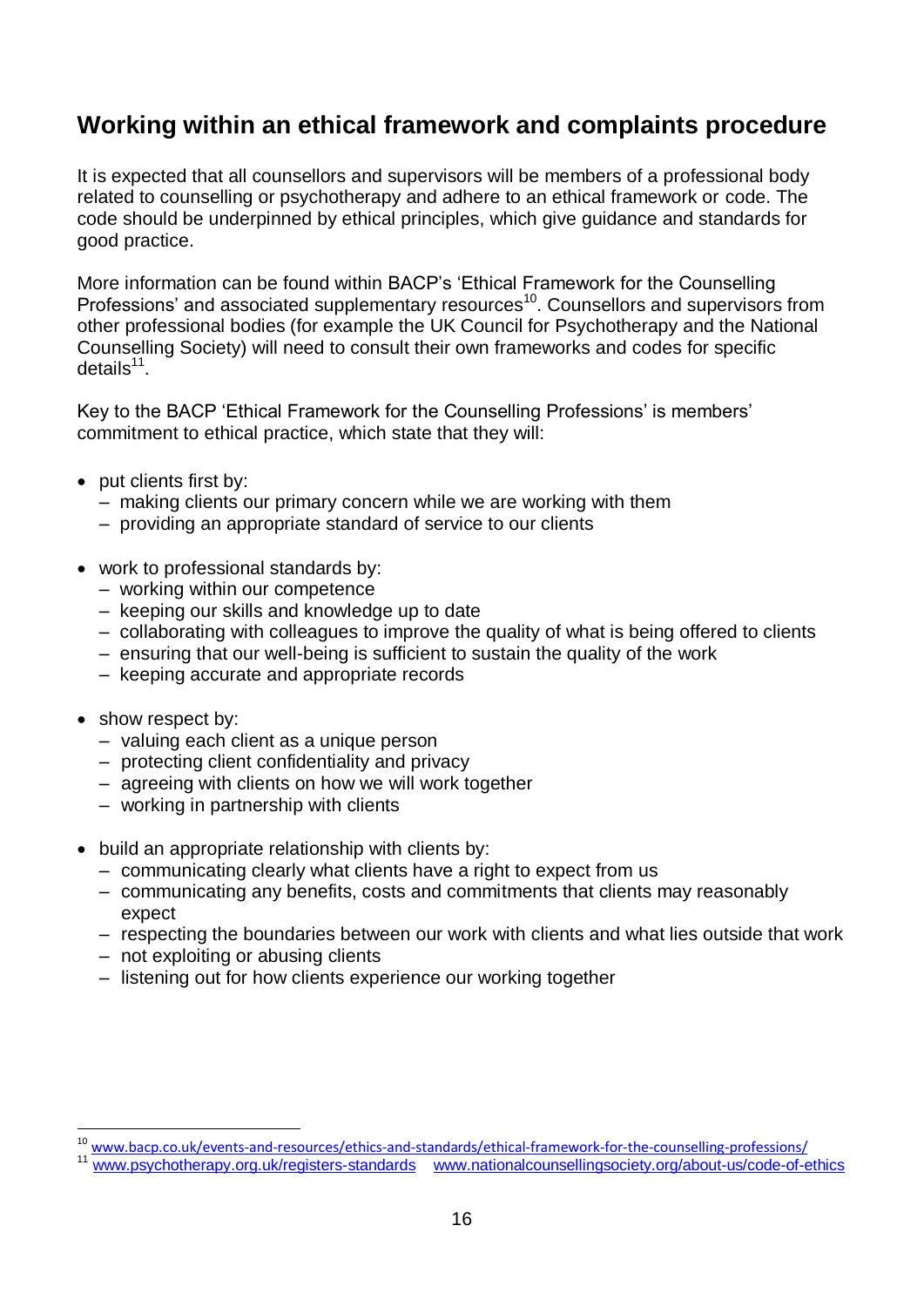## Working within an ethical framework and complaints procedure

It is expected that all counsellors and supervisors will be members of a professional body related to counselling or psychotherapy and adhere to an ethical framework or code. The code should be underpinned by ethical principles, which give guidance and standards for good practice.

More information can be found within BACP's 'Ethical Framework for the Counselling Professions' and associated supplementary resources[10]. Counsellors and supervisors from other professional bodies (for example the UK Council for Psychotherapy and the National Counselling Society) will need to consult their own frameworks and codes for specific details[11].

Key to the BACP 'Ethical Framework for the Counselling Professions' is members' commitment to ethical practice, which state that they will:

- put clients first by:
  - making clients our primary concern while we are working with them
  - providing an appropriate standard of service to our clients
- work to professional standards by:
  - working within our competence
  - keeping our skills and knowledge up to date
  - collaborating with colleagues to improve the quality of what is being offered to clients
  - ensuring that our well-being is sufficient to sustain the quality of the work
  - keeping accurate and appropriate records
- show respect by:
  - valuing each client as a unique person
  - protecting client confidentiality and privacy
  - agreeing with clients on how we will work together
  - working in partnership with clients
- build an appropriate relationship with clients by:
  - communicating clearly what clients have a right to expect from us
  - communicating any benefits, costs and commitments that clients may reasonably expect
  - respecting the boundaries between our work with clients and what lies outside that work
  - not exploiting or abusing clients
  - listening out for how clients experience our working together

---

[10] www.bacp.co.uk/events-and-resources/ethics-and-standards/ethical-framework-for-the-counselling-professions/

[11] www.psychotherapy.org.uk/registers-standards www.nationalcounsellingsociety.org/about-us/code-of-ethics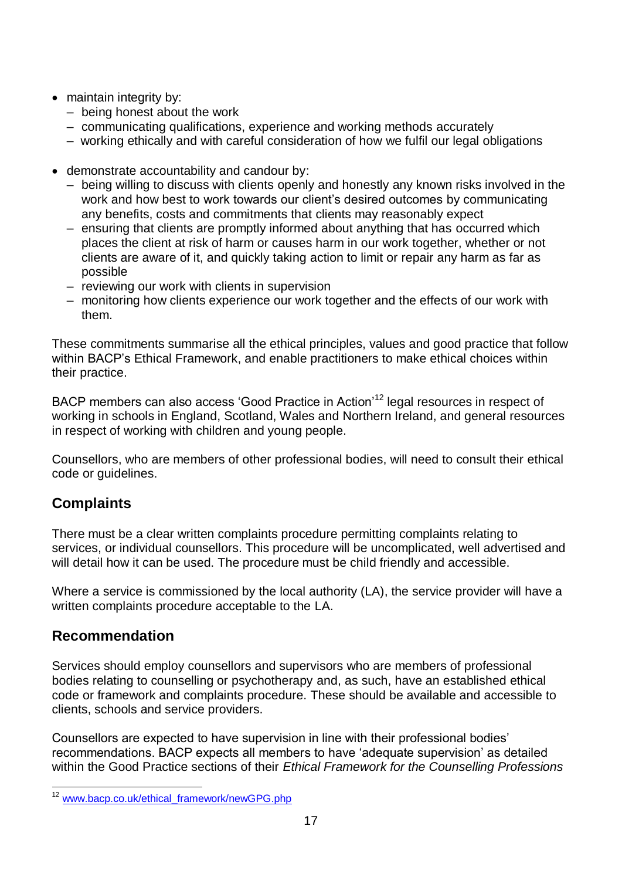- maintain integrity by:
  - being honest about the work
  - communicating qualifications, experience and working methods accurately
  - working ethically and with careful consideration of how we fulfil our legal obligations

- demonstrate accountability and candour by:
  - being willing to discuss with clients openly and honestly any known risks involved in the work and how best to work towards our client's desired outcomes by communicating any benefits, costs and commitments that clients may reasonably expect
  - ensuring that clients are promptly informed about anything that has occurred which places the client at risk of harm or causes harm in our work together, whether or not clients are aware of it, and quickly taking action to limit or repair any harm as far as possible
  - reviewing our work with clients in supervision
  - monitoring how clients experience our work together and the effects of our work with them.

These commitments summarise all the ethical principles, values and good practice that follow within BACP's Ethical Framework, and enable practitioners to make ethical choices within their practice.

BACP members can also access 'Good Practice in Action'[12] legal resources in respect of working in schools in England, Scotland, Wales and Northern Ireland, and general resources in respect of working with children and young people.

Counsellors, who are members of other professional bodies, will need to consult their ethical code or guidelines.

## Complaints

There must be a clear written complaints procedure permitting complaints relating to services, or individual counsellors. This procedure will be uncomplicated, well advertised and will detail how it can be used. The procedure must be child friendly and accessible.

Where a service is commissioned by the local authority (LA), the service provider will have a written complaints procedure acceptable to the LA.

## Recommendation

Services should employ counsellors and supervisors who are members of professional bodies relating to counselling or psychotherapy and, as such, have an established ethical code or framework and complaints procedure. These should be available and accessible to clients, schools and service providers.

Counsellors are expected to have supervision in line with their professional bodies' recommendations. BACP expects all members to have 'adequate supervision' as detailed within the Good Practice sections of their *Ethical Framework for the Counselling Professions*

---

[12] www.bacp.co.uk/ethical_framework/newGPG.php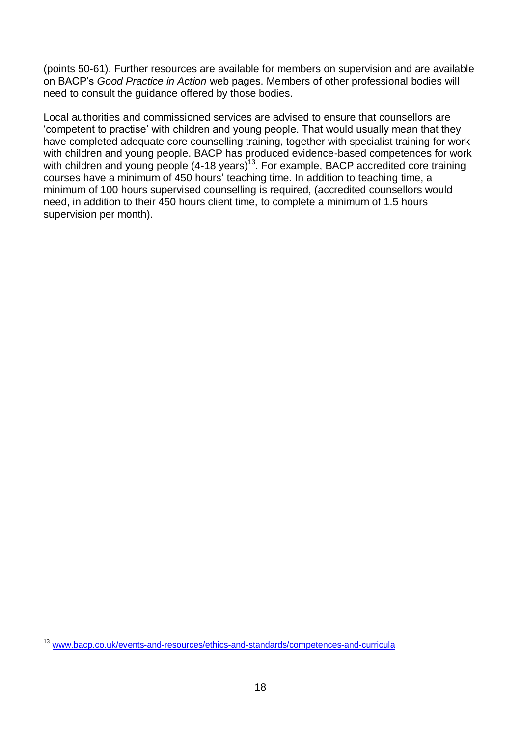(points 50-61). Further resources are available for members on supervision and are available on BACP's *Good Practice in Action* web pages. Members of other professional bodies will need to consult the guidance offered by those bodies.

Local authorities and commissioned services are advised to ensure that counsellors are 'competent to practise' with children and young people. That would usually mean that they have completed adequate core counselling training, together with specialist training for work with children and young people. BACP has produced evidence-based competences for work with children and young people (4-18 years)[13]. For example, BACP accredited core training courses have a minimum of 450 hours' teaching time. In addition to teaching time, a minimum of 100 hours supervised counselling is required, (accredited counsellors would need, in addition to their 450 hours client time, to complete a minimum of 1.5 hours supervision per month).

---

[13] www.bacp.co.uk/events-and-resources/ethics-and-standards/competences-and-curricula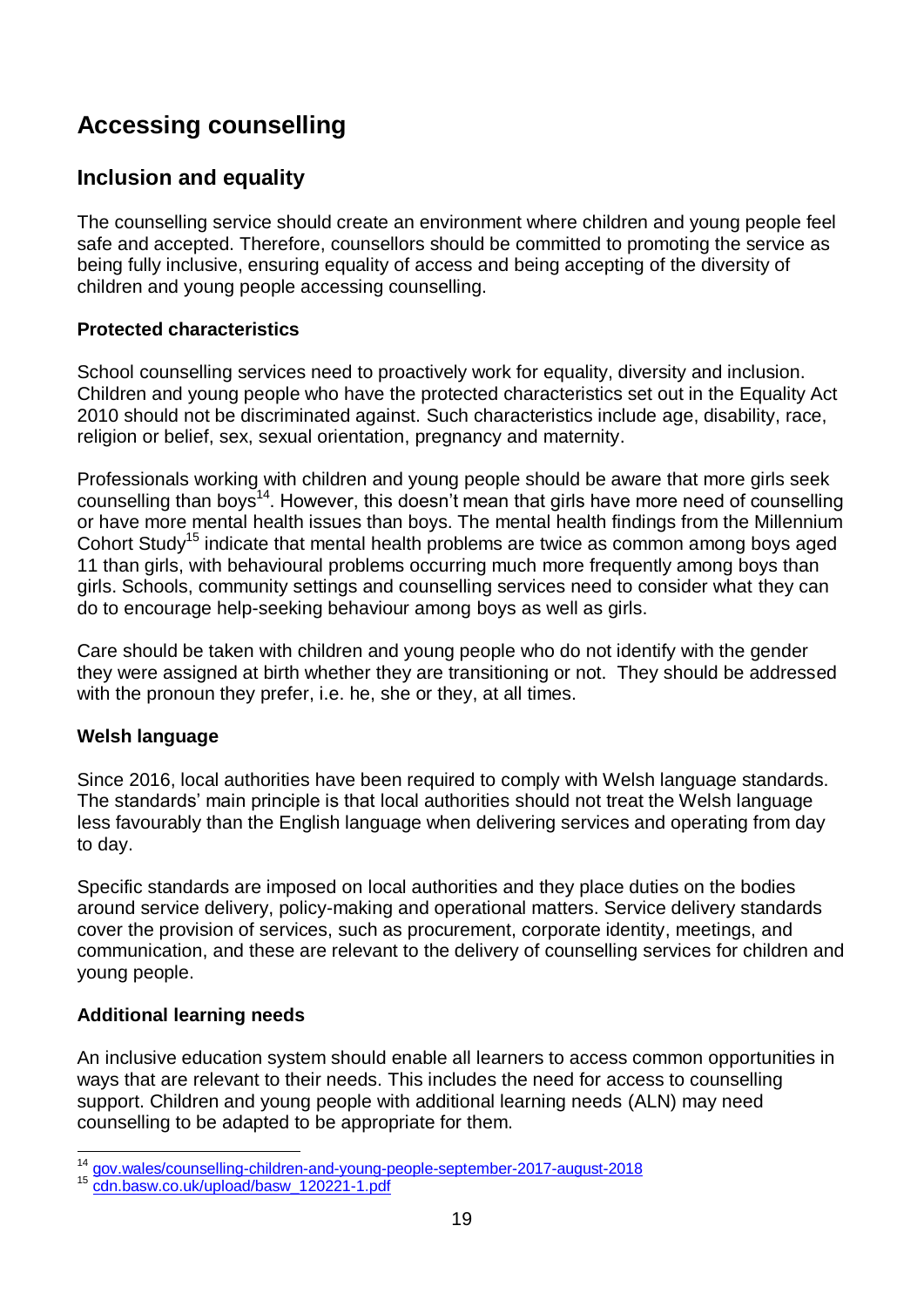# Accessing counselling

## Inclusion and equality

The counselling service should create an environment where children and young people feel safe and accepted. Therefore, counsellors should be committed to promoting the service as being fully inclusive, ensuring equality of access and being accepting of the diversity of children and young people accessing counselling.

### Protected characteristics

School counselling services need to proactively work for equality, diversity and inclusion. Children and young people who have the protected characteristics set out in the Equality Act 2010 should not be discriminated against. Such characteristics include age, disability, race, religion or belief, sex, sexual orientation, pregnancy and maternity.

Professionals working with children and young people should be aware that more girls seek counselling than boys[14]. However, this doesn't mean that girls have more need of counselling or have more mental health issues than boys. The mental health findings from the Millennium Cohort Study[15] indicate that mental health problems are twice as common among boys aged 11 than girls, with behavioural problems occurring much more frequently among boys than girls. Schools, community settings and counselling services need to consider what they can do to encourage help-seeking behaviour among boys as well as girls.

Care should be taken with children and young people who do not identify with the gender they were assigned at birth whether they are transitioning or not. They should be addressed with the pronoun they prefer, i.e. he, she or they, at all times.

### Welsh language

Since 2016, local authorities have been required to comply with Welsh language standards. The standards' main principle is that local authorities should not treat the Welsh language less favourably than the English language when delivering services and operating from day to day.

Specific standards are imposed on local authorities and they place duties on the bodies around service delivery, policy-making and operational matters. Service delivery standards cover the provision of services, such as procurement, corporate identity, meetings, and communication, and these are relevant to the delivery of counselling services for children and young people.

### Additional learning needs

An inclusive education system should enable all learners to access common opportunities in ways that are relevant to their needs. This includes the need for access to counselling support. Children and young people with additional learning needs (ALN) may need counselling to be adapted to be appropriate for them.

---

[14] gov.wales/counselling-children-and-young-people-september-2017-august-2018

[15] cdn.basw.co.uk/upload/basw_120221-1.pdf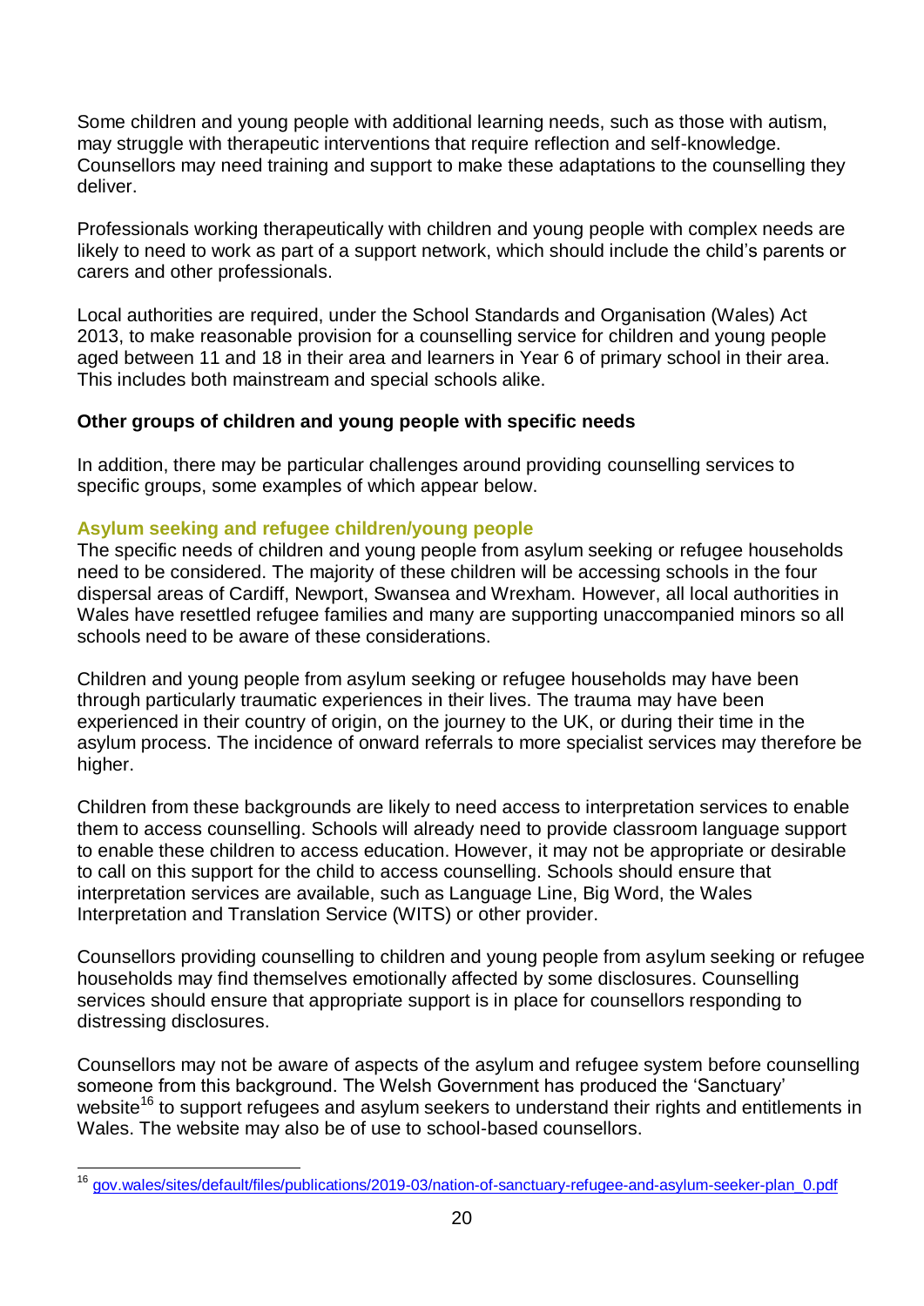Some children and young people with additional learning needs, such as those with autism, may struggle with therapeutic interventions that require reflection and self-knowledge. Counsellors may need training and support to make these adaptations to the counselling they deliver.

Professionals working therapeutically with children and young people with complex needs are likely to need to work as part of a support network, which should include the child's parents or carers and other professionals.

Local authorities are required, under the School Standards and Organisation (Wales) Act 2013, to make reasonable provision for a counselling service for children and young people aged between 11 and 18 in their area and learners in Year 6 of primary school in their area. This includes both mainstream and special schools alike.

### Other groups of children and young people with specific needs

In addition, there may be particular challenges around providing counselling services to specific groups, some examples of which appear below.

#### Asylum seeking and refugee children/young people

The specific needs of children and young people from asylum seeking or refugee households need to be considered. The majority of these children will be accessing schools in the four dispersal areas of Cardiff, Newport, Swansea and Wrexham. However, all local authorities in Wales have resettled refugee families and many are supporting unaccompanied minors so all schools need to be aware of these considerations.

Children and young people from asylum seeking or refugee households may have been through particularly traumatic experiences in their lives. The trauma may have been experienced in their country of origin, on the journey to the UK, or during their time in the asylum process. The incidence of onward referrals to more specialist services may therefore be higher.

Children from these backgrounds are likely to need access to interpretation services to enable them to access counselling. Schools will already need to provide classroom language support to enable these children to access education. However, it may not be appropriate or desirable to call on this support for the child to access counselling. Schools should ensure that interpretation services are available, such as Language Line, Big Word, the Wales Interpretation and Translation Service (WITS) or other provider.

Counsellors providing counselling to children and young people from asylum seeking or refugee households may find themselves emotionally affected by some disclosures. Counselling services should ensure that appropriate support is in place for counsellors responding to distressing disclosures.

Counsellors may not be aware of aspects of the asylum and refugee system before counselling someone from this background. The Welsh Government has produced the 'Sanctuary' website[16] to support refugees and asylum seekers to understand their rights and entitlements in Wales. The website may also be of use to school-based counsellors.

---

[16] gov.wales/sites/default/files/publications/2019-03/nation-of-sanctuary-refugee-and-asylum-seeker-plan_0.pdf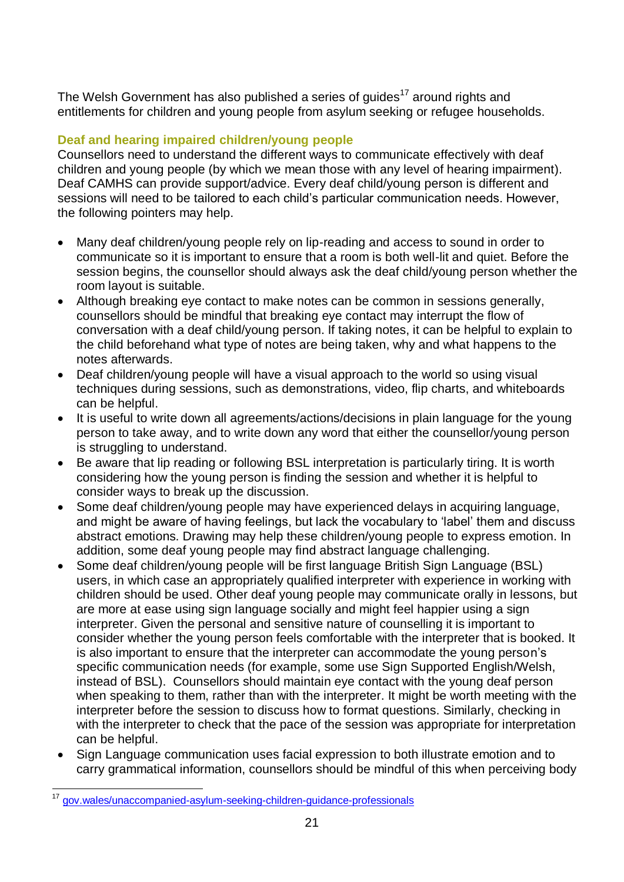The Welsh Government has also published a series of guides[17] around rights and entitlements for children and young people from asylum seeking or refugee households.

### Deaf and hearing impaired children/young people

Counsellors need to understand the different ways to communicate effectively with deaf children and young people (by which we mean those with any level of hearing impairment). Deaf CAMHS can provide support/advice. Every deaf child/young person is different and sessions will need to be tailored to each child's particular communication needs. However, the following pointers may help.

- Many deaf children/young people rely on lip-reading and access to sound in order to communicate so it is important to ensure that a room is both well-lit and quiet. Before the session begins, the counsellor should always ask the deaf child/young person whether the room layout is suitable.
- Although breaking eye contact to make notes can be common in sessions generally, counsellors should be mindful that breaking eye contact may interrupt the flow of conversation with a deaf child/young person. If taking notes, it can be helpful to explain to the child beforehand what type of notes are being taken, why and what happens to the notes afterwards.
- Deaf children/young people will have a visual approach to the world so using visual techniques during sessions, such as demonstrations, video, flip charts, and whiteboards can be helpful.
- It is useful to write down all agreements/actions/decisions in plain language for the young person to take away, and to write down any word that either the counsellor/young person is struggling to understand.
- Be aware that lip reading or following BSL interpretation is particularly tiring. It is worth considering how the young person is finding the session and whether it is helpful to consider ways to break up the discussion.
- Some deaf children/young people may have experienced delays in acquiring language, and might be aware of having feelings, but lack the vocabulary to 'label' them and discuss abstract emotions. Drawing may help these children/young people to express emotion. In addition, some deaf young people may find abstract language challenging.
- Some deaf children/young people will be first language British Sign Language (BSL) users, in which case an appropriately qualified interpreter with experience in working with children should be used. Other deaf young people may communicate orally in lessons, but are more at ease using sign language socially and might feel happier using a sign interpreter. Given the personal and sensitive nature of counselling it is important to consider whether the young person feels comfortable with the interpreter that is booked. It is also important to ensure that the interpreter can accommodate the young person's specific communication needs (for example, some use Sign Supported English/Welsh, instead of BSL). Counsellors should maintain eye contact with the young deaf person when speaking to them, rather than with the interpreter. It might be worth meeting with the interpreter before the session to discuss how to format questions. Similarly, checking in with the interpreter to check that the pace of the session was appropriate for interpretation can be helpful.
- Sign Language communication uses facial expression to both illustrate emotion and to carry grammatical information, counsellors should be mindful of this when perceiving body

[17] gov.wales/unaccompanied-asylum-seeking-children-guidance-professionals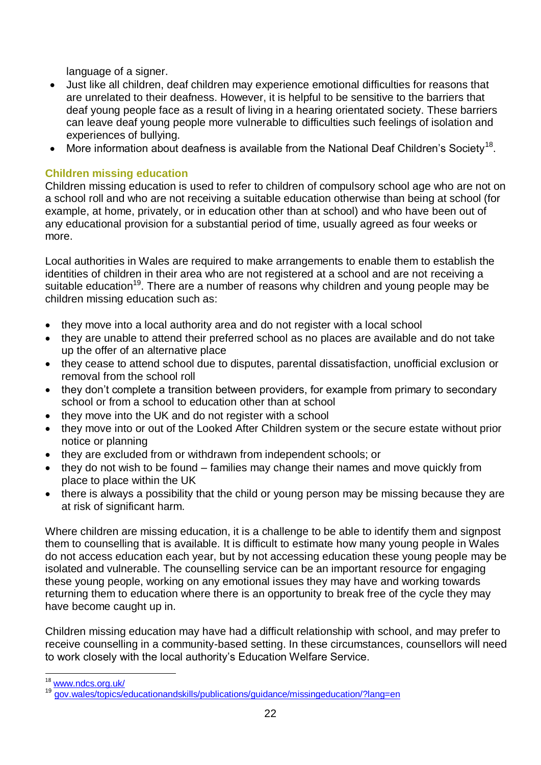language of a signer.

- Just like all children, deaf children may experience emotional difficulties for reasons that are unrelated to their deafness. However, it is helpful to be sensitive to the barriers that deaf young people face as a result of living in a hearing orientated society. These barriers can leave deaf young people more vulnerable to difficulties such feelings of isolation and experiences of bullying.
- More information about deafness is available from the National Deaf Children's Society[18].

### Children missing education

Children missing education is used to refer to children of compulsory school age who are not on a school roll and who are not receiving a suitable education otherwise than being at school (for example, at home, privately, or in education other than at school) and who have been out of any educational provision for a substantial period of time, usually agreed as four weeks or more.

Local authorities in Wales are required to make arrangements to enable them to establish the identities of children in their area who are not registered at a school and are not receiving a suitable education[19]. There are a number of reasons why children and young people may be children missing education such as:

- they move into a local authority area and do not register with a local school
- they are unable to attend their preferred school as no places are available and do not take up the offer of an alternative place
- they cease to attend school due to disputes, parental dissatisfaction, unofficial exclusion or removal from the school roll
- they don't complete a transition between providers, for example from primary to secondary school or from a school to education other than at school
- they move into the UK and do not register with a school
- they move into or out of the Looked After Children system or the secure estate without prior notice or planning
- they are excluded from or withdrawn from independent schools; or
- they do not wish to be found – families may change their names and move quickly from place to place within the UK
- there is always a possibility that the child or young person may be missing because they are at risk of significant harm.

Where children are missing education, it is a challenge to be able to identify them and signpost them to counselling that is available. It is difficult to estimate how many young people in Wales do not access education each year, but by not accessing education these young people may be isolated and vulnerable. The counselling service can be an important resource for engaging these young people, working on any emotional issues they may have and working towards returning them to education where there is an opportunity to break free of the cycle they may have become caught up in.

Children missing education may have had a difficult relationship with school, and may prefer to receive counselling in a community-based setting. In these circumstances, counsellors will need to work closely with the local authority's Education Welfare Service.

---

[18] www.ndcs.org.uk/

[19] gov.wales/topics/educationandskills/publications/guidance/missingeducation/?lang=en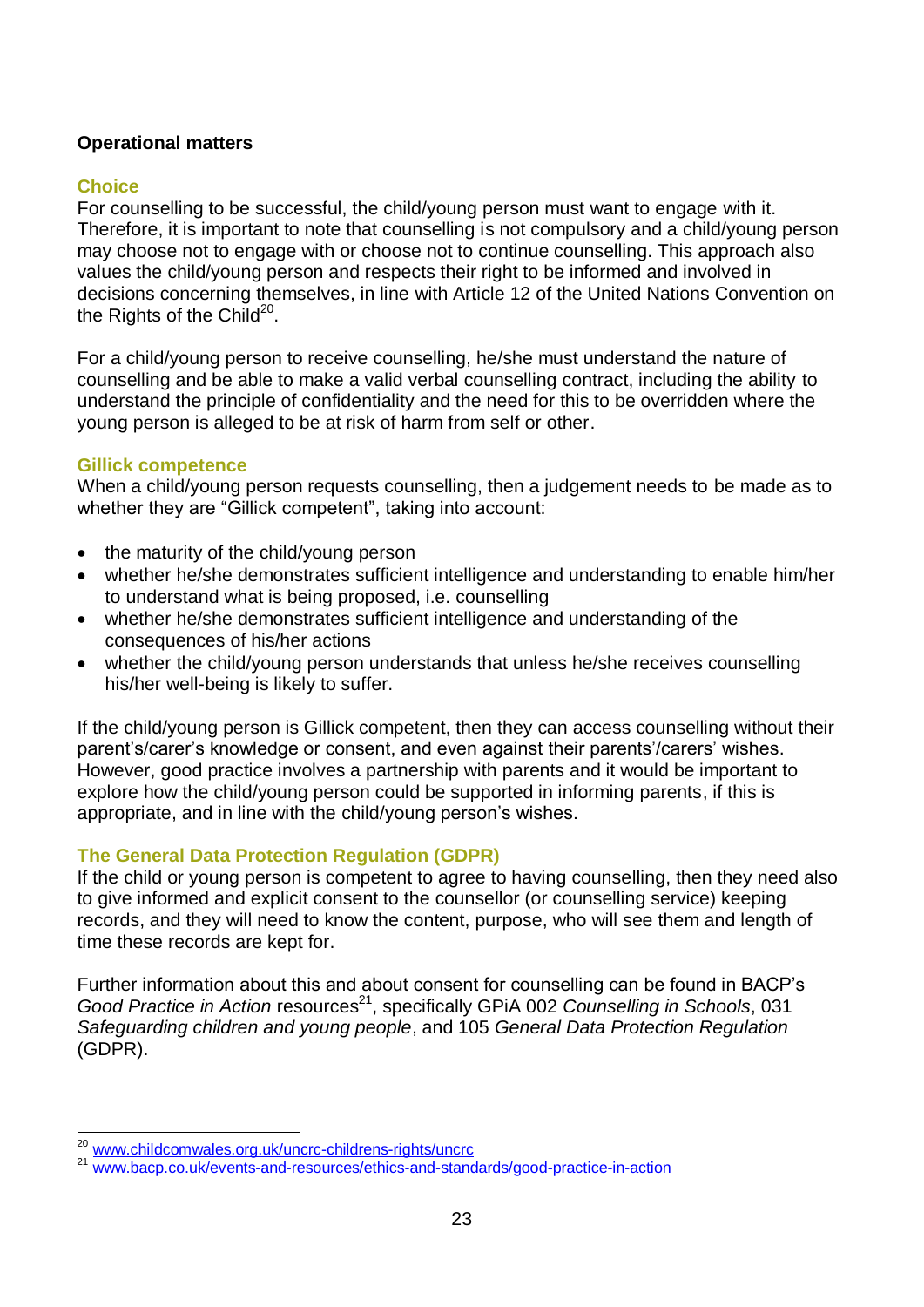**Operational matters**

### Choice

For counselling to be successful, the child/young person must want to engage with it. Therefore, it is important to note that counselling is not compulsory and a child/young person may choose not to engage with or choose not to continue counselling. This approach also values the child/young person and respects their right to be informed and involved in decisions concerning themselves, in line with Article 12 of the United Nations Convention on the Rights of the Child[20].

For a child/young person to receive counselling, he/she must understand the nature of counselling and be able to make a valid verbal counselling contract, including the ability to understand the principle of confidentiality and the need for this to be overridden where the young person is alleged to be at risk of harm from self or other.

### Gillick competence

When a child/young person requests counselling, then a judgement needs to be made as to whether they are "Gillick competent", taking into account:

- the maturity of the child/young person
- whether he/she demonstrates sufficient intelligence and understanding to enable him/her to understand what is being proposed, i.e. counselling
- whether he/she demonstrates sufficient intelligence and understanding of the consequences of his/her actions
- whether the child/young person understands that unless he/she receives counselling his/her well-being is likely to suffer.

If the child/young person is Gillick competent, then they can access counselling without their parent's/carer's knowledge or consent, and even against their parents'/carers' wishes. However, good practice involves a partnership with parents and it would be important to explore how the child/young person could be supported in informing parents, if this is appropriate, and in line with the child/young person's wishes.

### The General Data Protection Regulation (GDPR)

If the child or young person is competent to agree to having counselling, then they need also to give informed and explicit consent to the counsellor (or counselling service) keeping records, and they will need to know the content, purpose, who will see them and length of time these records are kept for.

Further information about this and about consent for counselling can be found in BACP's *Good Practice in Action* resources[21], specifically GPiA 002 *Counselling in Schools*, 031 *Safeguarding children and young people*, and 105 *General Data Protection Regulation* (GDPR).

---

[20] www.childcomwales.org.uk/uncrc-childrens-rights/uncrc

[21] www.bacp.co.uk/events-and-resources/ethics-and-standards/good-practice-in-action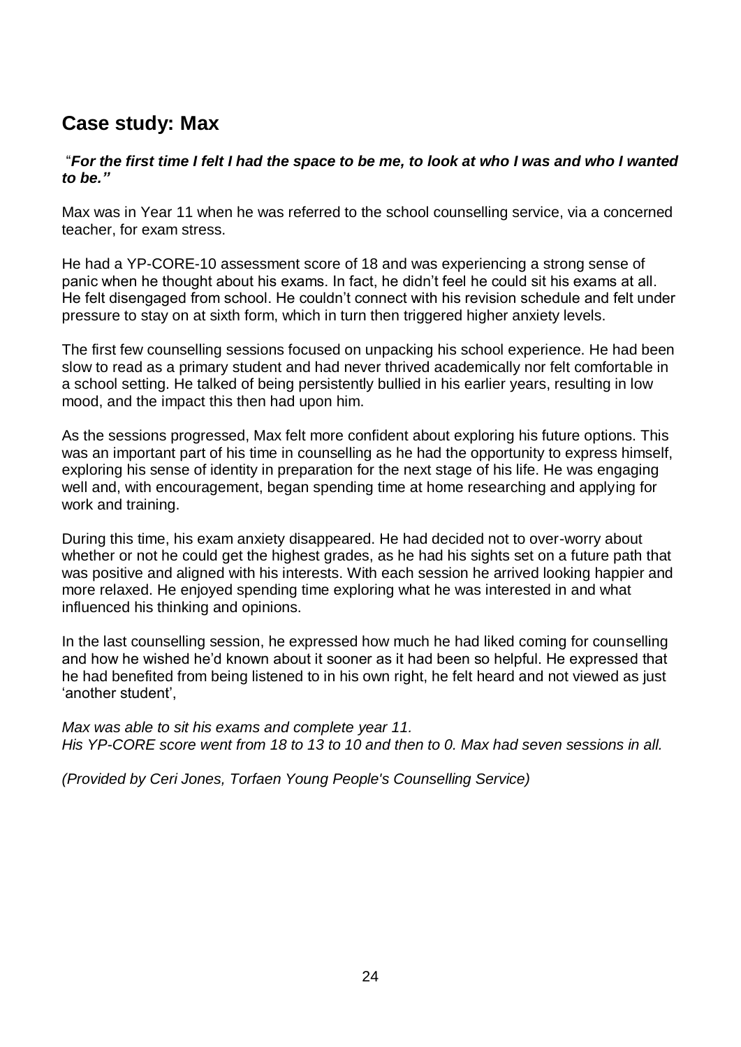## Case study: Max

"***For the first time I felt I had the space to be me, to look at who I was and who I wanted to be."***

Max was in Year 11 when he was referred to the school counselling service, via a concerned teacher, for exam stress.

He had a YP-CORE-10 assessment score of 18 and was experiencing a strong sense of panic when he thought about his exams. In fact, he didn't feel he could sit his exams at all. He felt disengaged from school. He couldn't connect with his revision schedule and felt under pressure to stay on at sixth form, which in turn then triggered higher anxiety levels.

The first few counselling sessions focused on unpacking his school experience. He had been slow to read as a primary student and had never thrived academically nor felt comfortable in a school setting. He talked of being persistently bullied in his earlier years, resulting in low mood, and the impact this then had upon him.

As the sessions progressed, Max felt more confident about exploring his future options. This was an important part of his time in counselling as he had the opportunity to express himself, exploring his sense of identity in preparation for the next stage of his life. He was engaging well and, with encouragement, began spending time at home researching and applying for work and training.

During this time, his exam anxiety disappeared. He had decided not to over-worry about whether or not he could get the highest grades, as he had his sights set on a future path that was positive and aligned with his interests. With each session he arrived looking happier and more relaxed. He enjoyed spending time exploring what he was interested in and what influenced his thinking and opinions.

In the last counselling session, he expressed how much he had liked coming for counselling and how he wished he'd known about it sooner as it had been so helpful. He expressed that he had benefited from being listened to in his own right, he felt heard and not viewed as just 'another student',

*Max was able to sit his exams and complete year 11.*
*His YP-CORE score went from 18 to 13 to 10 and then to 0. Max had seven sessions in all.*

*(Provided by Ceri Jones, Torfaen Young People's Counselling Service)*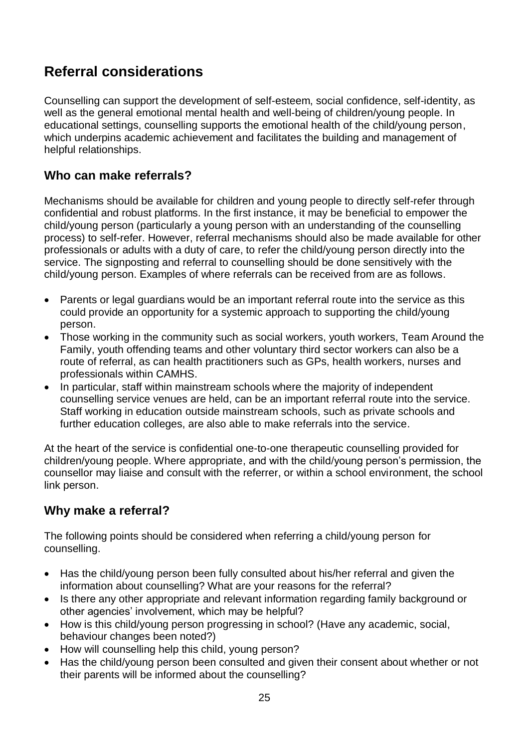## Referral considerations

Counselling can support the development of self-esteem, social confidence, self-identity, as well as the general emotional mental health and well-being of children/young people. In educational settings, counselling supports the emotional health of the child/young person, which underpins academic achievement and facilitates the building and management of helpful relationships.

### Who can make referrals?

Mechanisms should be available for children and young people to directly self-refer through confidential and robust platforms. In the first instance, it may be beneficial to empower the child/young person (particularly a young person with an understanding of the counselling process) to self-refer. However, referral mechanisms should also be made available for other professionals or adults with a duty of care, to refer the child/young person directly into the service. The signposting and referral to counselling should be done sensitively with the child/young person. Examples of where referrals can be received from are as follows.

- Parents or legal guardians would be an important referral route into the service as this could provide an opportunity for a systemic approach to supporting the child/young person.
- Those working in the community such as social workers, youth workers, Team Around the Family, youth offending teams and other voluntary third sector workers can also be a route of referral, as can health practitioners such as GPs, health workers, nurses and professionals within CAMHS.
- In particular, staff within mainstream schools where the majority of independent counselling service venues are held, can be an important referral route into the service. Staff working in education outside mainstream schools, such as private schools and further education colleges, are also able to make referrals into the service.

At the heart of the service is confidential one-to-one therapeutic counselling provided for children/young people. Where appropriate, and with the child/young person's permission, the counsellor may liaise and consult with the referrer, or within a school environment, the school link person.

### Why make a referral?

The following points should be considered when referring a child/young person for counselling.

- Has the child/young person been fully consulted about his/her referral and given the information about counselling? What are your reasons for the referral?
- Is there any other appropriate and relevant information regarding family background or other agencies' involvement, which may be helpful?
- How is this child/young person progressing in school? (Have any academic, social, behaviour changes been noted?)
- How will counselling help this child, young person?
- Has the child/young person been consulted and given their consent about whether or not their parents will be informed about the counselling?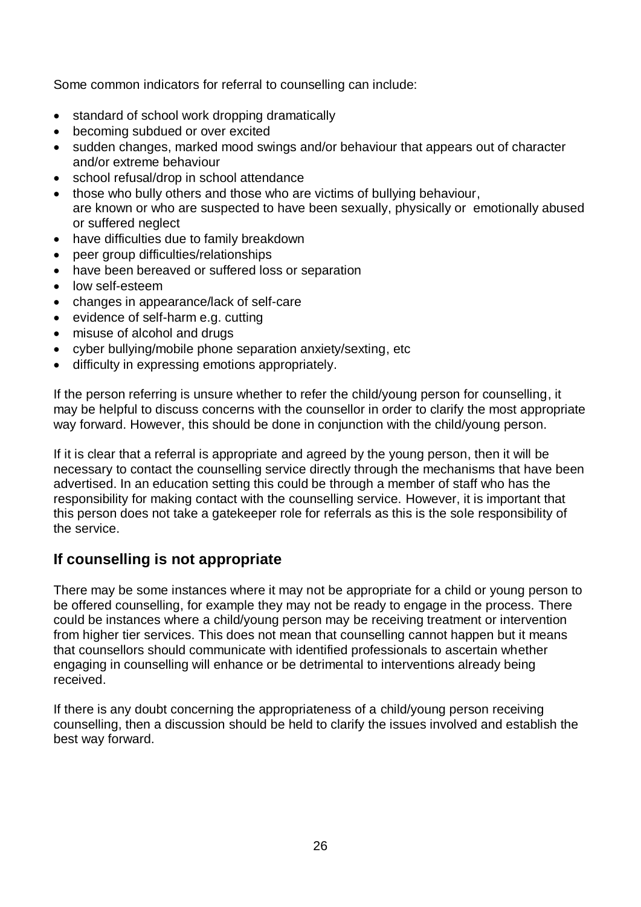Some common indicators for referral to counselling can include:

- standard of school work dropping dramatically
- becoming subdued or over excited
- sudden changes, marked mood swings and/or behaviour that appears out of character and/or extreme behaviour
- school refusal/drop in school attendance
- those who bully others and those who are victims of bullying behaviour, are known or who are suspected to have been sexually, physically or emotionally abused or suffered neglect
- have difficulties due to family breakdown
- peer group difficulties/relationships
- have been bereaved or suffered loss or separation
- low self-esteem
- changes in appearance/lack of self-care
- evidence of self-harm e.g. cutting
- misuse of alcohol and drugs
- cyber bullying/mobile phone separation anxiety/sexting, etc
- difficulty in expressing emotions appropriately.

If the person referring is unsure whether to refer the child/young person for counselling, it may be helpful to discuss concerns with the counsellor in order to clarify the most appropriate way forward. However, this should be done in conjunction with the child/young person.

If it is clear that a referral is appropriate and agreed by the young person, then it will be necessary to contact the counselling service directly through the mechanisms that have been advertised. In an education setting this could be through a member of staff who has the responsibility for making contact with the counselling service. However, it is important that this person does not take a gatekeeper role for referrals as this is the sole responsibility of the service.

## If counselling is not appropriate

There may be some instances where it may not be appropriate for a child or young person to be offered counselling, for example they may not be ready to engage in the process. There could be instances where a child/young person may be receiving treatment or intervention from higher tier services. This does not mean that counselling cannot happen but it means that counsellors should communicate with identified professionals to ascertain whether engaging in counselling will enhance or be detrimental to interventions already being received.

If there is any doubt concerning the appropriateness of a child/young person receiving counselling, then a discussion should be held to clarify the issues involved and establish the best way forward.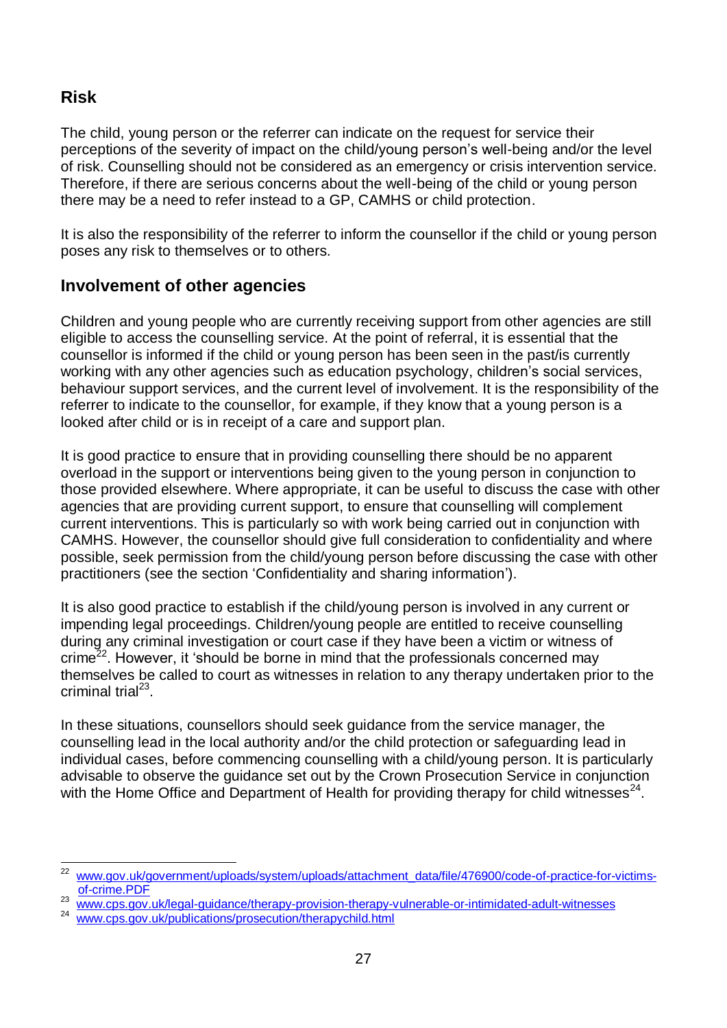## Risk

The child, young person or the referrer can indicate on the request for service their perceptions of the severity of impact on the child/young person's well-being and/or the level of risk. Counselling should not be considered as an emergency or crisis intervention service. Therefore, if there are serious concerns about the well-being of the child or young person there may be a need to refer instead to a GP, CAMHS or child protection.

It is also the responsibility of the referrer to inform the counsellor if the child or young person poses any risk to themselves or to others.

## Involvement of other agencies

Children and young people who are currently receiving support from other agencies are still eligible to access the counselling service. At the point of referral, it is essential that the counsellor is informed if the child or young person has been seen in the past/is currently working with any other agencies such as education psychology, children's social services, behaviour support services, and the current level of involvement. It is the responsibility of the referrer to indicate to the counsellor, for example, if they know that a young person is a looked after child or is in receipt of a care and support plan.

It is good practice to ensure that in providing counselling there should be no apparent overload in the support or interventions being given to the young person in conjunction to those provided elsewhere. Where appropriate, it can be useful to discuss the case with other agencies that are providing current support, to ensure that counselling will complement current interventions. This is particularly so with work being carried out in conjunction with CAMHS. However, the counsellor should give full consideration to confidentiality and where possible, seek permission from the child/young person before discussing the case with other practitioners (see the section 'Confidentiality and sharing information').

It is also good practice to establish if the child/young person is involved in any current or impending legal proceedings. Children/young people are entitled to receive counselling during any criminal investigation or court case if they have been a victim or witness of crime[22]. However, it 'should be borne in mind that the professionals concerned may themselves be called to court as witnesses in relation to any therapy undertaken prior to the criminal trial[23].

In these situations, counsellors should seek guidance from the service manager, the counselling lead in the local authority and/or the child protection or safeguarding lead in individual cases, before commencing counselling with a child/young person. It is particularly advisable to observe the guidance set out by the Crown Prosecution Service in conjunction with the Home Office and Department of Health for providing therapy for child witnesses[24].

---

[22] www.gov.uk/government/uploads/system/uploads/attachment_data/file/476900/code-of-practice-for-victims-of-crime.PDF

[23] www.cps.gov.uk/legal-guidance/therapy-provision-therapy-vulnerable-or-intimidated-adult-witnesses

[24] www.cps.gov.uk/publications/prosecution/therapychild.html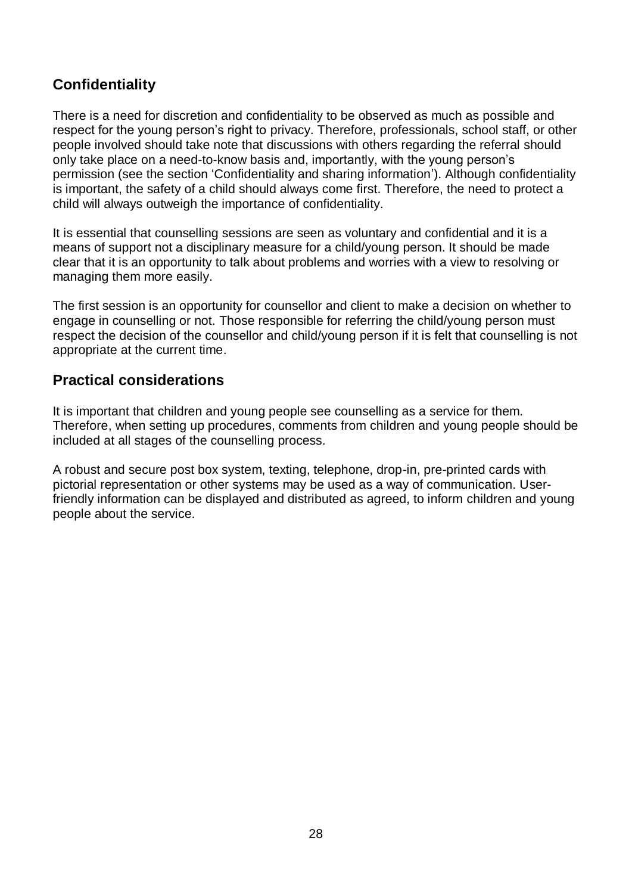## Confidentiality

There is a need for discretion and confidentiality to be observed as much as possible and respect for the young person's right to privacy. Therefore, professionals, school staff, or other people involved should take note that discussions with others regarding the referral should only take place on a need-to-know basis and, importantly, with the young person's permission (see the section 'Confidentiality and sharing information'). Although confidentiality is important, the safety of a child should always come first. Therefore, the need to protect a child will always outweigh the importance of confidentiality.

It is essential that counselling sessions are seen as voluntary and confidential and it is a means of support not a disciplinary measure for a child/young person. It should be made clear that it is an opportunity to talk about problems and worries with a view to resolving or managing them more easily.

The first session is an opportunity for counsellor and client to make a decision on whether to engage in counselling or not. Those responsible for referring the child/young person must respect the decision of the counsellor and child/young person if it is felt that counselling is not appropriate at the current time.

## Practical considerations

It is important that children and young people see counselling as a service for them. Therefore, when setting up procedures, comments from children and young people should be included at all stages of the counselling process.

A robust and secure post box system, texting, telephone, drop-in, pre-printed cards with pictorial representation or other systems may be used as a way of communication. User-friendly information can be displayed and distributed as agreed, to inform children and young people about the service.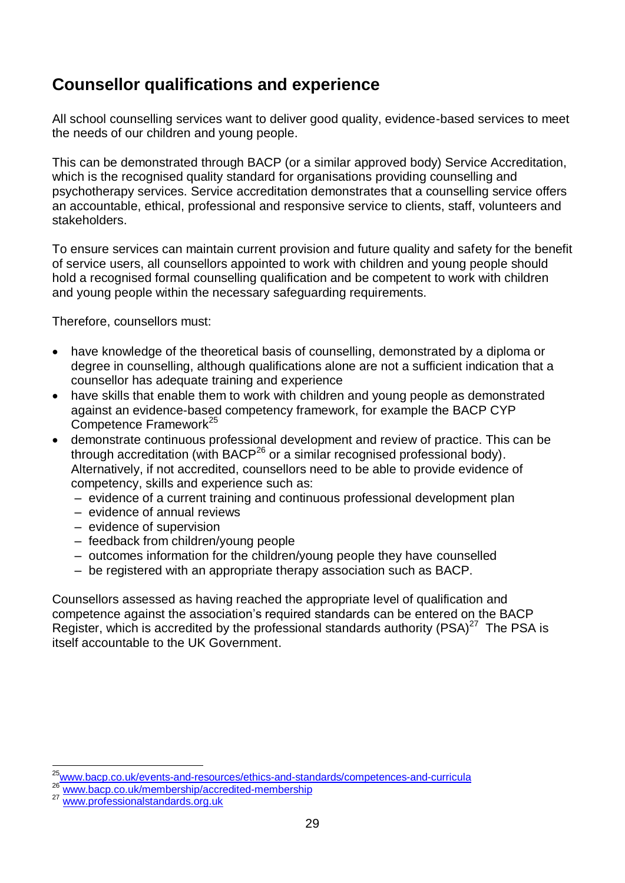## Counsellor qualifications and experience

All school counselling services want to deliver good quality, evidence-based services to meet the needs of our children and young people.

This can be demonstrated through BACP (or a similar approved body) Service Accreditation, which is the recognised quality standard for organisations providing counselling and psychotherapy services. Service accreditation demonstrates that a counselling service offers an accountable, ethical, professional and responsive service to clients, staff, volunteers and stakeholders.

To ensure services can maintain current provision and future quality and safety for the benefit of service users, all counsellors appointed to work with children and young people should hold a recognised formal counselling qualification and be competent to work with children and young people within the necessary safeguarding requirements.

Therefore, counsellors must:

- have knowledge of the theoretical basis of counselling, demonstrated by a diploma or degree in counselling, although qualifications alone are not a sufficient indication that a counsellor has adequate training and experience
- have skills that enable them to work with children and young people as demonstrated against an evidence-based competency framework, for example the BACP CYP Competence Framework[25]
- demonstrate continuous professional development and review of practice. This can be through accreditation (with BACP[26] or a similar recognised professional body). Alternatively, if not accredited, counsellors need to be able to provide evidence of competency, skills and experience such as:
  - evidence of a current training and continuous professional development plan
  - evidence of annual reviews
  - evidence of supervision
  - feedback from children/young people
  - outcomes information for the children/young people they have counselled
  - be registered with an appropriate therapy association such as BACP.

Counsellors assessed as having reached the appropriate level of qualification and competence against the association's required standards can be entered on the BACP Register, which is accredited by the professional standards authority (PSA)[27] The PSA is itself accountable to the UK Government.

[25] www.bacp.co.uk/events-and-resources/ethics-and-standards/competences-and-curricula
[26] www.bacp.co.uk/membership/accredited-membership
[27] www.professionalstandards.org.uk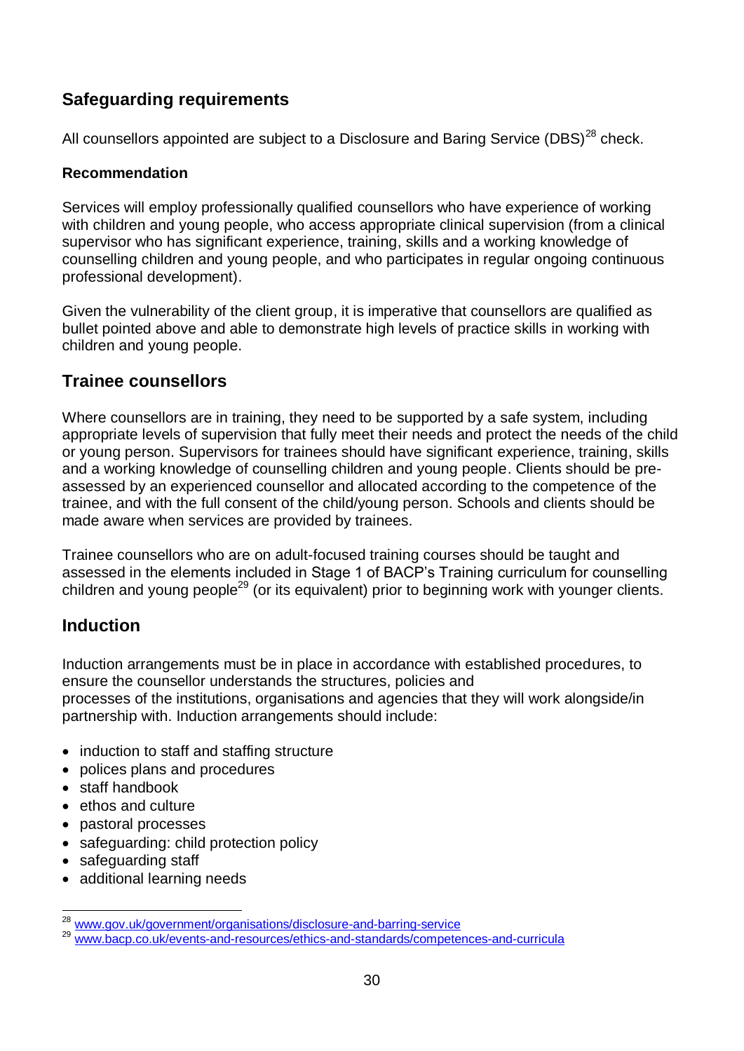## Safeguarding requirements

All counsellors appointed are subject to a Disclosure and Baring Service (DBS)[28] check.

### Recommendation

Services will employ professionally qualified counsellors who have experience of working with children and young people, who access appropriate clinical supervision (from a clinical supervisor who has significant experience, training, skills and a working knowledge of counselling children and young people, and who participates in regular ongoing continuous professional development).

Given the vulnerability of the client group, it is imperative that counsellors are qualified as bullet pointed above and able to demonstrate high levels of practice skills in working with children and young people.

## Trainee counsellors

Where counsellors are in training, they need to be supported by a safe system, including appropriate levels of supervision that fully meet their needs and protect the needs of the child or young person. Supervisors for trainees should have significant experience, training, skills and a working knowledge of counselling children and young people. Clients should be pre-assessed by an experienced counsellor and allocated according to the competence of the trainee, and with the full consent of the child/young person. Schools and clients should be made aware when services are provided by trainees.

Trainee counsellors who are on adult-focused training courses should be taught and assessed in the elements included in Stage 1 of BACP's Training curriculum for counselling children and young people[29] (or its equivalent) prior to beginning work with younger clients.

## Induction

Induction arrangements must be in place in accordance with established procedures, to ensure the counsellor understands the structures, policies and processes of the institutions, organisations and agencies that they will work alongside/in partnership with. Induction arrangements should include:

- induction to staff and staffing structure
- polices plans and procedures
- staff handbook
- ethos and culture
- pastoral processes
- safeguarding: child protection policy
- safeguarding staff
- additional learning needs

[28] www.gov.uk/government/organisations/disclosure-and-barring-service

[29] www.bacp.co.uk/events-and-resources/ethics-and-standards/competences-and-curricula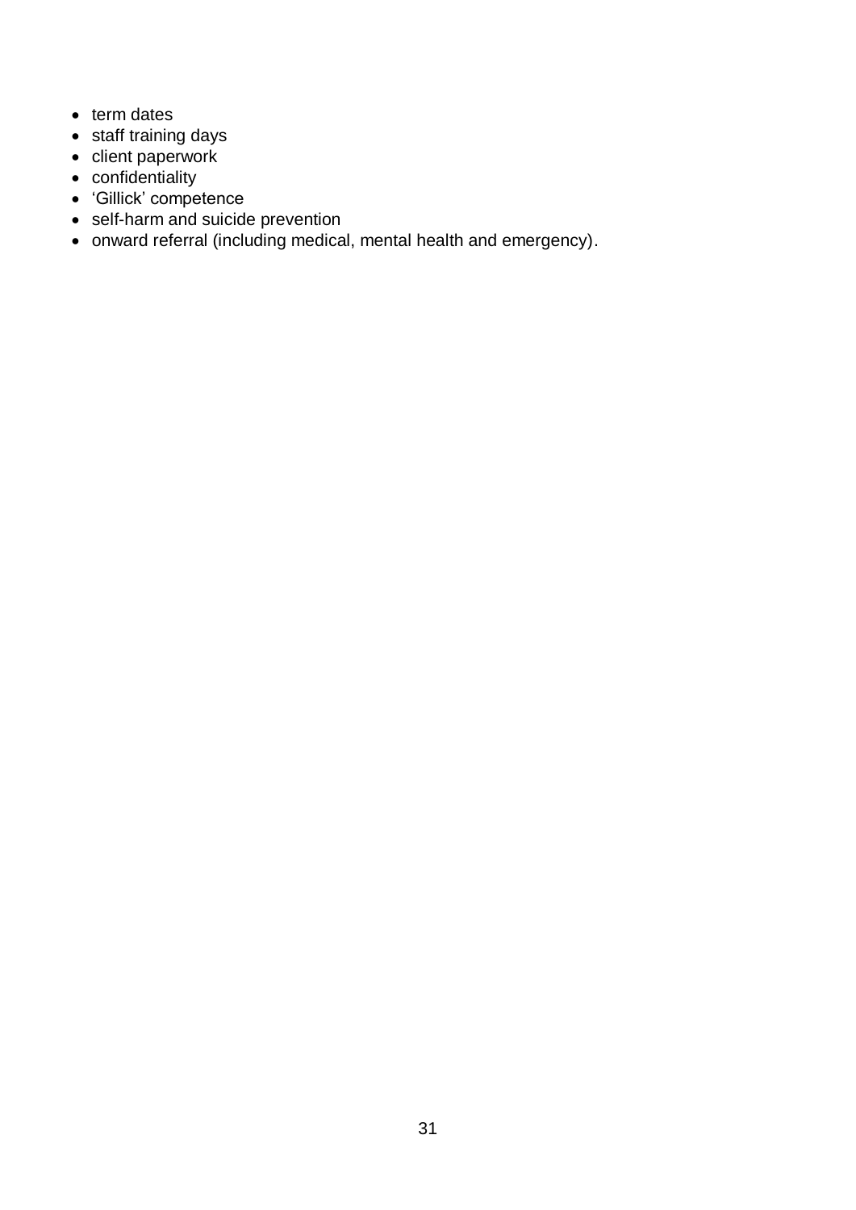- term dates
- staff training days
- client paperwork
- confidentiality
- 'Gillick' competence
- self-harm and suicide prevention
- onward referral (including medical, mental health and emergency).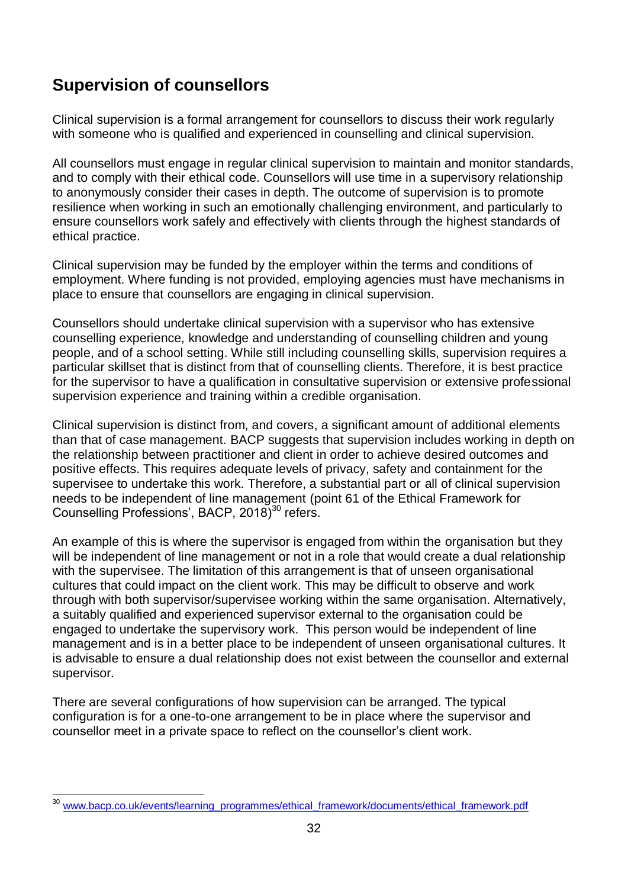## Supervision of counsellors

Clinical supervision is a formal arrangement for counsellors to discuss their work regularly with someone who is qualified and experienced in counselling and clinical supervision.

All counsellors must engage in regular clinical supervision to maintain and monitor standards, and to comply with their ethical code. Counsellors will use time in a supervisory relationship to anonymously consider their cases in depth. The outcome of supervision is to promote resilience when working in such an emotionally challenging environment, and particularly to ensure counsellors work safely and effectively with clients through the highest standards of ethical practice.

Clinical supervision may be funded by the employer within the terms and conditions of employment. Where funding is not provided, employing agencies must have mechanisms in place to ensure that counsellors are engaging in clinical supervision.

Counsellors should undertake clinical supervision with a supervisor who has extensive counselling experience, knowledge and understanding of counselling children and young people, and of a school setting. While still including counselling skills, supervision requires a particular skillset that is distinct from that of counselling clients. Therefore, it is best practice for the supervisor to have a qualification in consultative supervision or extensive professional supervision experience and training within a credible organisation.

Clinical supervision is distinct from, and covers, a significant amount of additional elements than that of case management. BACP suggests that supervision includes working in depth on the relationship between practitioner and client in order to achieve desired outcomes and positive effects. This requires adequate levels of privacy, safety and containment for the supervisee to undertake this work. Therefore, a substantial part or all of clinical supervision needs to be independent of line management (point 61 of the Ethical Framework for Counselling Professions', BACP, 2018)[30] refers.

An example of this is where the supervisor is engaged from within the organisation but they will be independent of line management or not in a role that would create a dual relationship with the supervisee. The limitation of this arrangement is that of unseen organisational cultures that could impact on the client work. This may be difficult to observe and work through with both supervisor/supervisee working within the same organisation. Alternatively, a suitably qualified and experienced supervisor external to the organisation could be engaged to undertake the supervisory work. This person would be independent of line management and is in a better place to be independent of unseen organisational cultures. It is advisable to ensure a dual relationship does not exist between the counsellor and external supervisor.

There are several configurations of how supervision can be arranged. The typical configuration is for a one-to-one arrangement to be in place where the supervisor and counsellor meet in a private space to reflect on the counsellor's client work.

---

[30] www.bacp.co.uk/events/learning_programmes/ethical_framework/documents/ethical_framework.pdf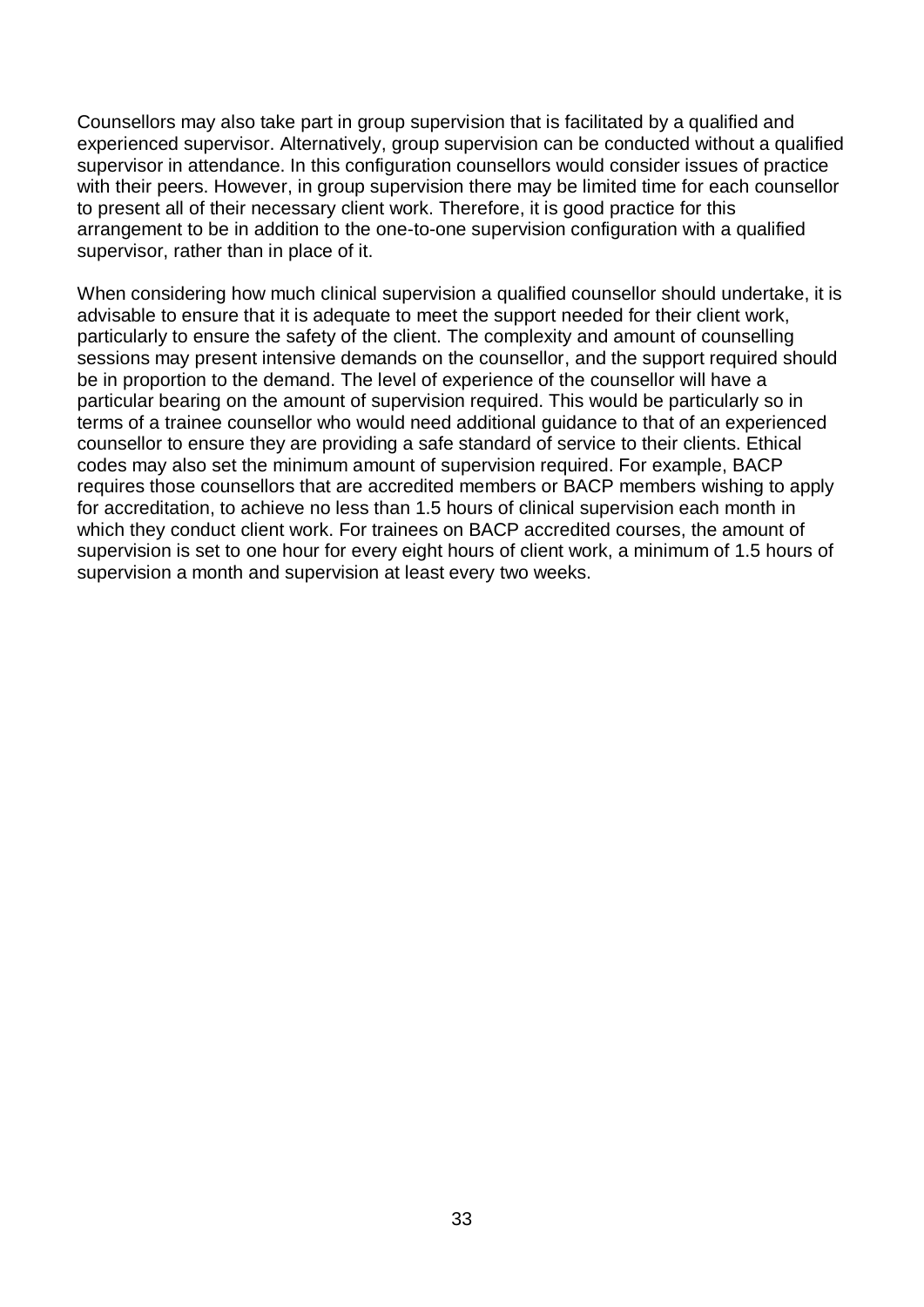Counsellors may also take part in group supervision that is facilitated by a qualified and experienced supervisor. Alternatively, group supervision can be conducted without a qualified supervisor in attendance. In this configuration counsellors would consider issues of practice with their peers. However, in group supervision there may be limited time for each counsellor to present all of their necessary client work. Therefore, it is good practice for this arrangement to be in addition to the one-to-one supervision configuration with a qualified supervisor, rather than in place of it.

When considering how much clinical supervision a qualified counsellor should undertake, it is advisable to ensure that it is adequate to meet the support needed for their client work, particularly to ensure the safety of the client. The complexity and amount of counselling sessions may present intensive demands on the counsellor, and the support required should be in proportion to the demand. The level of experience of the counsellor will have a particular bearing on the amount of supervision required. This would be particularly so in terms of a trainee counsellor who would need additional guidance to that of an experienced counsellor to ensure they are providing a safe standard of service to their clients. Ethical codes may also set the minimum amount of supervision required. For example, BACP requires those counsellors that are accredited members or BACP members wishing to apply for accreditation, to achieve no less than 1.5 hours of clinical supervision each month in which they conduct client work. For trainees on BACP accredited courses, the amount of supervision is set to one hour for every eight hours of client work, a minimum of 1.5 hours of supervision a month and supervision at least every two weeks.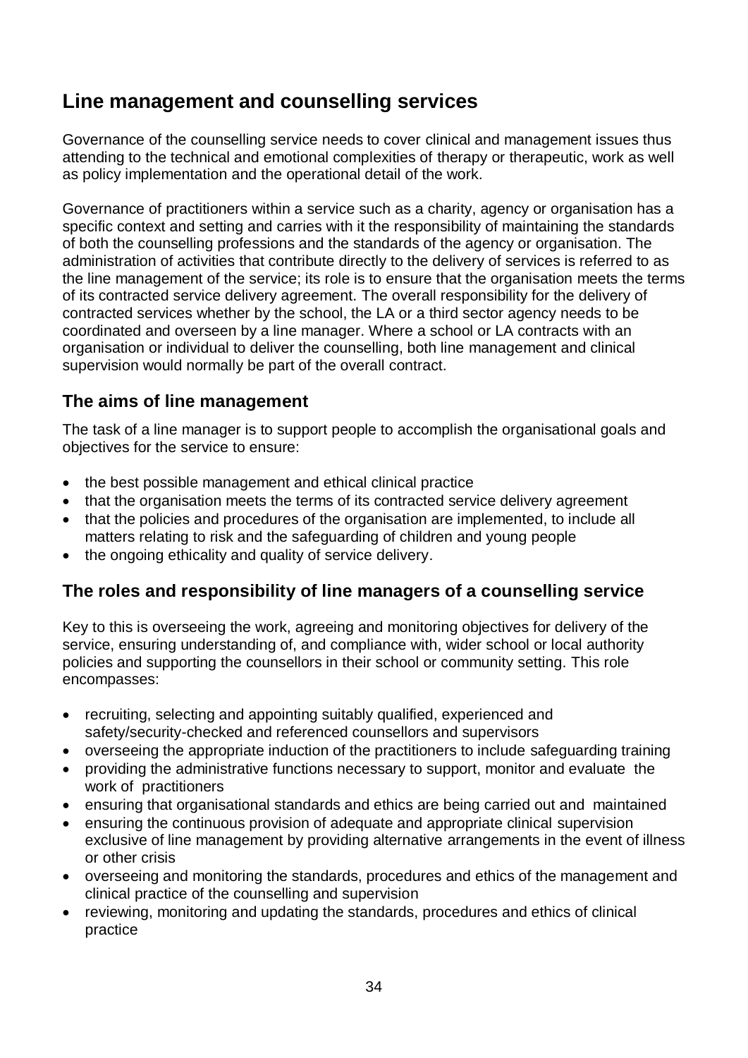## Line management and counselling services

Governance of the counselling service needs to cover clinical and management issues thus attending to the technical and emotional complexities of therapy or therapeutic, work as well as policy implementation and the operational detail of the work.

Governance of practitioners within a service such as a charity, agency or organisation has a specific context and setting and carries with it the responsibility of maintaining the standards of both the counselling professions and the standards of the agency or organisation. The administration of activities that contribute directly to the delivery of services is referred to as the line management of the service; its role is to ensure that the organisation meets the terms of its contracted service delivery agreement. The overall responsibility for the delivery of contracted services whether by the school, the LA or a third sector agency needs to be coordinated and overseen by a line manager. Where a school or LA contracts with an organisation or individual to deliver the counselling, both line management and clinical supervision would normally be part of the overall contract.

### The aims of line management

The task of a line manager is to support people to accomplish the organisational goals and objectives for the service to ensure:

- the best possible management and ethical clinical practice
- that the organisation meets the terms of its contracted service delivery agreement
- that the policies and procedures of the organisation are implemented, to include all matters relating to risk and the safeguarding of children and young people
- the ongoing ethicality and quality of service delivery.

### The roles and responsibility of line managers of a counselling service

Key to this is overseeing the work, agreeing and monitoring objectives for delivery of the service, ensuring understanding of, and compliance with, wider school or local authority policies and supporting the counsellors in their school or community setting. This role encompasses:

- recruiting, selecting and appointing suitably qualified, experienced and safety/security-checked and referenced counsellors and supervisors
- overseeing the appropriate induction of the practitioners to include safeguarding training
- providing the administrative functions necessary to support, monitor and evaluate the work of practitioners
- ensuring that organisational standards and ethics are being carried out and maintained
- ensuring the continuous provision of adequate and appropriate clinical supervision exclusive of line management by providing alternative arrangements in the event of illness or other crisis
- overseeing and monitoring the standards, procedures and ethics of the management and clinical practice of the counselling and supervision
- reviewing, monitoring and updating the standards, procedures and ethics of clinical practice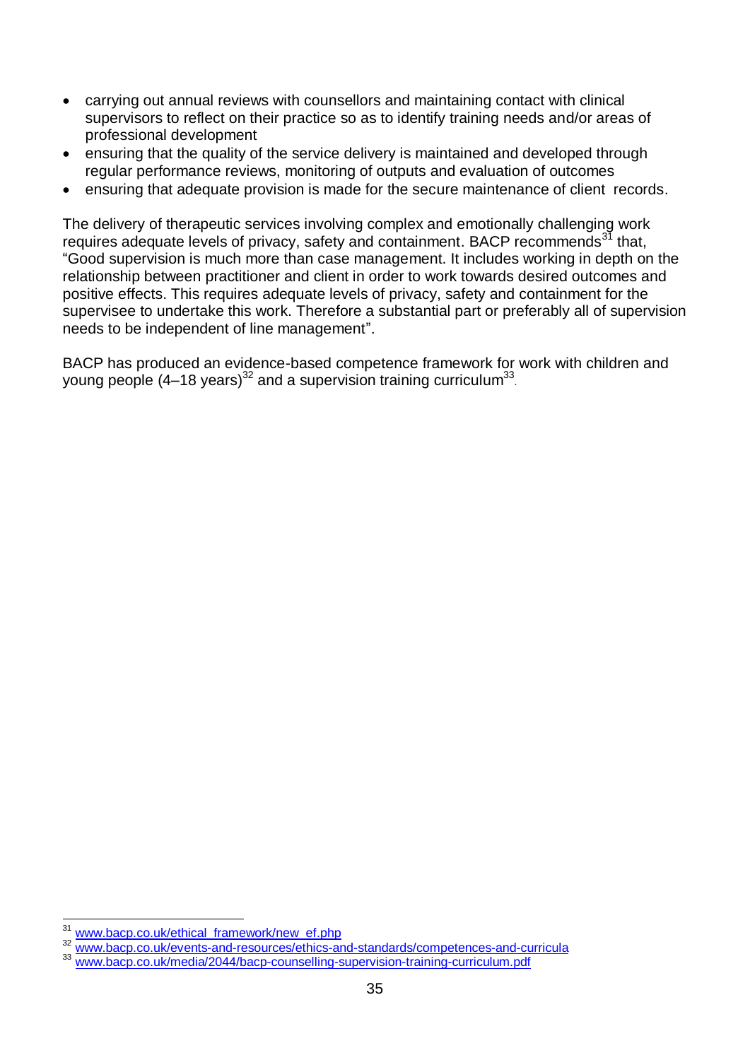- carrying out annual reviews with counsellors and maintaining contact with clinical supervisors to reflect on their practice so as to identify training needs and/or areas of professional development
- ensuring that the quality of the service delivery is maintained and developed through regular performance reviews, monitoring of outputs and evaluation of outcomes
- ensuring that adequate provision is made for the secure maintenance of client records.

The delivery of therapeutic services involving complex and emotionally challenging work requires adequate levels of privacy, safety and containment. BACP recommends[31] that, "Good supervision is much more than case management. It includes working in depth on the relationship between practitioner and client in order to work towards desired outcomes and positive effects. This requires adequate levels of privacy, safety and containment for the supervisee to undertake this work. Therefore a substantial part or preferably all of supervision needs to be independent of line management".

BACP has produced an evidence-based competence framework for work with children and young people (4–18 years)[32] and a supervision training curriculum[33].

[31] www.bacp.co.uk/ethical_framework/new_ef.php

[32] www.bacp.co.uk/events-and-resources/ethics-and-standards/competences-and-curricula

[33] www.bacp.co.uk/media/2044/bacp-counselling-supervision-training-curriculum.pdf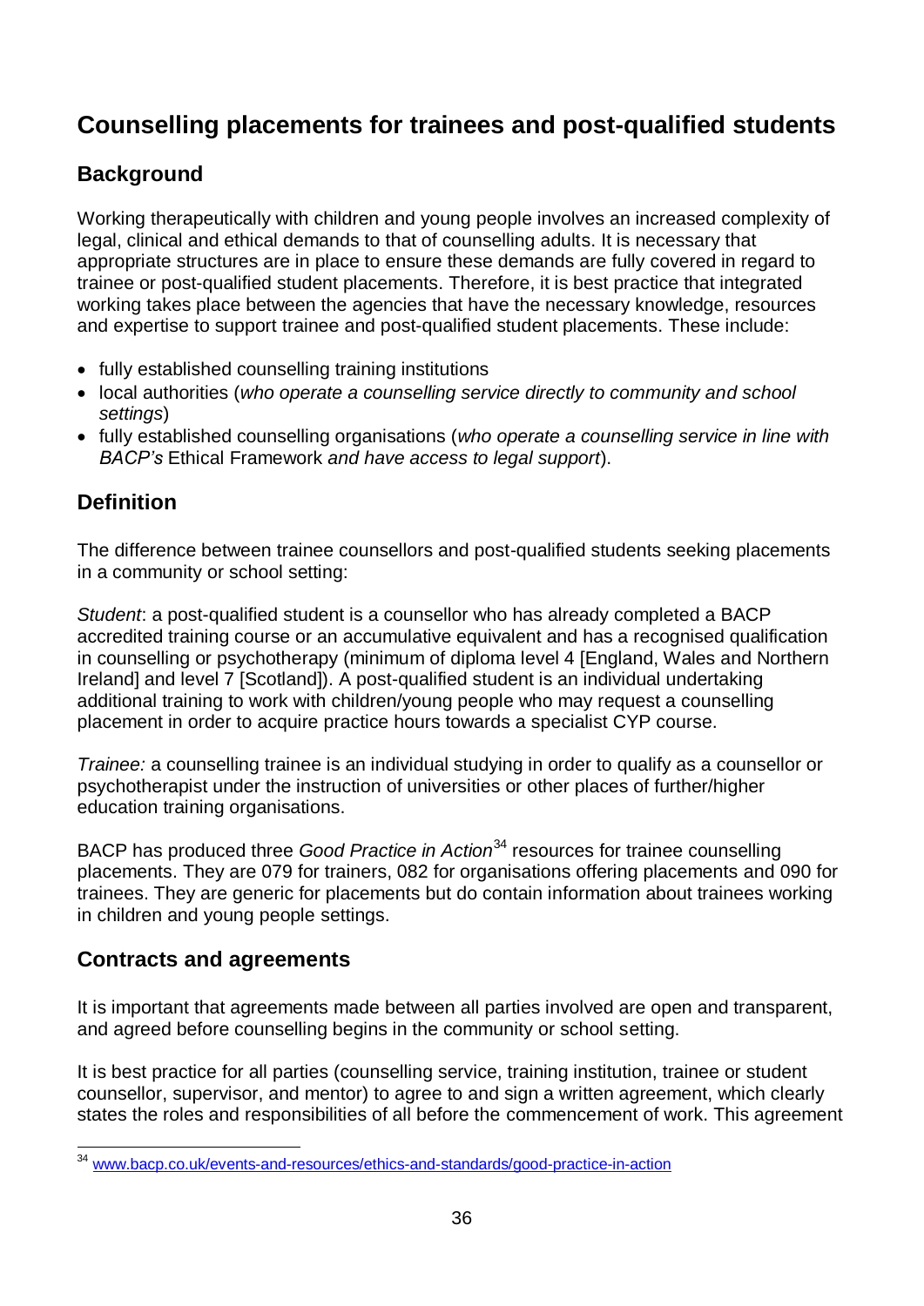## Counselling placements for trainees and post-qualified students

### Background

Working therapeutically with children and young people involves an increased complexity of legal, clinical and ethical demands to that of counselling adults. It is necessary that appropriate structures are in place to ensure these demands are fully covered in regard to trainee or post-qualified student placements. Therefore, it is best practice that integrated working takes place between the agencies that have the necessary knowledge, resources and expertise to support trainee and post-qualified student placements. These include:

- fully established counselling training institutions
- local authorities (*who operate a counselling service directly to community and school settings*)
- fully established counselling organisations (*who operate a counselling service in line with BACP's* Ethical Framework *and have access to legal support*).

### Definition

The difference between trainee counsellors and post-qualified students seeking placements in a community or school setting:

*Student*: a post-qualified student is a counsellor who has already completed a BACP accredited training course or an accumulative equivalent and has a recognised qualification in counselling or psychotherapy (minimum of diploma level 4 [England, Wales and Northern Ireland] and level 7 [Scotland]). A post-qualified student is an individual undertaking additional training to work with children/young people who may request a counselling placement in order to acquire practice hours towards a specialist CYP course.

*Trainee:* a counselling trainee is an individual studying in order to qualify as a counsellor or psychotherapist under the instruction of universities or other places of further/higher education training organisations.

BACP has produced three *Good Practice in Action*[34] resources for trainee counselling placements. They are 079 for trainers, 082 for organisations offering placements and 090 for trainees. They are generic for placements but do contain information about trainees working in children and young people settings.

### Contracts and agreements

It is important that agreements made between all parties involved are open and transparent, and agreed before counselling begins in the community or school setting.

It is best practice for all parties (counselling service, training institution, trainee or student counsellor, supervisor, and mentor) to agree to and sign a written agreement, which clearly states the roles and responsibilities of all before the commencement of work. This agreement

[34] www.bacp.co.uk/events-and-resources/ethics-and-standards/good-practice-in-action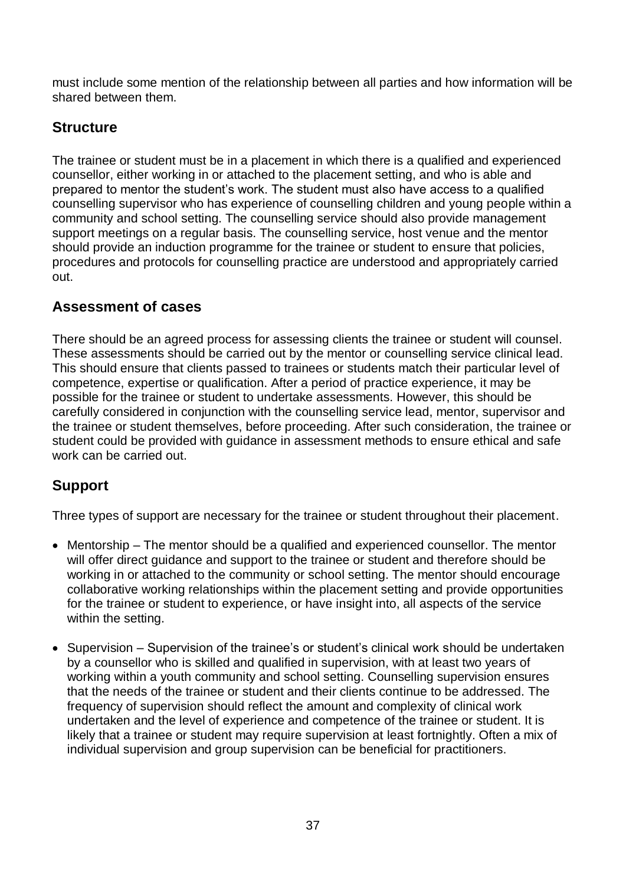must include some mention of the relationship between all parties and how information will be shared between them.

## Structure

The trainee or student must be in a placement in which there is a qualified and experienced counsellor, either working in or attached to the placement setting, and who is able and prepared to mentor the student's work. The student must also have access to a qualified counselling supervisor who has experience of counselling children and young people within a community and school setting. The counselling service should also provide management support meetings on a regular basis. The counselling service, host venue and the mentor should provide an induction programme for the trainee or student to ensure that policies, procedures and protocols for counselling practice are understood and appropriately carried out.

## Assessment of cases

There should be an agreed process for assessing clients the trainee or student will counsel. These assessments should be carried out by the mentor or counselling service clinical lead. This should ensure that clients passed to trainees or students match their particular level of competence, expertise or qualification. After a period of practice experience, it may be possible for the trainee or student to undertake assessments. However, this should be carefully considered in conjunction with the counselling service lead, mentor, supervisor and the trainee or student themselves, before proceeding. After such consideration, the trainee or student could be provided with guidance in assessment methods to ensure ethical and safe work can be carried out.

## Support

Three types of support are necessary for the trainee or student throughout their placement.

- Mentorship – The mentor should be a qualified and experienced counsellor. The mentor will offer direct guidance and support to the trainee or student and therefore should be working in or attached to the community or school setting. The mentor should encourage collaborative working relationships within the placement setting and provide opportunities for the trainee or student to experience, or have insight into, all aspects of the service within the setting.
- Supervision – Supervision of the trainee's or student's clinical work should be undertaken by a counsellor who is skilled and qualified in supervision, with at least two years of working within a youth community and school setting. Counselling supervision ensures that the needs of the trainee or student and their clients continue to be addressed. The frequency of supervision should reflect the amount and complexity of clinical work undertaken and the level of experience and competence of the trainee or student. It is likely that a trainee or student may require supervision at least fortnightly. Often a mix of individual supervision and group supervision can be beneficial for practitioners.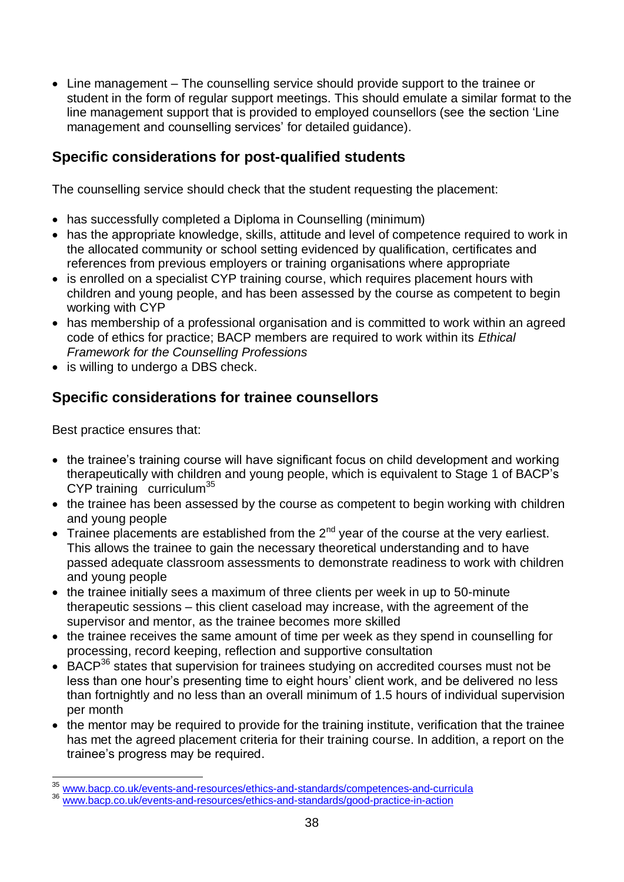- Line management – The counselling service should provide support to the trainee or student in the form of regular support meetings. This should emulate a similar format to the line management support that is provided to employed counsellors (see the section 'Line management and counselling services' for detailed guidance).

## Specific considerations for post-qualified students

The counselling service should check that the student requesting the placement:

- has successfully completed a Diploma in Counselling (minimum)
- has the appropriate knowledge, skills, attitude and level of competence required to work in the allocated community or school setting evidenced by qualification, certificates and references from previous employers or training organisations where appropriate
- is enrolled on a specialist CYP training course, which requires placement hours with children and young people, and has been assessed by the course as competent to begin working with CYP
- has membership of a professional organisation and is committed to work within an agreed code of ethics for practice; BACP members are required to work within its *Ethical Framework for the Counselling Professions*
- is willing to undergo a DBS check.

## Specific considerations for trainee counsellors

Best practice ensures that:

- the trainee's training course will have significant focus on child development and working therapeutically with children and young people, which is equivalent to Stage 1 of BACP's CYP training curriculum[35]
- the trainee has been assessed by the course as competent to begin working with children and young people
- Trainee placements are established from the 2nd year of the course at the very earliest. This allows the trainee to gain the necessary theoretical understanding and to have passed adequate classroom assessments to demonstrate readiness to work with children and young people
- the trainee initially sees a maximum of three clients per week in up to 50-minute therapeutic sessions – this client caseload may increase, with the agreement of the supervisor and mentor, as the trainee becomes more skilled
- the trainee receives the same amount of time per week as they spend in counselling for processing, record keeping, reflection and supportive consultation
- BACP[36] states that supervision for trainees studying on accredited courses must not be less than one hour's presenting time to eight hours' client work, and be delivered no less than fortnightly and no less than an overall minimum of 1.5 hours of individual supervision per month
- the mentor may be required to provide for the training institute, verification that the trainee has met the agreed placement criteria for their training course. In addition, a report on the trainee's progress may be required.

---

[35] www.bacp.co.uk/events-and-resources/ethics-and-standards/competences-and-curricula

[36] www.bacp.co.uk/events-and-resources/ethics-and-standards/good-practice-in-action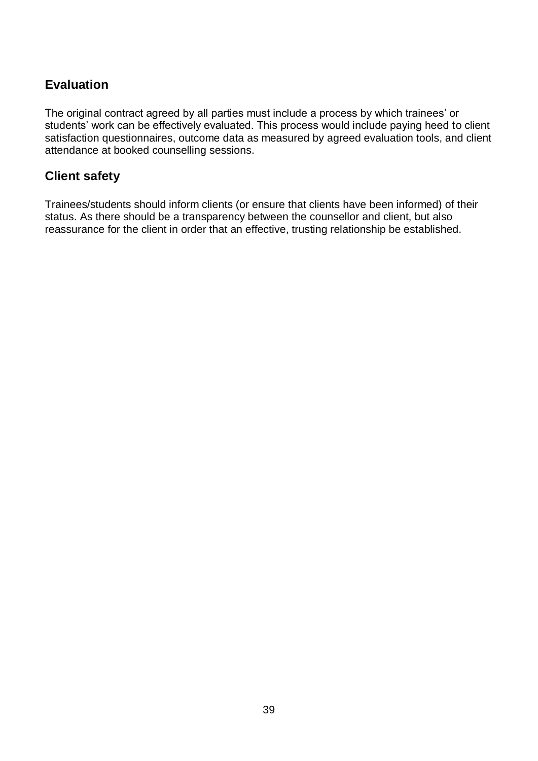## Evaluation

The original contract agreed by all parties must include a process by which trainees' or students' work can be effectively evaluated. This process would include paying heed to client satisfaction questionnaires, outcome data as measured by agreed evaluation tools, and client attendance at booked counselling sessions.

## Client safety

Trainees/students should inform clients (or ensure that clients have been informed) of their status. As there should be a transparency between the counsellor and client, but also reassurance for the client in order that an effective, trusting relationship be established.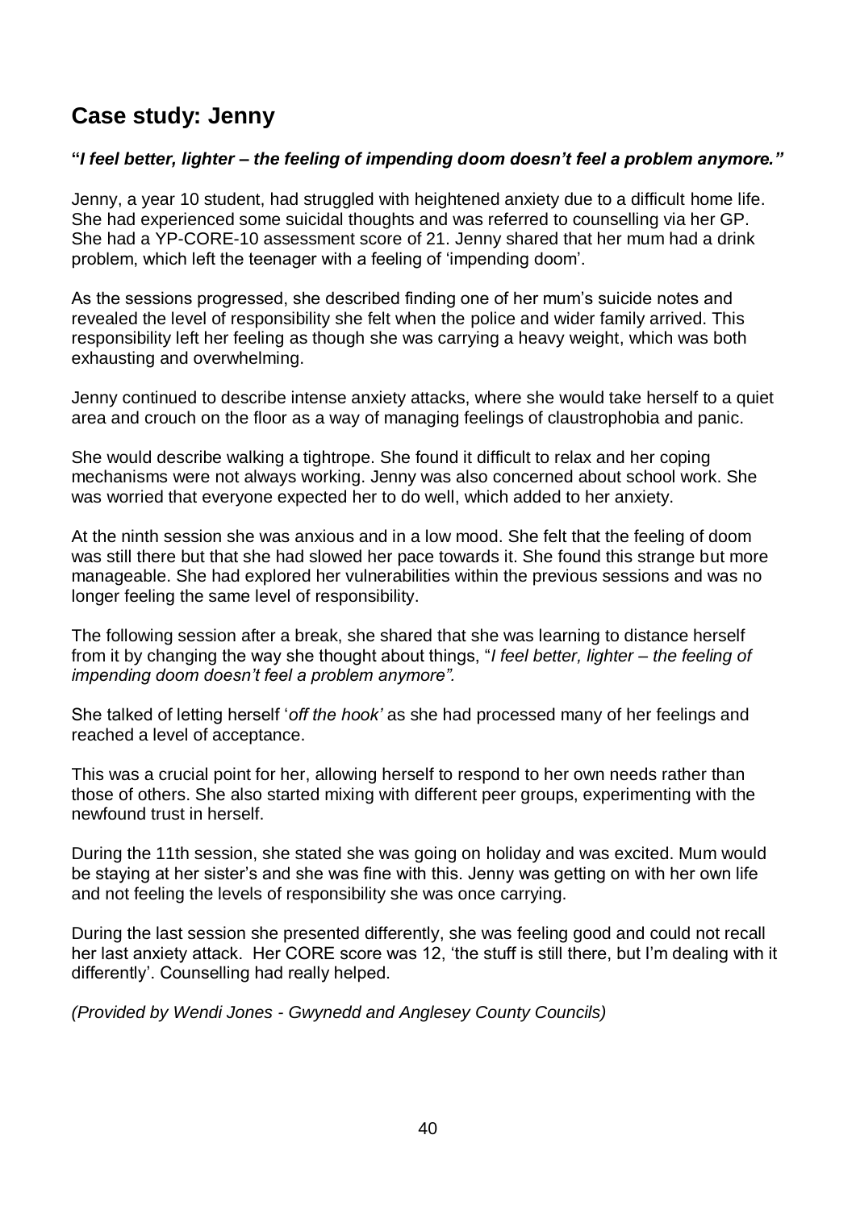## Case study: Jenny

***"I feel better, lighter – the feeling of impending doom doesn't feel a problem anymore."***

Jenny, a year 10 student, had struggled with heightened anxiety due to a difficult home life. She had experienced some suicidal thoughts and was referred to counselling via her GP. She had a YP-CORE-10 assessment score of 21. Jenny shared that her mum had a drink problem, which left the teenager with a feeling of 'impending doom'.

As the sessions progressed, she described finding one of her mum's suicide notes and revealed the level of responsibility she felt when the police and wider family arrived. This responsibility left her feeling as though she was carrying a heavy weight, which was both exhausting and overwhelming.

Jenny continued to describe intense anxiety attacks, where she would take herself to a quiet area and crouch on the floor as a way of managing feelings of claustrophobia and panic.

She would describe walking a tightrope. She found it difficult to relax and her coping mechanisms were not always working. Jenny was also concerned about school work. She was worried that everyone expected her to do well, which added to her anxiety.

At the ninth session she was anxious and in a low mood. She felt that the feeling of doom was still there but that she had slowed her pace towards it. She found this strange but more manageable. She had explored her vulnerabilities within the previous sessions and was no longer feeling the same level of responsibility.

The following session after a break, she shared that she was learning to distance herself from it by changing the way she thought about things, "*I feel better, lighter – the feeling of impending doom doesn't feel a problem anymore".*

She talked of letting herself '*off the hook'* as she had processed many of her feelings and reached a level of acceptance.

This was a crucial point for her, allowing herself to respond to her own needs rather than those of others. She also started mixing with different peer groups, experimenting with the newfound trust in herself.

During the 11th session, she stated she was going on holiday and was excited. Mum would be staying at her sister's and she was fine with this. Jenny was getting on with her own life and not feeling the levels of responsibility she was once carrying.

During the last session she presented differently, she was feeling good and could not recall her last anxiety attack. Her CORE score was 12, 'the stuff is still there, but I'm dealing with it differently'. Counselling had really helped.

*(Provided by Wendi Jones - Gwynedd and Anglesey County Councils)*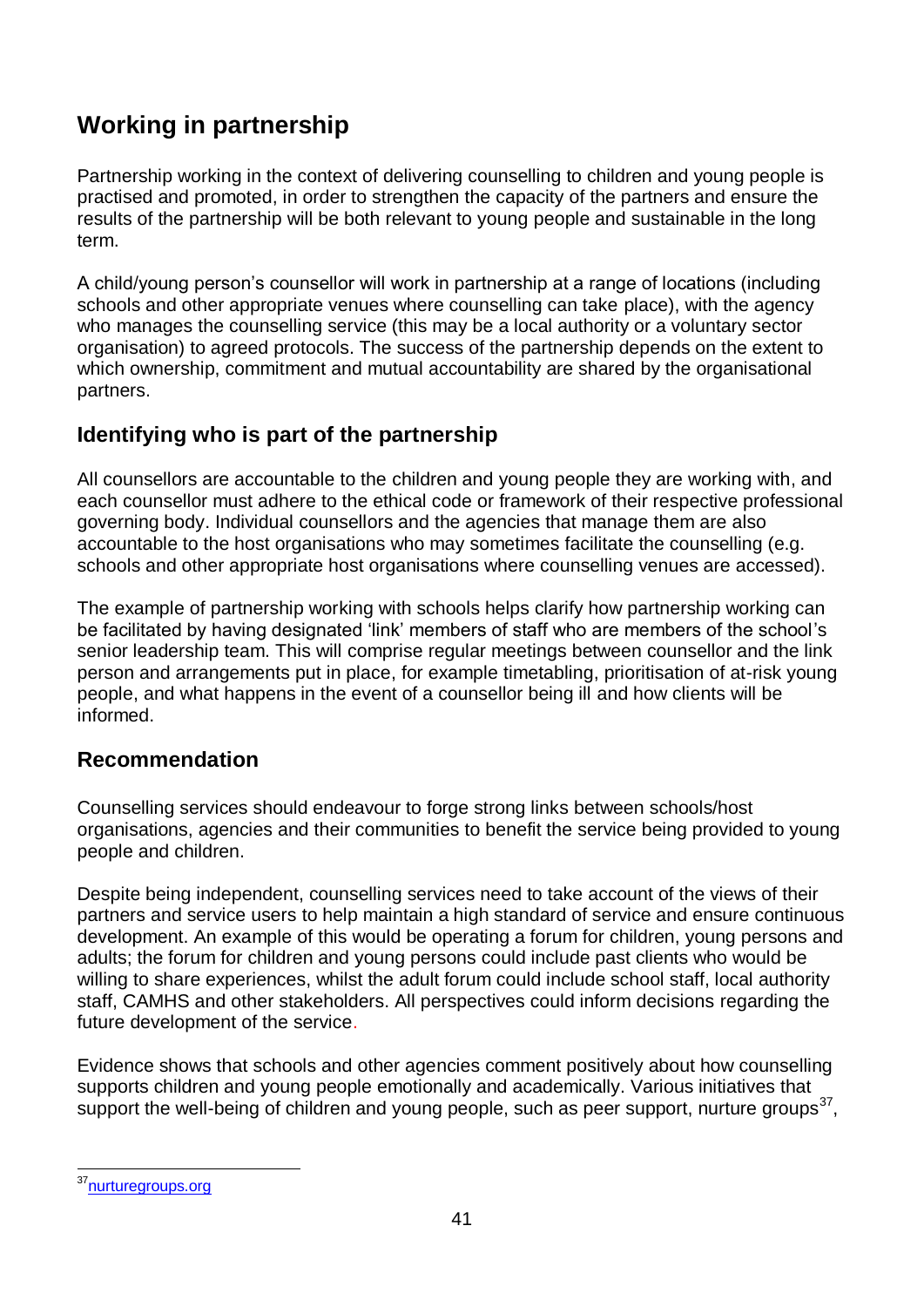## Working in partnership

Partnership working in the context of delivering counselling to children and young people is practised and promoted, in order to strengthen the capacity of the partners and ensure the results of the partnership will be both relevant to young people and sustainable in the long term.

A child/young person's counsellor will work in partnership at a range of locations (including schools and other appropriate venues where counselling can take place), with the agency who manages the counselling service (this may be a local authority or a voluntary sector organisation) to agreed protocols. The success of the partnership depends on the extent to which ownership, commitment and mutual accountability are shared by the organisational partners.

### Identifying who is part of the partnership

All counsellors are accountable to the children and young people they are working with, and each counsellor must adhere to the ethical code or framework of their respective professional governing body. Individual counsellors and the agencies that manage them are also accountable to the host organisations who may sometimes facilitate the counselling (e.g. schools and other appropriate host organisations where counselling venues are accessed).

The example of partnership working with schools helps clarify how partnership working can be facilitated by having designated 'link' members of staff who are members of the school's senior leadership team. This will comprise regular meetings between counsellor and the link person and arrangements put in place, for example timetabling, prioritisation of at-risk young people, and what happens in the event of a counsellor being ill and how clients will be informed.

### Recommendation

Counselling services should endeavour to forge strong links between schools/host organisations, agencies and their communities to benefit the service being provided to young people and children.

Despite being independent, counselling services need to take account of the views of their partners and service users to help maintain a high standard of service and ensure continuous development. An example of this would be operating a forum for children, young persons and adults; the forum for children and young persons could include past clients who would be willing to share experiences, whilst the adult forum could include school staff, local authority staff, CAMHS and other stakeholders. All perspectives could inform decisions regarding the future development of the service.

Evidence shows that schools and other agencies comment positively about how counselling supports children and young people emotionally and academically. Various initiatives that support the well-being of children and young people, such as peer support, nurture groups[37],

---

[37] nurturegroups.org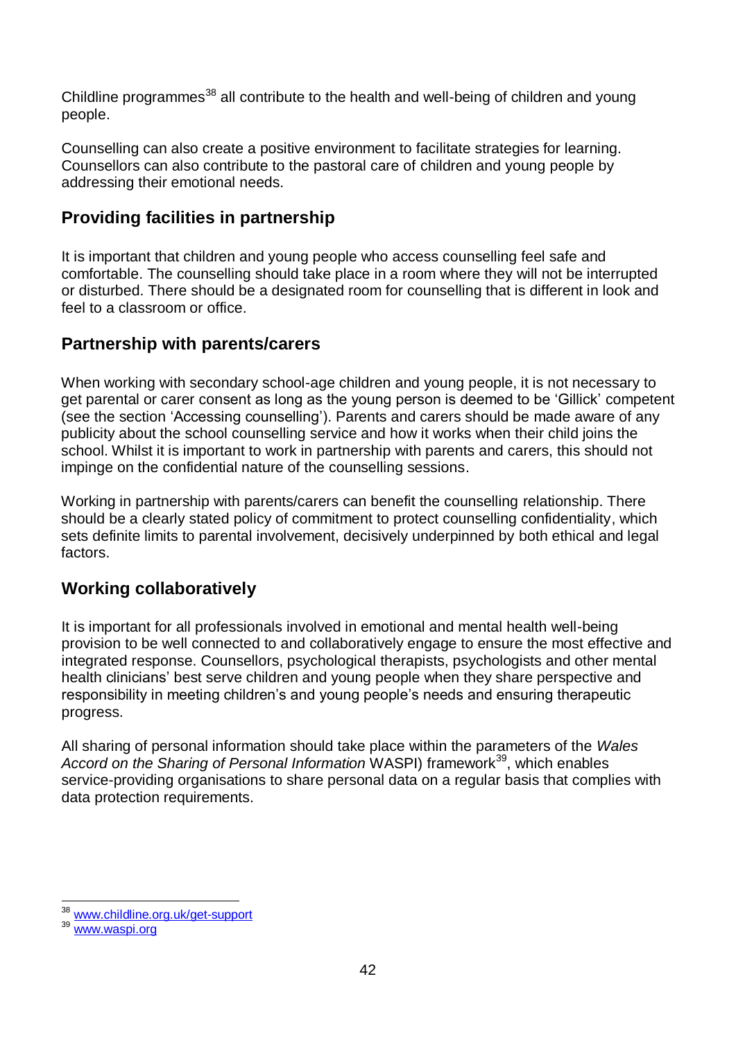Childline programmes[38] all contribute to the health and well-being of children and young people.

Counselling can also create a positive environment to facilitate strategies for learning. Counsellors can also contribute to the pastoral care of children and young people by addressing their emotional needs.

## Providing facilities in partnership

It is important that children and young people who access counselling feel safe and comfortable. The counselling should take place in a room where they will not be interrupted or disturbed. There should be a designated room for counselling that is different in look and feel to a classroom or office.

## Partnership with parents/carers

When working with secondary school-age children and young people, it is not necessary to get parental or carer consent as long as the young person is deemed to be 'Gillick' competent (see the section 'Accessing counselling'). Parents and carers should be made aware of any publicity about the school counselling service and how it works when their child joins the school. Whilst it is important to work in partnership with parents and carers, this should not impinge on the confidential nature of the counselling sessions.

Working in partnership with parents/carers can benefit the counselling relationship. There should be a clearly stated policy of commitment to protect counselling confidentiality, which sets definite limits to parental involvement, decisively underpinned by both ethical and legal factors.

## Working collaboratively

It is important for all professionals involved in emotional and mental health well-being provision to be well connected to and collaboratively engage to ensure the most effective and integrated response. Counsellors, psychological therapists, psychologists and other mental health clinicians' best serve children and young people when they share perspective and responsibility in meeting children's and young people's needs and ensuring therapeutic progress.

All sharing of personal information should take place within the parameters of the *Wales Accord on the Sharing of Personal Information* WASPI) framework[39], which enables service-providing organisations to share personal data on a regular basis that complies with data protection requirements.

---

[38] www.childline.org.uk/get-support

[39] www.waspi.org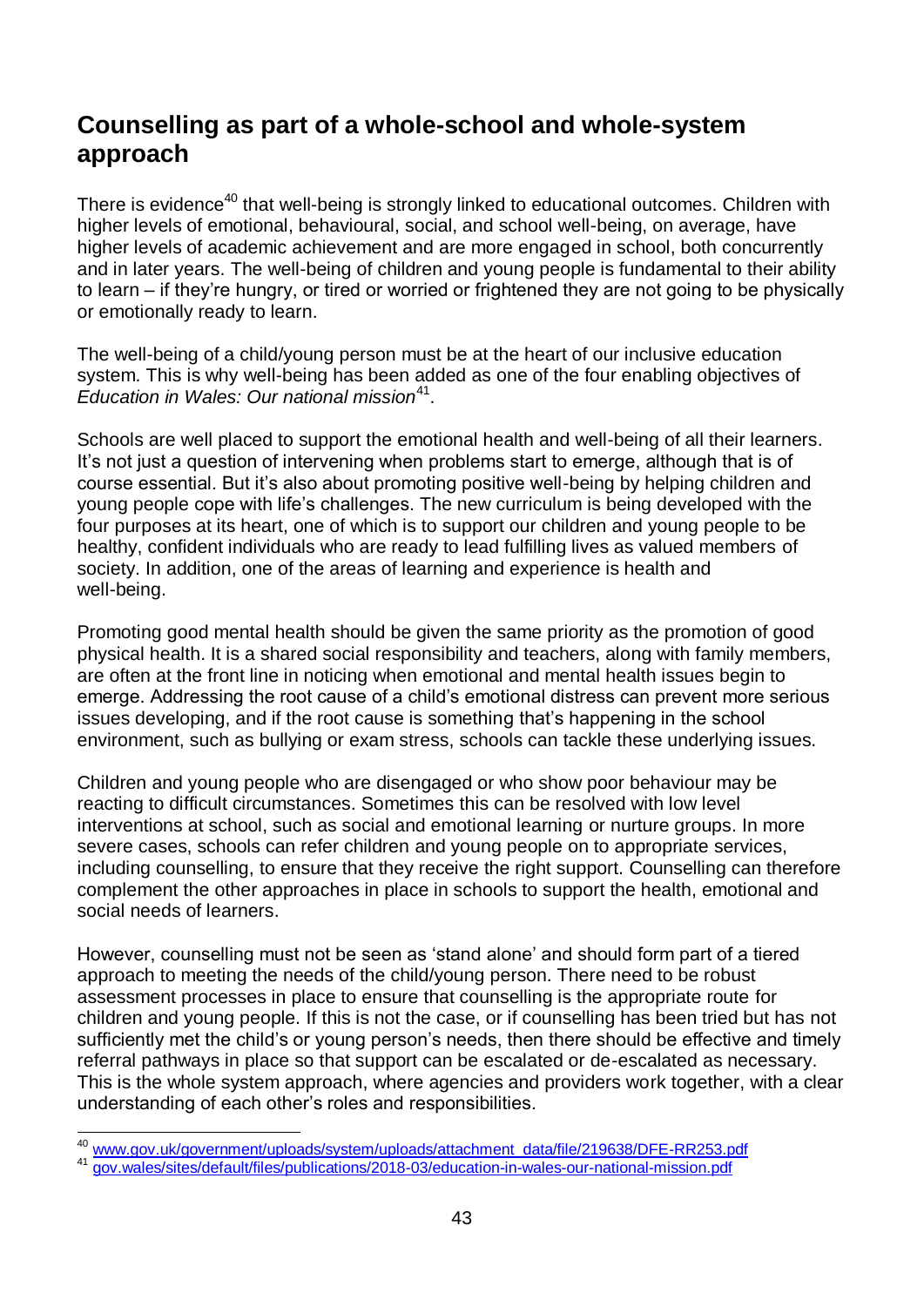## Counselling as part of a whole-school and whole-system approach

There is evidence[40] that well-being is strongly linked to educational outcomes. Children with higher levels of emotional, behavioural, social, and school well-being, on average, have higher levels of academic achievement and are more engaged in school, both concurrently and in later years. The well-being of children and young people is fundamental to their ability to learn – if they're hungry, or tired or worried or frightened they are not going to be physically or emotionally ready to learn.

The well-being of a child/young person must be at the heart of our inclusive education system. This is why well-being has been added as one of the four enabling objectives of *Education in Wales: Our national mission*[41].

Schools are well placed to support the emotional health and well-being of all their learners. It's not just a question of intervening when problems start to emerge, although that is of course essential. But it's also about promoting positive well-being by helping children and young people cope with life's challenges. The new curriculum is being developed with the four purposes at its heart, one of which is to support our children and young people to be healthy, confident individuals who are ready to lead fulfilling lives as valued members of society. In addition, one of the areas of learning and experience is health and well-being.

Promoting good mental health should be given the same priority as the promotion of good physical health. It is a shared social responsibility and teachers, along with family members, are often at the front line in noticing when emotional and mental health issues begin to emerge. Addressing the root cause of a child's emotional distress can prevent more serious issues developing, and if the root cause is something that's happening in the school environment, such as bullying or exam stress, schools can tackle these underlying issues.

Children and young people who are disengaged or who show poor behaviour may be reacting to difficult circumstances. Sometimes this can be resolved with low level interventions at school, such as social and emotional learning or nurture groups. In more severe cases, schools can refer children and young people on to appropriate services, including counselling, to ensure that they receive the right support. Counselling can therefore complement the other approaches in place in schools to support the health, emotional and social needs of learners.

However, counselling must not be seen as 'stand alone' and should form part of a tiered approach to meeting the needs of the child/young person. There need to be robust assessment processes in place to ensure that counselling is the appropriate route for children and young people. If this is not the case, or if counselling has been tried but has not sufficiently met the child's or young person's needs, then there should be effective and timely referral pathways in place so that support can be escalated or de-escalated as necessary. This is the whole system approach, where agencies and providers work together, with a clear understanding of each other's roles and responsibilities.

---

[40] www.gov.uk/government/uploads/system/uploads/attachment_data/file/219638/DFE-RR253.pdf

[41] gov.wales/sites/default/files/publications/2018-03/education-in-wales-our-national-mission.pdf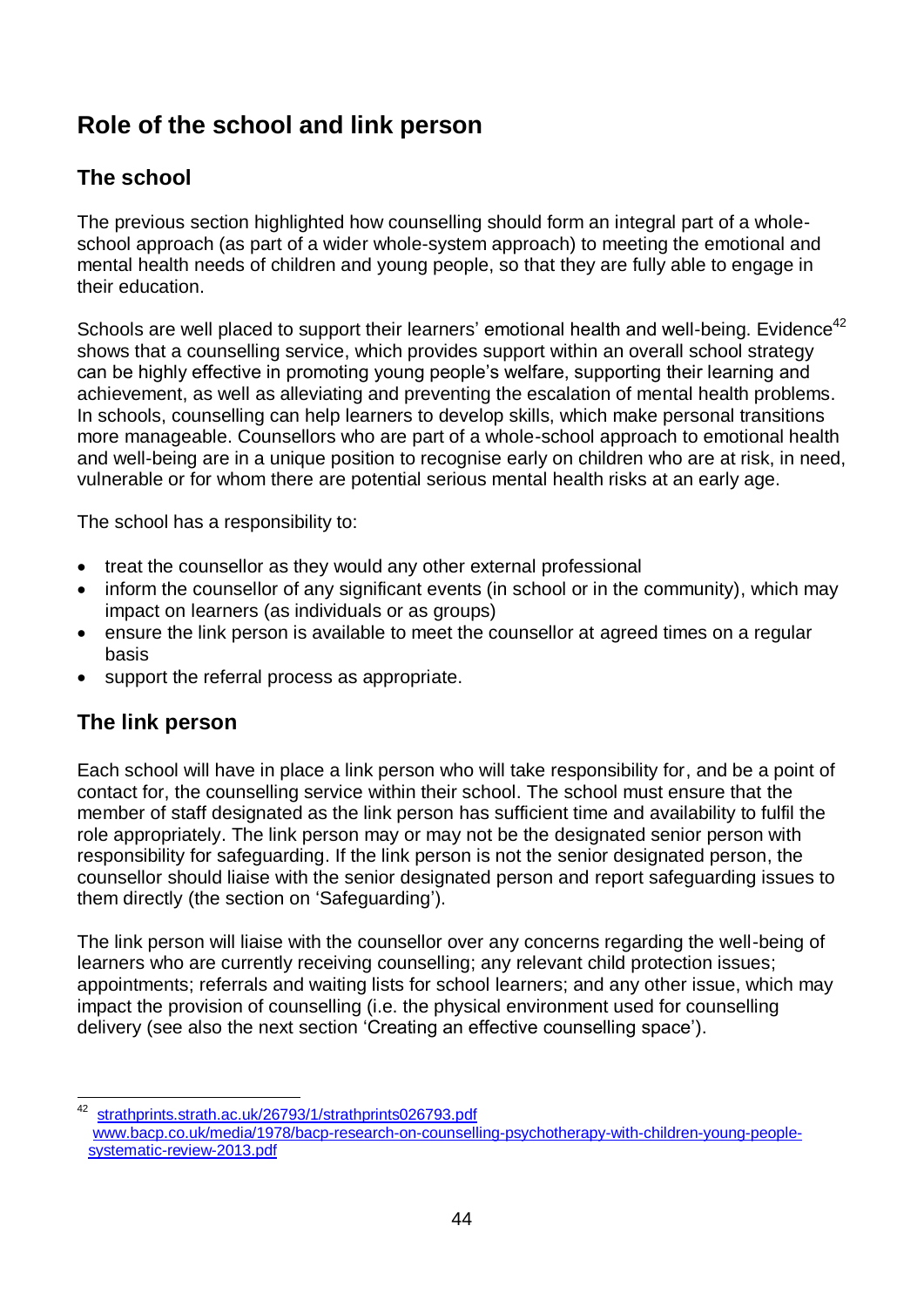# Role of the school and link person

## The school

The previous section highlighted how counselling should form an integral part of a whole-school approach (as part of a wider whole-system approach) to meeting the emotional and mental health needs of children and young people, so that they are fully able to engage in their education.

Schools are well placed to support their learners' emotional health and well-being. Evidence[42] shows that a counselling service, which provides support within an overall school strategy can be highly effective in promoting young people's welfare, supporting their learning and achievement, as well as alleviating and preventing the escalation of mental health problems. In schools, counselling can help learners to develop skills, which make personal transitions more manageable. Counsellors who are part of a whole-school approach to emotional health and well-being are in a unique position to recognise early on children who are at risk, in need, vulnerable or for whom there are potential serious mental health risks at an early age.

The school has a responsibility to:

- treat the counsellor as they would any other external professional
- inform the counsellor of any significant events (in school or in the community), which may impact on learners (as individuals or as groups)
- ensure the link person is available to meet the counsellor at agreed times on a regular basis
- support the referral process as appropriate.

## The link person

Each school will have in place a link person who will take responsibility for, and be a point of contact for, the counselling service within their school. The school must ensure that the member of staff designated as the link person has sufficient time and availability to fulfil the role appropriately. The link person may or may not be the designated senior person with responsibility for safeguarding. If the link person is not the senior designated person, the counsellor should liaise with the senior designated person and report safeguarding issues to them directly (the section on 'Safeguarding').

The link person will liaise with the counsellor over any concerns regarding the well-being of learners who are currently receiving counselling; any relevant child protection issues; appointments; referrals and waiting lists for school learners; and any other issue, which may impact the provision of counselling (i.e. the physical environment used for counselling delivery (see also the next section 'Creating an effective counselling space').

---

[42] strathprints.strath.ac.uk/26793/1/strathprints026793.pdf
www.bacp.co.uk/media/1978/bacp-research-on-counselling-psychotherapy-with-children-young-people-systematic-review-2013.pdf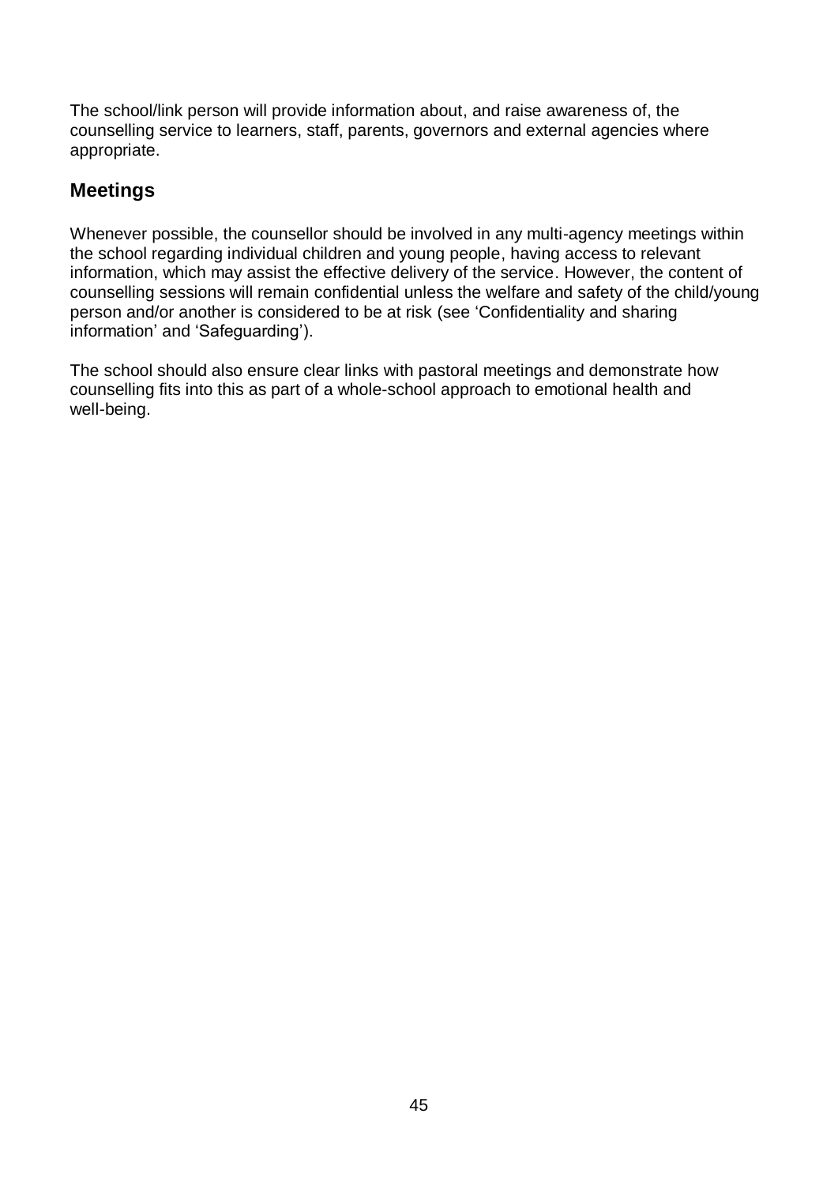The school/link person will provide information about, and raise awareness of, the counselling service to learners, staff, parents, governors and external agencies where appropriate.

## Meetings

Whenever possible, the counsellor should be involved in any multi-agency meetings within the school regarding individual children and young people, having access to relevant information, which may assist the effective delivery of the service. However, the content of counselling sessions will remain confidential unless the welfare and safety of the child/young person and/or another is considered to be at risk (see 'Confidentiality and sharing information' and 'Safeguarding').

The school should also ensure clear links with pastoral meetings and demonstrate how counselling fits into this as part of a whole-school approach to emotional health and well-being.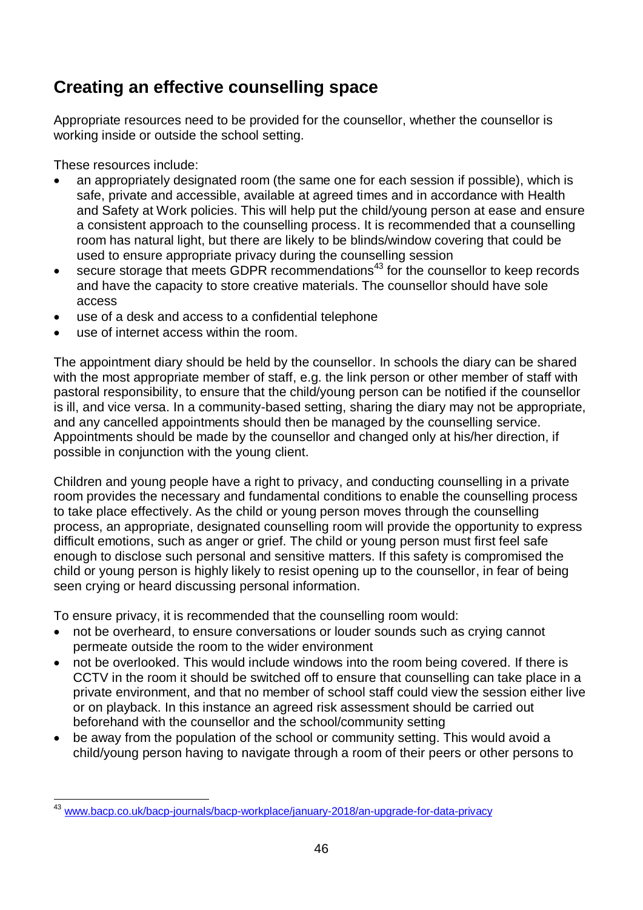## Creating an effective counselling space

Appropriate resources need to be provided for the counsellor, whether the counsellor is working inside or outside the school setting.

These resources include:

- an appropriately designated room (the same one for each session if possible), which is safe, private and accessible, available at agreed times and in accordance with Health and Safety at Work policies. This will help put the child/young person at ease and ensure a consistent approach to the counselling process. It is recommended that a counselling room has natural light, but there are likely to be blinds/window covering that could be used to ensure appropriate privacy during the counselling session
- secure storage that meets GDPR recommendations[43] for the counsellor to keep records and have the capacity to store creative materials. The counsellor should have sole access
- use of a desk and access to a confidential telephone
- use of internet access within the room.

The appointment diary should be held by the counsellor. In schools the diary can be shared with the most appropriate member of staff, e.g. the link person or other member of staff with pastoral responsibility, to ensure that the child/young person can be notified if the counsellor is ill, and vice versa. In a community-based setting, sharing the diary may not be appropriate, and any cancelled appointments should then be managed by the counselling service. Appointments should be made by the counsellor and changed only at his/her direction, if possible in conjunction with the young client.

Children and young people have a right to privacy, and conducting counselling in a private room provides the necessary and fundamental conditions to enable the counselling process to take place effectively. As the child or young person moves through the counselling process, an appropriate, designated counselling room will provide the opportunity to express difficult emotions, such as anger or grief. The child or young person must first feel safe enough to disclose such personal and sensitive matters. If this safety is compromised the child or young person is highly likely to resist opening up to the counsellor, in fear of being seen crying or heard discussing personal information.

To ensure privacy, it is recommended that the counselling room would:

- not be overheard, to ensure conversations or louder sounds such as crying cannot permeate outside the room to the wider environment
- not be overlooked. This would include windows into the room being covered. If there is CCTV in the room it should be switched off to ensure that counselling can take place in a private environment, and that no member of school staff could view the session either live or on playback. In this instance an agreed risk assessment should be carried out beforehand with the counsellor and the school/community setting
- be away from the population of the school or community setting. This would avoid a child/young person having to navigate through a room of their peers or other persons to

---

[43] www.bacp.co.uk/bacp-journals/bacp-workplace/january-2018/an-upgrade-for-data-privacy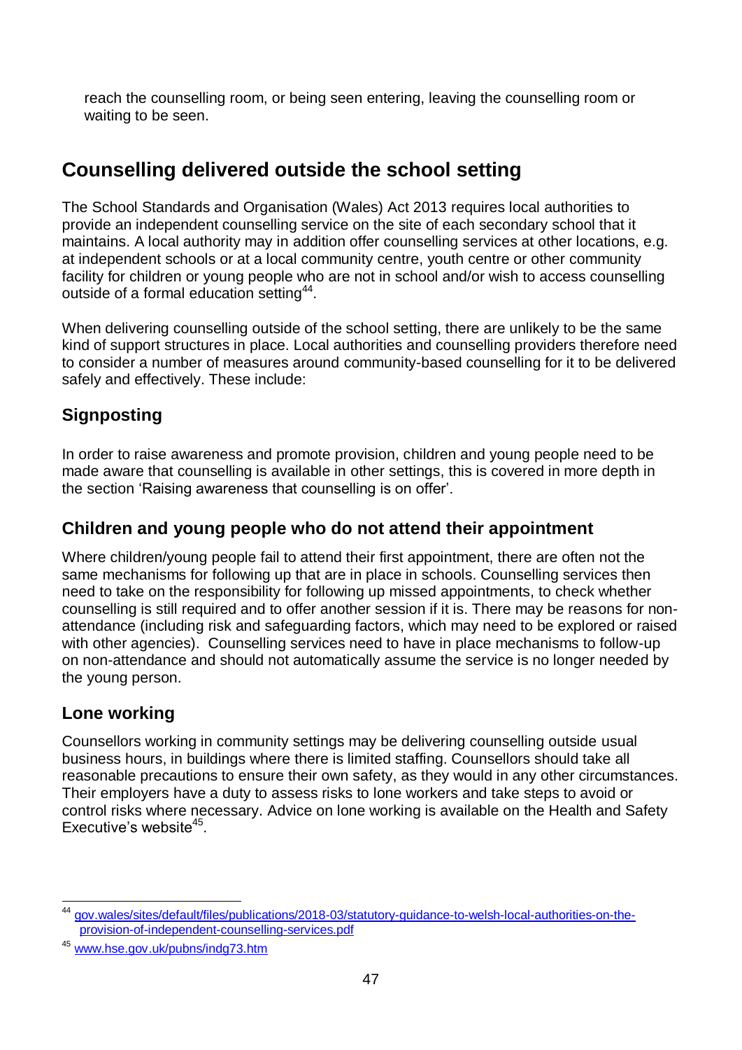reach the counselling room, or being seen entering, leaving the counselling room or waiting to be seen.

## Counselling delivered outside the school setting

The School Standards and Organisation (Wales) Act 2013 requires local authorities to provide an independent counselling service on the site of each secondary school that it maintains. A local authority may in addition offer counselling services at other locations, e.g. at independent schools or at a local community centre, youth centre or other community facility for children or young people who are not in school and/or wish to access counselling outside of a formal education setting[44].

When delivering counselling outside of the school setting, there are unlikely to be the same kind of support structures in place. Local authorities and counselling providers therefore need to consider a number of measures around community-based counselling for it to be delivered safely and effectively. These include:

### Signposting

In order to raise awareness and promote provision, children and young people need to be made aware that counselling is available in other settings, this is covered in more depth in the section 'Raising awareness that counselling is on offer'.

### Children and young people who do not attend their appointment

Where children/young people fail to attend their first appointment, there are often not the same mechanisms for following up that are in place in schools. Counselling services then need to take on the responsibility for following up missed appointments, to check whether counselling is still required and to offer another session if it is. There may be reasons for non-attendance (including risk and safeguarding factors, which may need to be explored or raised with other agencies). Counselling services need to have in place mechanisms to follow-up on non-attendance and should not automatically assume the service is no longer needed by the young person.

### Lone working

Counsellors working in community settings may be delivering counselling outside usual business hours, in buildings where there is limited staffing. Counsellors should take all reasonable precautions to ensure their own safety, as they would in any other circumstances. Their employers have a duty to assess risks to lone workers and take steps to avoid or control risks where necessary. Advice on lone working is available on the Health and Safety Executive's website[45].

---

[44] gov.wales/sites/default/files/publications/2018-03/statutory-guidance-to-welsh-local-authorities-on-the-provision-of-independent-counselling-services.pdf

[45] www.hse.gov.uk/pubns/indg73.htm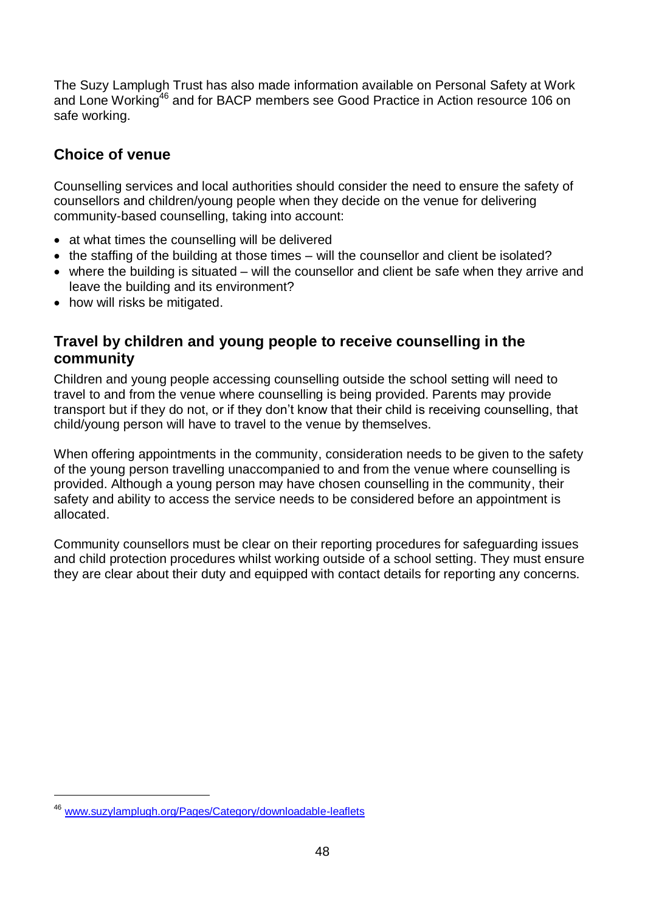The Suzy Lamplugh Trust has also made information available on Personal Safety at Work and Lone Working[46] and for BACP members see Good Practice in Action resource 106 on safe working.

## Choice of venue

Counselling services and local authorities should consider the need to ensure the safety of counsellors and children/young people when they decide on the venue for delivering community-based counselling, taking into account:

- at what times the counselling will be delivered
- the staffing of the building at those times – will the counsellor and client be isolated?
- where the building is situated – will the counsellor and client be safe when they arrive and leave the building and its environment?
- how will risks be mitigated.

## Travel by children and young people to receive counselling in the community

Children and young people accessing counselling outside the school setting will need to travel to and from the venue where counselling is being provided. Parents may provide transport but if they do not, or if they don't know that their child is receiving counselling, that child/young person will have to travel to the venue by themselves.

When offering appointments in the community, consideration needs to be given to the safety of the young person travelling unaccompanied to and from the venue where counselling is provided. Although a young person may have chosen counselling in the community, their safety and ability to access the service needs to be considered before an appointment is allocated.

Community counsellors must be clear on their reporting procedures for safeguarding issues and child protection procedures whilst working outside of a school setting. They must ensure they are clear about their duty and equipped with contact details for reporting any concerns.

---

[46] www.suzylamplugh.org/Pages/Category/downloadable-leaflets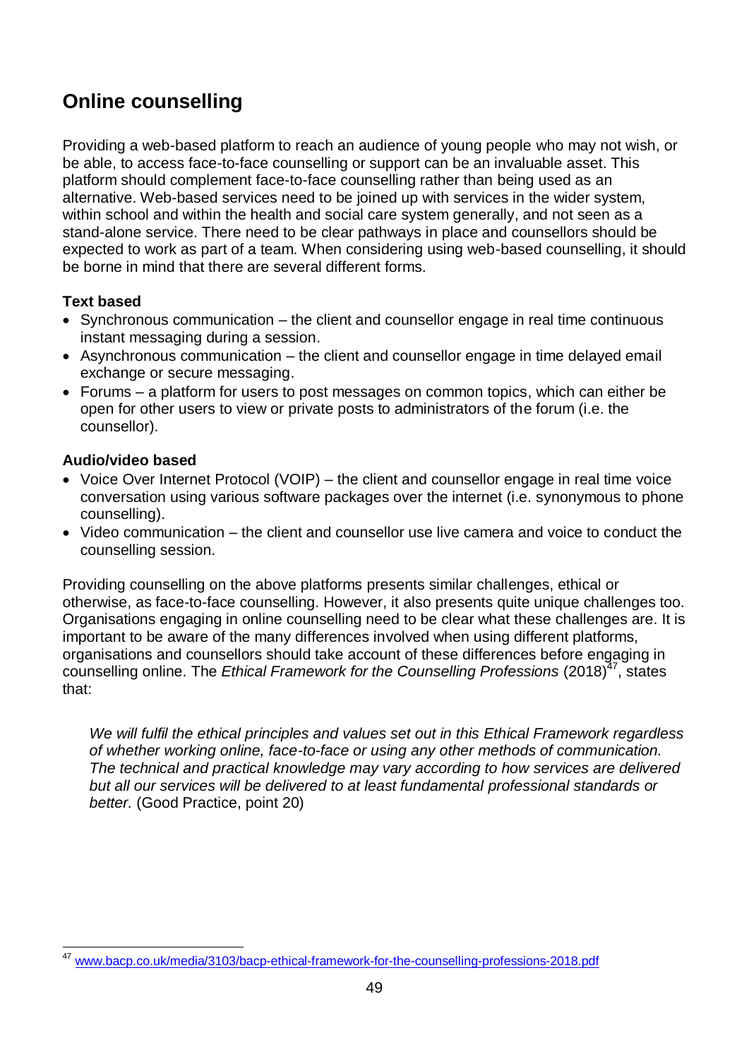## Online counselling

Providing a web-based platform to reach an audience of young people who may not wish, or be able, to access face-to-face counselling or support can be an invaluable asset. This platform should complement face-to-face counselling rather than being used as an alternative. Web-based services need to be joined up with services in the wider system, within school and within the health and social care system generally, and not seen as a stand-alone service. There need to be clear pathways in place and counsellors should be expected to work as part of a team. When considering using web-based counselling, it should be borne in mind that there are several different forms.

**Text based**

- Synchronous communication – the client and counsellor engage in real time continuous instant messaging during a session.
- Asynchronous communication – the client and counsellor engage in time delayed email exchange or secure messaging.
- Forums – a platform for users to post messages on common topics, which can either be open for other users to view or private posts to administrators of the forum (i.e. the counsellor).

**Audio/video based**

- Voice Over Internet Protocol (VOIP) – the client and counsellor engage in real time voice conversation using various software packages over the internet (i.e. synonymous to phone counselling).
- Video communication – the client and counsellor use live camera and voice to conduct the counselling session.

Providing counselling on the above platforms presents similar challenges, ethical or otherwise, as face-to-face counselling. However, it also presents quite unique challenges too. Organisations engaging in online counselling need to be clear what these challenges are. It is important to be aware of the many differences involved when using different platforms, organisations and counsellors should take account of these differences before engaging in counselling online. The *Ethical Framework for the Counselling Professions* (2018)[47], states that:

> *We will fulfil the ethical principles and values set out in this Ethical Framework regardless of whether working online, face-to-face or using any other methods of communication. The technical and practical knowledge may vary according to how services are delivered but all our services will be delivered to at least fundamental professional standards or better.* (Good Practice, point 20)

[47] www.bacp.co.uk/media/3103/bacp-ethical-framework-for-the-counselling-professions-2018.pdf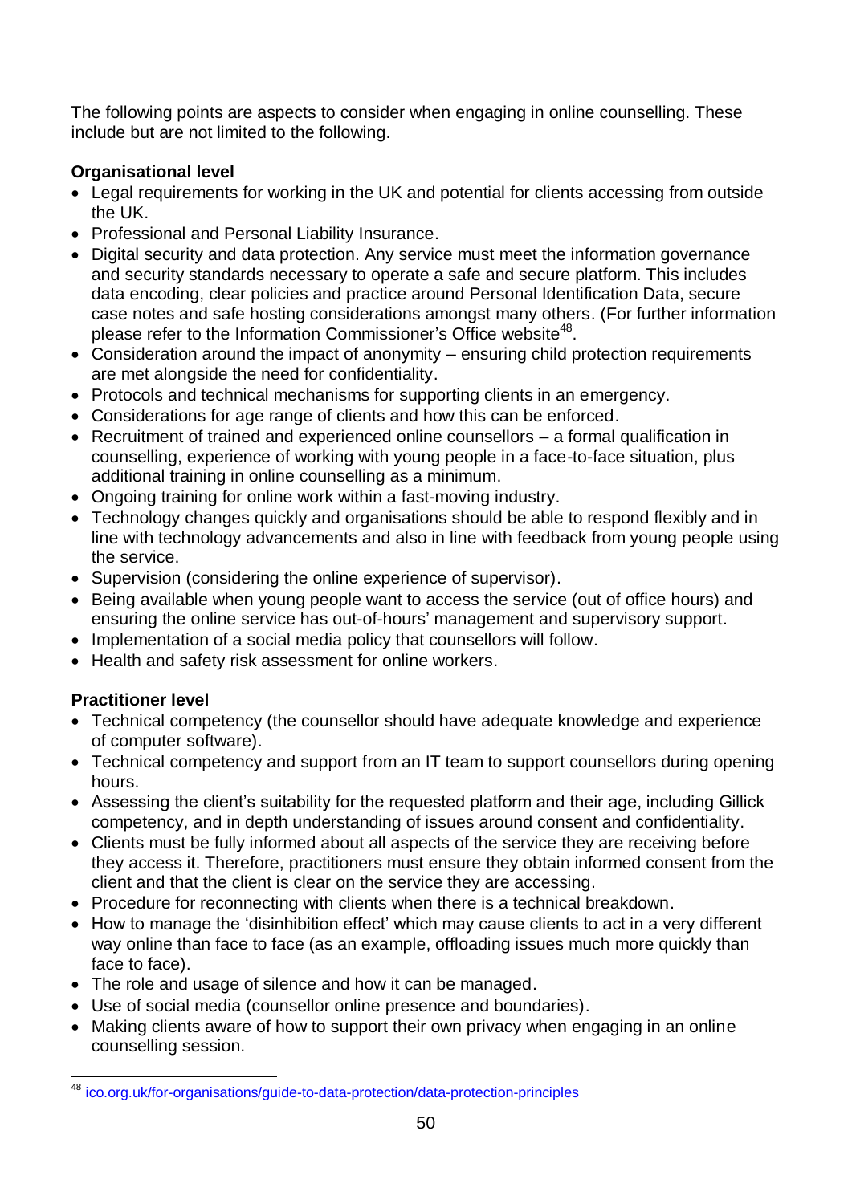The following points are aspects to consider when engaging in online counselling. These include but are not limited to the following.

**Organisational level**

- Legal requirements for working in the UK and potential for clients accessing from outside the UK.
- Professional and Personal Liability Insurance.
- Digital security and data protection. Any service must meet the information governance and security standards necessary to operate a safe and secure platform. This includes data encoding, clear policies and practice around Personal Identification Data, secure case notes and safe hosting considerations amongst many others. (For further information please refer to the Information Commissioner's Office website[48].
- Consideration around the impact of anonymity – ensuring child protection requirements are met alongside the need for confidentiality.
- Protocols and technical mechanisms for supporting clients in an emergency.
- Considerations for age range of clients and how this can be enforced.
- Recruitment of trained and experienced online counsellors – a formal qualification in counselling, experience of working with young people in a face-to-face situation, plus additional training in online counselling as a minimum.
- Ongoing training for online work within a fast-moving industry.
- Technology changes quickly and organisations should be able to respond flexibly and in line with technology advancements and also in line with feedback from young people using the service.
- Supervision (considering the online experience of supervisor).
- Being available when young people want to access the service (out of office hours) and ensuring the online service has out-of-hours' management and supervisory support.
- Implementation of a social media policy that counsellors will follow.
- Health and safety risk assessment for online workers.

**Practitioner level**

- Technical competency (the counsellor should have adequate knowledge and experience of computer software).
- Technical competency and support from an IT team to support counsellors during opening hours.
- Assessing the client's suitability for the requested platform and their age, including Gillick competency, and in depth understanding of issues around consent and confidentiality.
- Clients must be fully informed about all aspects of the service they are receiving before they access it. Therefore, practitioners must ensure they obtain informed consent from the client and that the client is clear on the service they are accessing.
- Procedure for reconnecting with clients when there is a technical breakdown.
- How to manage the 'disinhibition effect' which may cause clients to act in a very different way online than face to face (as an example, offloading issues much more quickly than face to face).
- The role and usage of silence and how it can be managed.
- Use of social media (counsellor online presence and boundaries).
- Making clients aware of how to support their own privacy when engaging in an online counselling session.

---

[48] ico.org.uk/for-organisations/guide-to-data-protection/data-protection-principles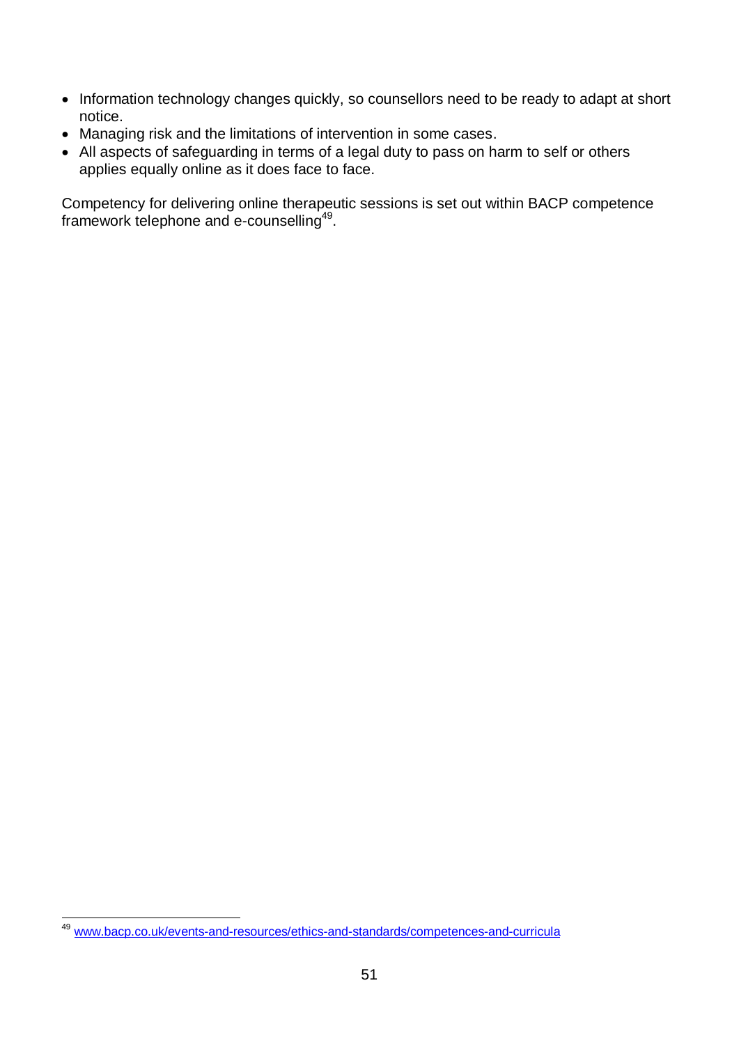- Information technology changes quickly, so counsellors need to be ready to adapt at short notice.
- Managing risk and the limitations of intervention in some cases.
- All aspects of safeguarding in terms of a legal duty to pass on harm to self or others applies equally online as it does face to face.

Competency for delivering online therapeutic sessions is set out within BACP competence framework telephone and e-counselling[49].

[49] www.bacp.co.uk/events-and-resources/ethics-and-standards/competences-and-curricula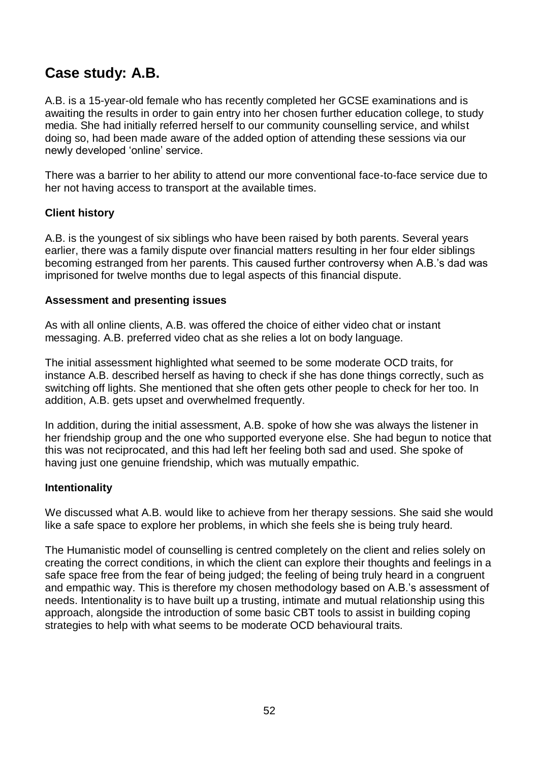# Case study: A.B.

A.B. is a 15-year-old female who has recently completed her GCSE examinations and is awaiting the results in order to gain entry into her chosen further education college, to study media. She had initially referred herself to our community counselling service, and whilst doing so, had been made aware of the added option of attending these sessions via our newly developed 'online' service.

There was a barrier to her ability to attend our more conventional face-to-face service due to her not having access to transport at the available times.

### Client history

A.B. is the youngest of six siblings who have been raised by both parents. Several years earlier, there was a family dispute over financial matters resulting in her four elder siblings becoming estranged from her parents. This caused further controversy when A.B.'s dad was imprisoned for twelve months due to legal aspects of this financial dispute.

### Assessment and presenting issues

As with all online clients, A.B. was offered the choice of either video chat or instant messaging. A.B. preferred video chat as she relies a lot on body language.

The initial assessment highlighted what seemed to be some moderate OCD traits, for instance A.B. described herself as having to check if she has done things correctly, such as switching off lights. She mentioned that she often gets other people to check for her too. In addition, A.B. gets upset and overwhelmed frequently.

In addition, during the initial assessment, A.B. spoke of how she was always the listener in her friendship group and the one who supported everyone else. She had begun to notice that this was not reciprocated, and this had left her feeling both sad and used. She spoke of having just one genuine friendship, which was mutually empathic.

### Intentionality

We discussed what A.B. would like to achieve from her therapy sessions. She said she would like a safe space to explore her problems, in which she feels she is being truly heard.

The Humanistic model of counselling is centred completely on the client and relies solely on creating the correct conditions, in which the client can explore their thoughts and feelings in a safe space free from the fear of being judged; the feeling of being truly heard in a congruent and empathic way. This is therefore my chosen methodology based on A.B.'s assessment of needs. Intentionality is to have built up a trusting, intimate and mutual relationship using this approach, alongside the introduction of some basic CBT tools to assist in building coping strategies to help with what seems to be moderate OCD behavioural traits.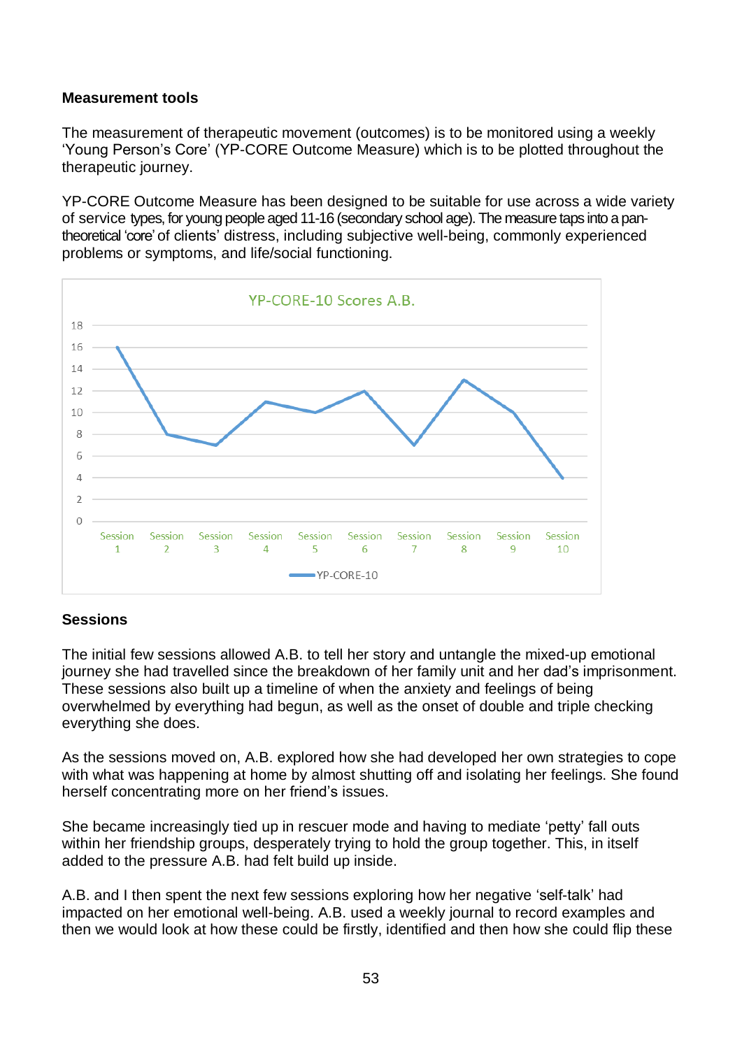**Measurement tools**

The measurement of therapeutic movement (outcomes) is to be monitored using a weekly 'Young Person's Core' (YP-CORE Outcome Measure) which is to be plotted throughout the therapeutic journey.

YP-CORE Outcome Measure has been designed to be suitable for use across a wide variety of service types, for young people aged 11-16 (secondary school age). The measure taps into a pan-theoretical 'core' of clients' distress, including subjective well-being, commonly experienced problems or symptoms, and life/social functioning.

YP-CORE-10 Scores A.B.

| | Session 1 | Session 2 | Session 3 | Session 4 | Session 5 | Session 6 | Session 7 | Session 8 | Session 9 | Session 10 |
|---|---|---|---|---|---|---|---|---|---|---|
| YP-CORE-10 | 16 | 8 | 7 | 11 | 10 | 12 | 7 | 13 | 10 | 4 |

**Sessions**

The initial few sessions allowed A.B. to tell her story and untangle the mixed-up emotional journey she had travelled since the breakdown of her family unit and her dad's imprisonment. These sessions also built up a timeline of when the anxiety and feelings of being overwhelmed by everything had begun, as well as the onset of double and triple checking everything she does.

As the sessions moved on, A.B. explored how she had developed her own strategies to cope with what was happening at home by almost shutting off and isolating her feelings. She found herself concentrating more on her friend's issues.

She became increasingly tied up in rescuer mode and having to mediate 'petty' fall outs within her friendship groups, desperately trying to hold the group together. This, in itself added to the pressure A.B. had felt build up inside.

A.B. and I then spent the next few sessions exploring how her negative 'self-talk' had impacted on her emotional well-being. A.B. used a weekly journal to record examples and then we would look at how these could be firstly, identified and then how she could flip these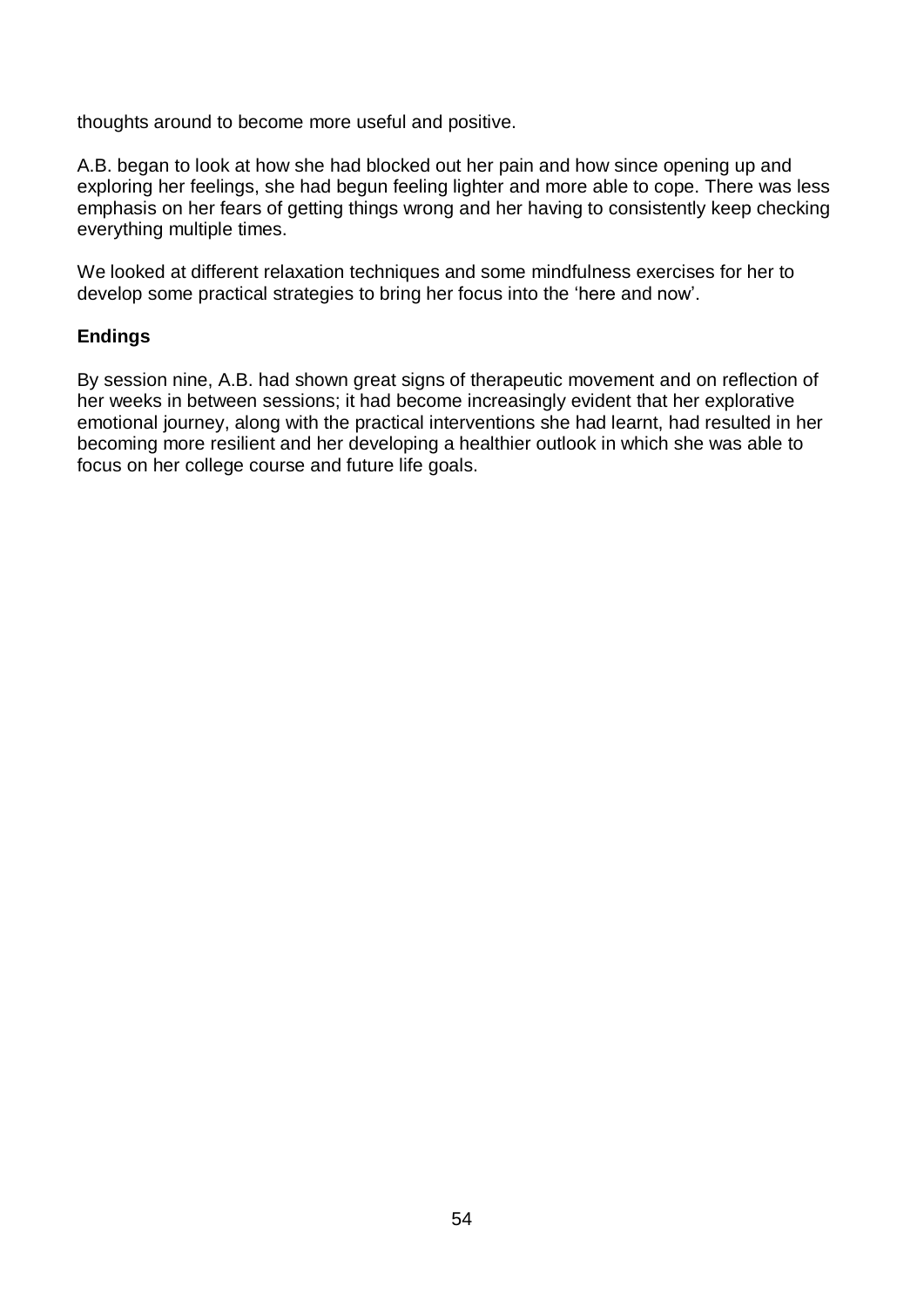thoughts around to become more useful and positive.

A.B. began to look at how she had blocked out her pain and how since opening up and exploring her feelings, she had begun feeling lighter and more able to cope. There was less emphasis on her fears of getting things wrong and her having to consistently keep checking everything multiple times.

We looked at different relaxation techniques and some mindfulness exercises for her to develop some practical strategies to bring her focus into the 'here and now'.

**Endings**

By session nine, A.B. had shown great signs of therapeutic movement and on reflection of her weeks in between sessions; it had become increasingly evident that her explorative emotional journey, along with the practical interventions she had learnt, had resulted in her becoming more resilient and her developing a healthier outlook in which she was able to focus on her college course and future life goals.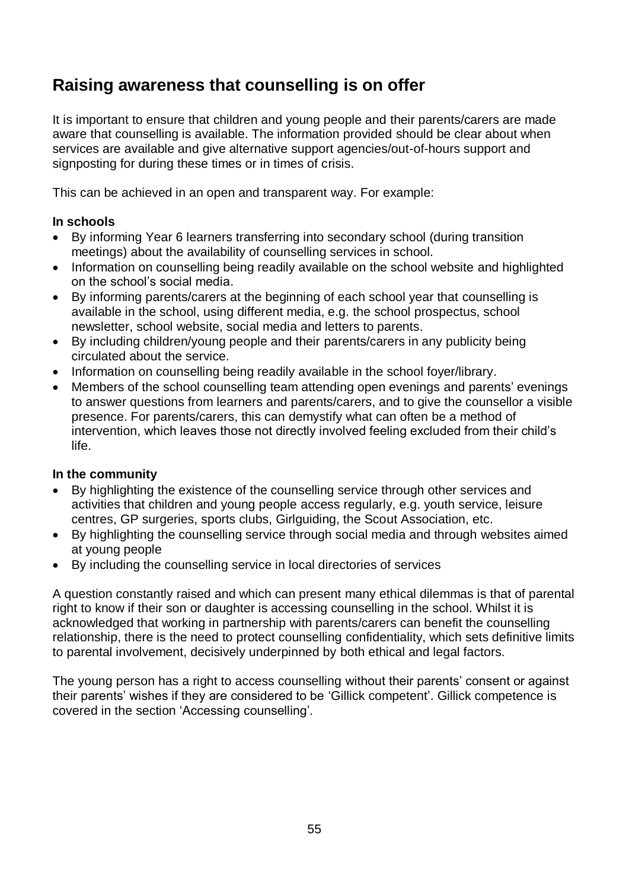## Raising awareness that counselling is on offer

It is important to ensure that children and young people and their parents/carers are made aware that counselling is available. The information provided should be clear about when services are available and give alternative support agencies/out-of-hours support and signposting for during these times or in times of crisis.

This can be achieved in an open and transparent way. For example:

**In schools**

- By informing Year 6 learners transferring into secondary school (during transition meetings) about the availability of counselling services in school.
- Information on counselling being readily available on the school website and highlighted on the school's social media.
- By informing parents/carers at the beginning of each school year that counselling is available in the school, using different media, e.g. the school prospectus, school newsletter, school website, social media and letters to parents.
- By including children/young people and their parents/carers in any publicity being circulated about the service.
- Information on counselling being readily available in the school foyer/library.
- Members of the school counselling team attending open evenings and parents' evenings to answer questions from learners and parents/carers, and to give the counsellor a visible presence. For parents/carers, this can demystify what can often be a method of intervention, which leaves those not directly involved feeling excluded from their child's life.

**In the community**

- By highlighting the existence of the counselling service through other services and activities that children and young people access regularly, e.g. youth service, leisure centres, GP surgeries, sports clubs, Girlguiding, the Scout Association, etc.
- By highlighting the counselling service through social media and through websites aimed at young people
- By including the counselling service in local directories of services

A question constantly raised and which can present many ethical dilemmas is that of parental right to know if their son or daughter is accessing counselling in the school. Whilst it is acknowledged that working in partnership with parents/carers can benefit the counselling relationship, there is the need to protect counselling confidentiality, which sets definitive limits to parental involvement, decisively underpinned by both ethical and legal factors.

The young person has a right to access counselling without their parents' consent or against their parents' wishes if they are considered to be 'Gillick competent'. Gillick competence is covered in the section 'Accessing counselling'.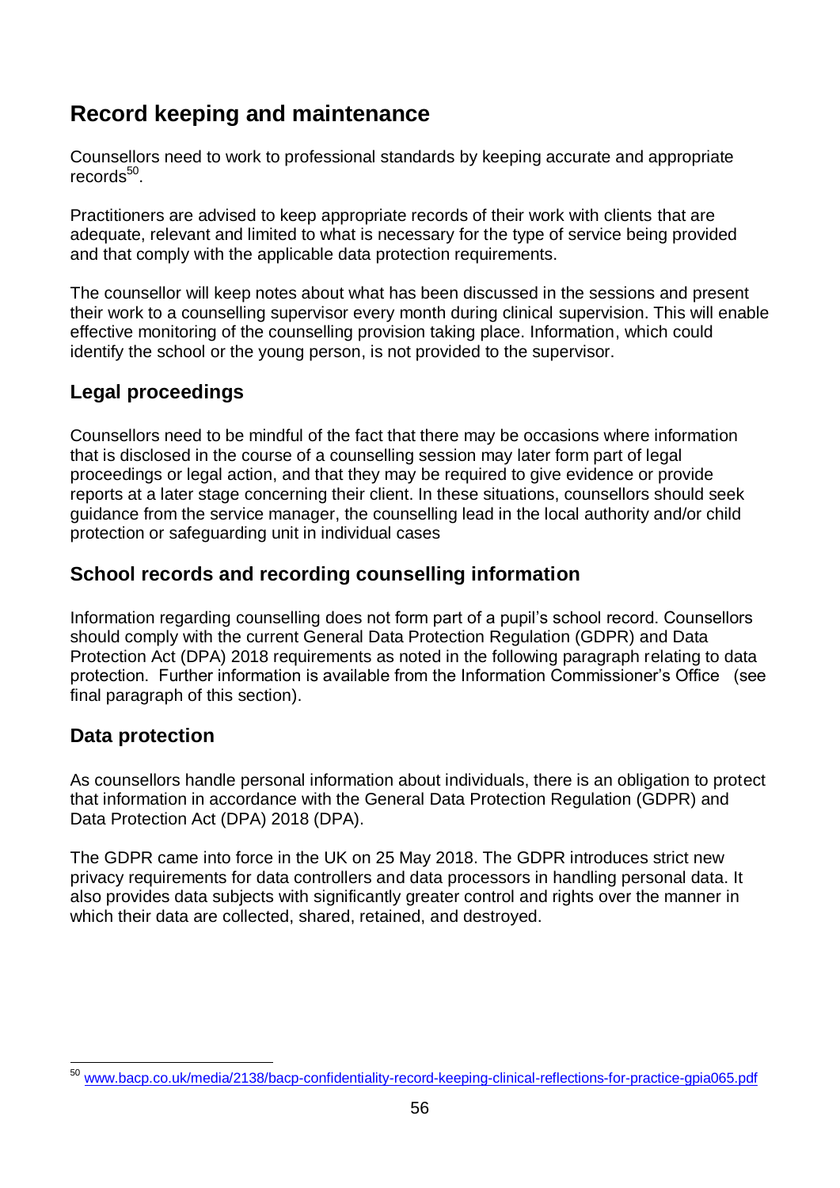## Record keeping and maintenance

Counsellors need to work to professional standards by keeping accurate and appropriate records[50].

Practitioners are advised to keep appropriate records of their work with clients that are adequate, relevant and limited to what is necessary for the type of service being provided and that comply with the applicable data protection requirements.

The counsellor will keep notes about what has been discussed in the sessions and present their work to a counselling supervisor every month during clinical supervision. This will enable effective monitoring of the counselling provision taking place. Information, which could identify the school or the young person, is not provided to the supervisor.

### Legal proceedings

Counsellors need to be mindful of the fact that there may be occasions where information that is disclosed in the course of a counselling session may later form part of legal proceedings or legal action, and that they may be required to give evidence or provide reports at a later stage concerning their client. In these situations, counsellors should seek guidance from the service manager, the counselling lead in the local authority and/or child protection or safeguarding unit in individual cases

### School records and recording counselling information

Information regarding counselling does not form part of a pupil's school record. Counsellors should comply with the current General Data Protection Regulation (GDPR) and Data Protection Act (DPA) 2018 requirements as noted in the following paragraph relating to data protection. Further information is available from the Information Commissioner's Office (see final paragraph of this section).

### Data protection

As counsellors handle personal information about individuals, there is an obligation to protect that information in accordance with the General Data Protection Regulation (GDPR) and Data Protection Act (DPA) 2018 (DPA).

The GDPR came into force in the UK on 25 May 2018. The GDPR introduces strict new privacy requirements for data controllers and data processors in handling personal data. It also provides data subjects with significantly greater control and rights over the manner in which their data are collected, shared, retained, and destroyed.

---

[50] www.bacp.co.uk/media/2138/bacp-confidentiality-record-keeping-clinical-reflections-for-practice-gpia065.pdf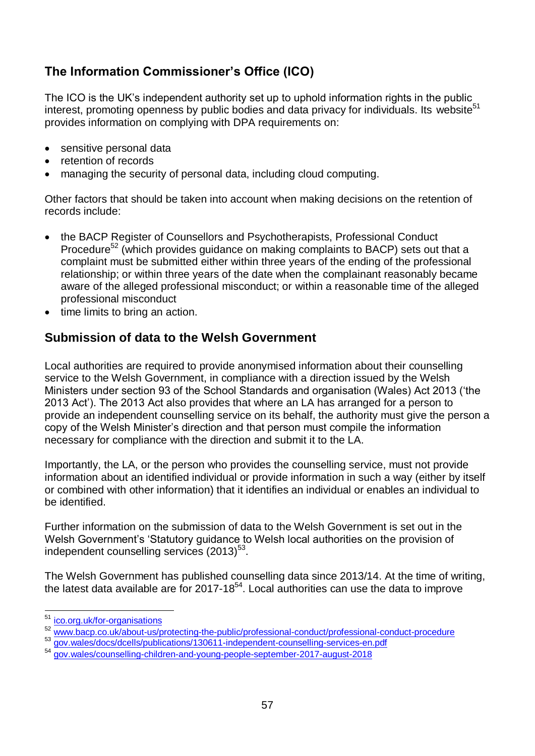## The Information Commissioner's Office (ICO)

The ICO is the UK's independent authority set up to uphold information rights in the public interest, promoting openness by public bodies and data privacy for individuals. Its website[51] provides information on complying with DPA requirements on:

- sensitive personal data
- retention of records
- managing the security of personal data, including cloud computing.

Other factors that should be taken into account when making decisions on the retention of records include:

- the BACP Register of Counsellors and Psychotherapists, Professional Conduct Procedure[52] (which provides guidance on making complaints to BACP) sets out that a complaint must be submitted either within three years of the ending of the professional relationship; or within three years of the date when the complainant reasonably became aware of the alleged professional misconduct; or within a reasonable time of the alleged professional misconduct
- time limits to bring an action.

## Submission of data to the Welsh Government

Local authorities are required to provide anonymised information about their counselling service to the Welsh Government, in compliance with a direction issued by the Welsh Ministers under section 93 of the School Standards and organisation (Wales) Act 2013 ('the 2013 Act'). The 2013 Act also provides that where an LA has arranged for a person to provide an independent counselling service on its behalf, the authority must give the person a copy of the Welsh Minister's direction and that person must compile the information necessary for compliance with the direction and submit it to the LA.

Importantly, the LA, or the person who provides the counselling service, must not provide information about an identified individual or provide information in such a way (either by itself or combined with other information) that it identifies an individual or enables an individual to be identified.

Further information on the submission of data to the Welsh Government is set out in the Welsh Government's 'Statutory guidance to Welsh local authorities on the provision of independent counselling services (2013)[53].

The Welsh Government has published counselling data since 2013/14. At the time of writing, the latest data available are for 2017-18[54]. Local authorities can use the data to improve

---

[51] ico.org.uk/for-organisations

[52] www.bacp.co.uk/about-us/protecting-the-public/professional-conduct/professional-conduct-procedure

[53] gov.wales/docs/dcells/publications/130611-independent-counselling-services-en.pdf

[54] gov.wales/counselling-children-and-young-people-september-2017-august-2018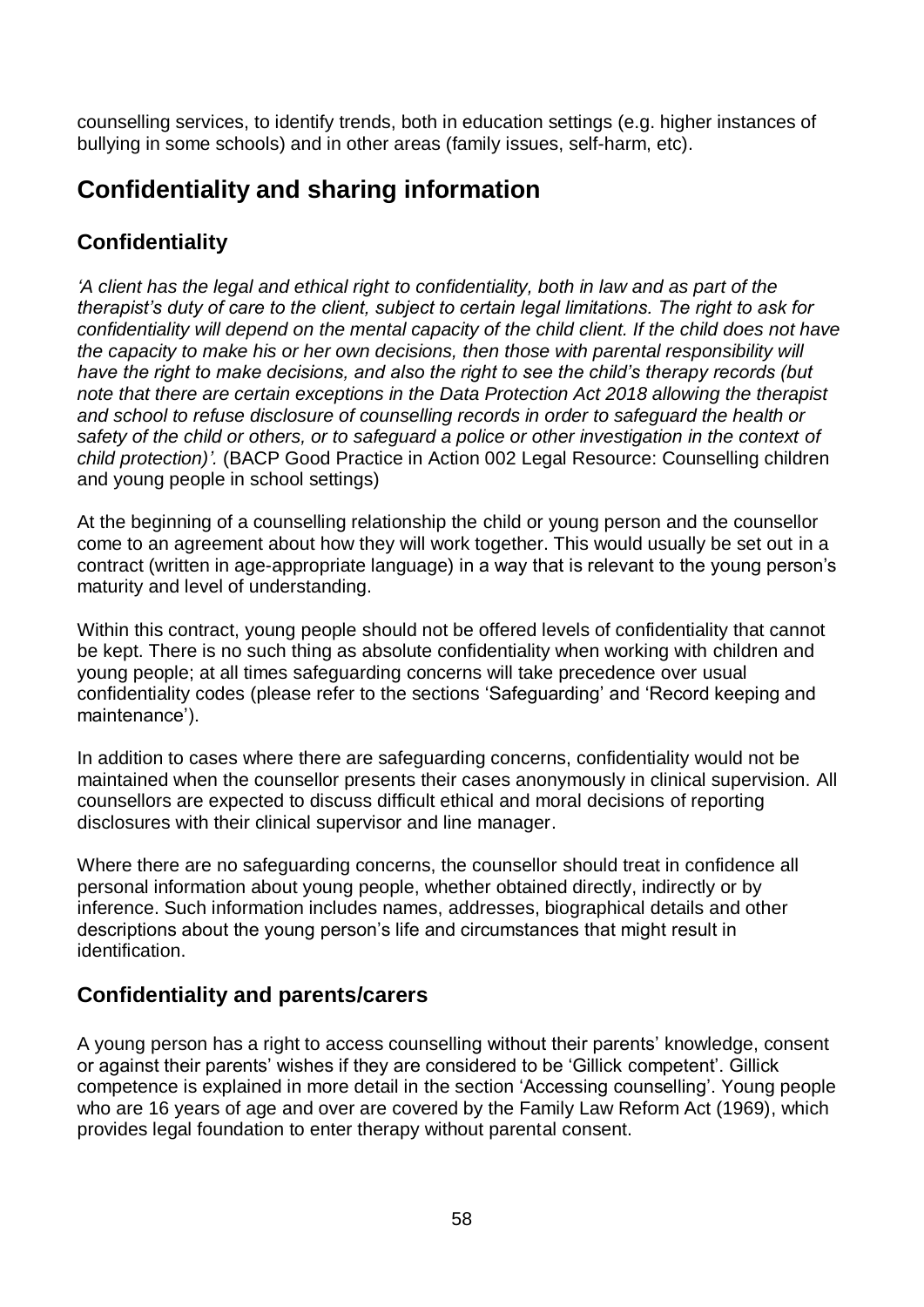counselling services, to identify trends, both in education settings (e.g. higher instances of bullying in some schools) and in other areas (family issues, self-harm, etc).

## Confidentiality and sharing information

### Confidentiality

*'A client has the legal and ethical right to confidentiality, both in law and as part of the therapist's duty of care to the client, subject to certain legal limitations. The right to ask for confidentiality will depend on the mental capacity of the child client. If the child does not have the capacity to make his or her own decisions, then those with parental responsibility will have the right to make decisions, and also the right to see the child's therapy records (but note that there are certain exceptions in the Data Protection Act 2018 allowing the therapist and school to refuse disclosure of counselling records in order to safeguard the health or safety of the child or others, or to safeguard a police or other investigation in the context of child protection)'.* (BACP Good Practice in Action 002 Legal Resource: Counselling children and young people in school settings)

At the beginning of a counselling relationship the child or young person and the counsellor come to an agreement about how they will work together. This would usually be set out in a contract (written in age-appropriate language) in a way that is relevant to the young person's maturity and level of understanding.

Within this contract, young people should not be offered levels of confidentiality that cannot be kept. There is no such thing as absolute confidentiality when working with children and young people; at all times safeguarding concerns will take precedence over usual confidentiality codes (please refer to the sections 'Safeguarding' and 'Record keeping and maintenance').

In addition to cases where there are safeguarding concerns, confidentiality would not be maintained when the counsellor presents their cases anonymously in clinical supervision. All counsellors are expected to discuss difficult ethical and moral decisions of reporting disclosures with their clinical supervisor and line manager.

Where there are no safeguarding concerns, the counsellor should treat in confidence all personal information about young people, whether obtained directly, indirectly or by inference. Such information includes names, addresses, biographical details and other descriptions about the young person's life and circumstances that might result in identification.

### Confidentiality and parents/carers

A young person has a right to access counselling without their parents' knowledge, consent or against their parents' wishes if they are considered to be 'Gillick competent'. Gillick competence is explained in more detail in the section 'Accessing counselling'. Young people who are 16 years of age and over are covered by the Family Law Reform Act (1969), which provides legal foundation to enter therapy without parental consent.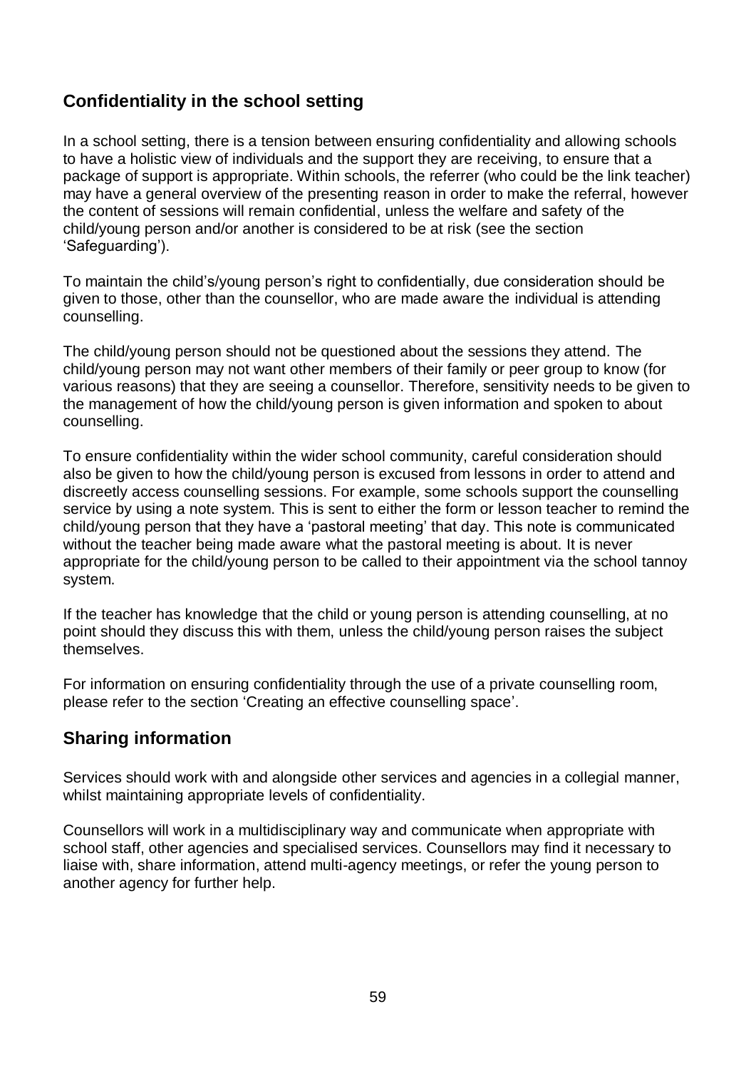## Confidentiality in the school setting

In a school setting, there is a tension between ensuring confidentiality and allowing schools to have a holistic view of individuals and the support they are receiving, to ensure that a package of support is appropriate. Within schools, the referrer (who could be the link teacher) may have a general overview of the presenting reason in order to make the referral, however the content of sessions will remain confidential, unless the welfare and safety of the child/young person and/or another is considered to be at risk (see the section 'Safeguarding').

To maintain the child's/young person's right to confidentially, due consideration should be given to those, other than the counsellor, who are made aware the individual is attending counselling.

The child/young person should not be questioned about the sessions they attend. The child/young person may not want other members of their family or peer group to know (for various reasons) that they are seeing a counsellor. Therefore, sensitivity needs to be given to the management of how the child/young person is given information and spoken to about counselling.

To ensure confidentiality within the wider school community, careful consideration should also be given to how the child/young person is excused from lessons in order to attend and discreetly access counselling sessions. For example, some schools support the counselling service by using a note system. This is sent to either the form or lesson teacher to remind the child/young person that they have a 'pastoral meeting' that day. This note is communicated without the teacher being made aware what the pastoral meeting is about. It is never appropriate for the child/young person to be called to their appointment via the school tannoy system.

If the teacher has knowledge that the child or young person is attending counselling, at no point should they discuss this with them, unless the child/young person raises the subject themselves.

For information on ensuring confidentiality through the use of a private counselling room, please refer to the section 'Creating an effective counselling space'.

## Sharing information

Services should work with and alongside other services and agencies in a collegial manner, whilst maintaining appropriate levels of confidentiality.

Counsellors will work in a multidisciplinary way and communicate when appropriate with school staff, other agencies and specialised services. Counsellors may find it necessary to liaise with, share information, attend multi-agency meetings, or refer the young person to another agency for further help.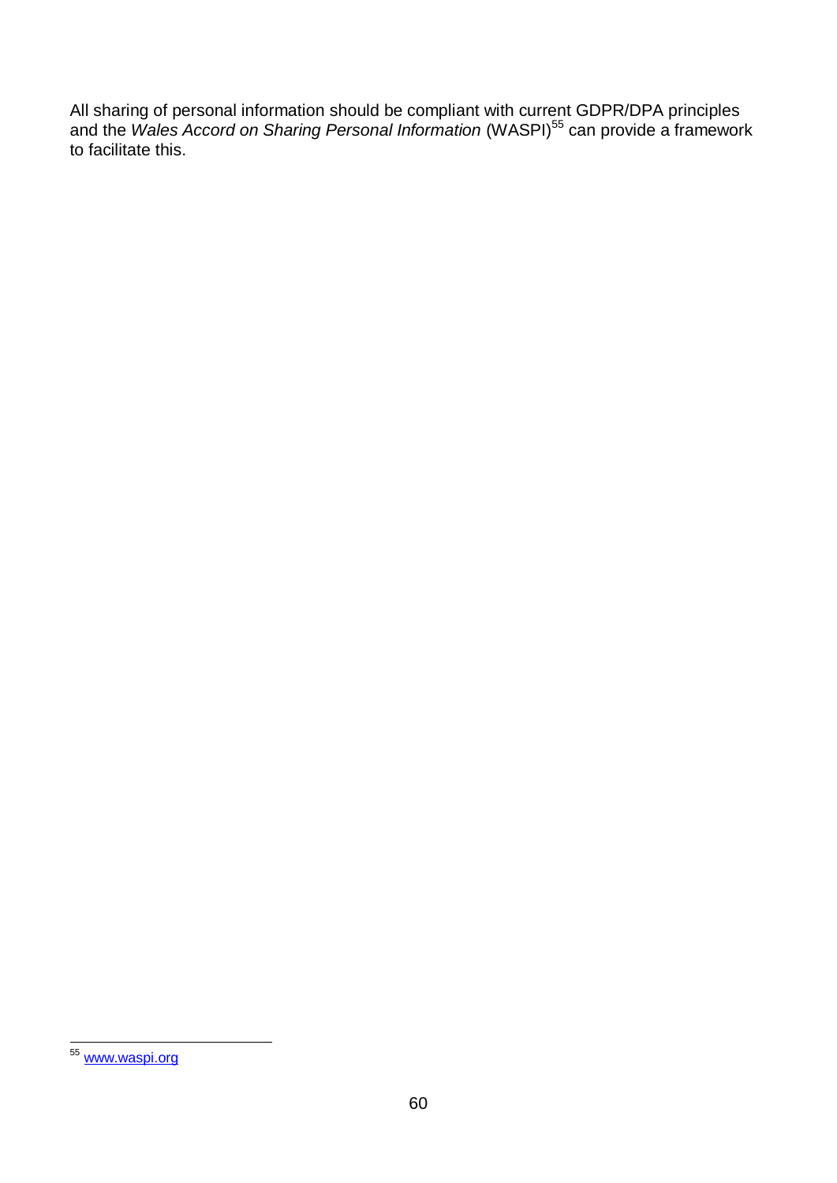All sharing of personal information should be compliant with current GDPR/DPA principles and the *Wales Accord on Sharing Personal Information* (WASPI)[55] can provide a framework to facilitate this.

[55] www.waspi.org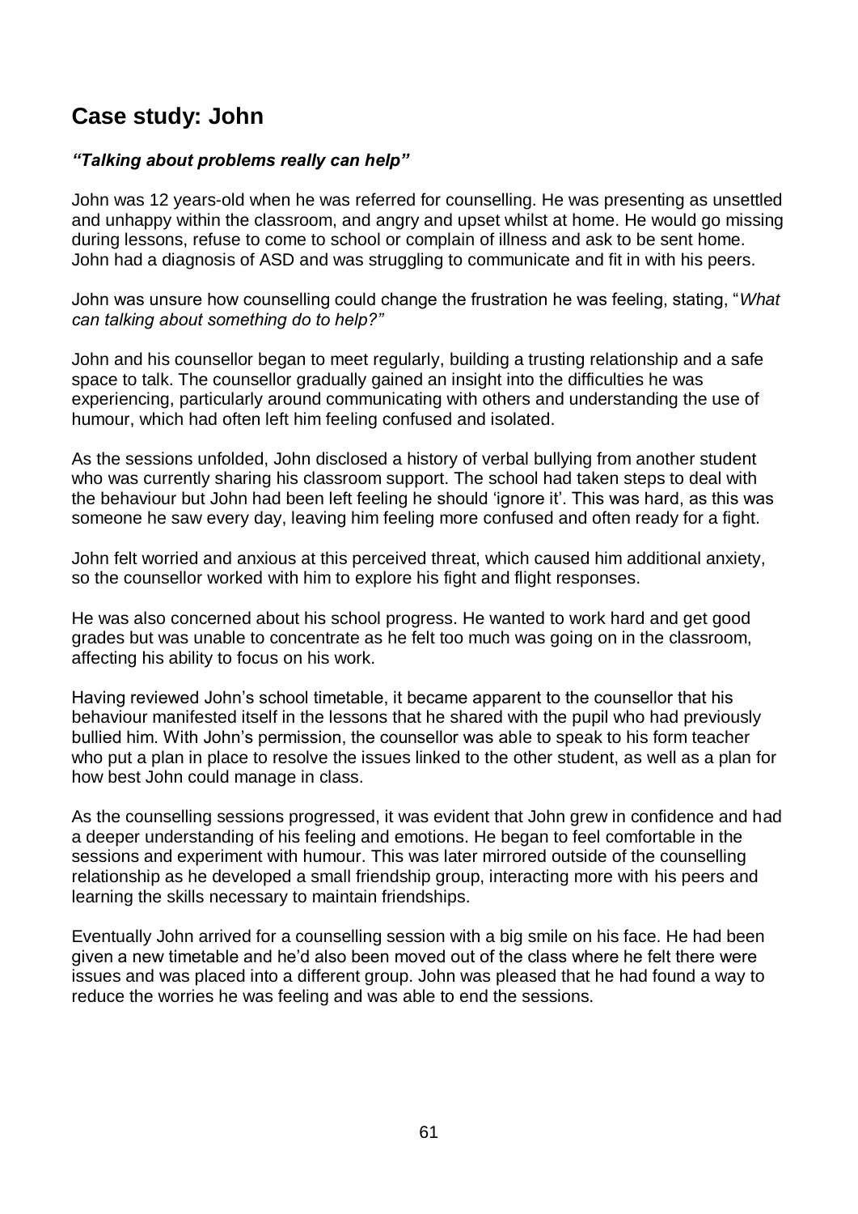## Case study: John

***"Talking about problems really can help"***

John was 12 years-old when he was referred for counselling. He was presenting as unsettled and unhappy within the classroom, and angry and upset whilst at home. He would go missing during lessons, refuse to come to school or complain of illness and ask to be sent home. John had a diagnosis of ASD and was struggling to communicate and fit in with his peers.

John was unsure how counselling could change the frustration he was feeling, stating, "*What can talking about something do to help?"*

John and his counsellor began to meet regularly, building a trusting relationship and a safe space to talk. The counsellor gradually gained an insight into the difficulties he was experiencing, particularly around communicating with others and understanding the use of humour, which had often left him feeling confused and isolated.

As the sessions unfolded, John disclosed a history of verbal bullying from another student who was currently sharing his classroom support. The school had taken steps to deal with the behaviour but John had been left feeling he should 'ignore it'. This was hard, as this was someone he saw every day, leaving him feeling more confused and often ready for a fight.

John felt worried and anxious at this perceived threat, which caused him additional anxiety, so the counsellor worked with him to explore his fight and flight responses.

He was also concerned about his school progress. He wanted to work hard and get good grades but was unable to concentrate as he felt too much was going on in the classroom, affecting his ability to focus on his work.

Having reviewed John's school timetable, it became apparent to the counsellor that his behaviour manifested itself in the lessons that he shared with the pupil who had previously bullied him. With John's permission, the counsellor was able to speak to his form teacher who put a plan in place to resolve the issues linked to the other student, as well as a plan for how best John could manage in class.

As the counselling sessions progressed, it was evident that John grew in confidence and had a deeper understanding of his feeling and emotions. He began to feel comfortable in the sessions and experiment with humour. This was later mirrored outside of the counselling relationship as he developed a small friendship group, interacting more with his peers and learning the skills necessary to maintain friendships.

Eventually John arrived for a counselling session with a big smile on his face. He had been given a new timetable and he'd also been moved out of the class where he felt there were issues and was placed into a different group. John was pleased that he had found a way to reduce the worries he was feeling and was able to end the sessions.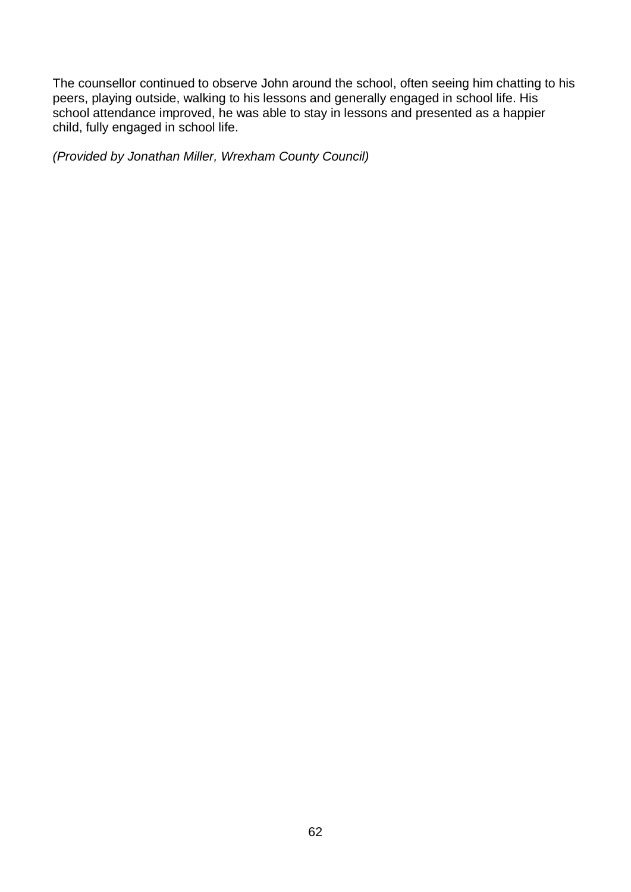The counsellor continued to observe John around the school, often seeing him chatting to his peers, playing outside, walking to his lessons and generally engaged in school life. His school attendance improved, he was able to stay in lessons and presented as a happier child, fully engaged in school life.

*(Provided by Jonathan Miller, Wrexham County Council)*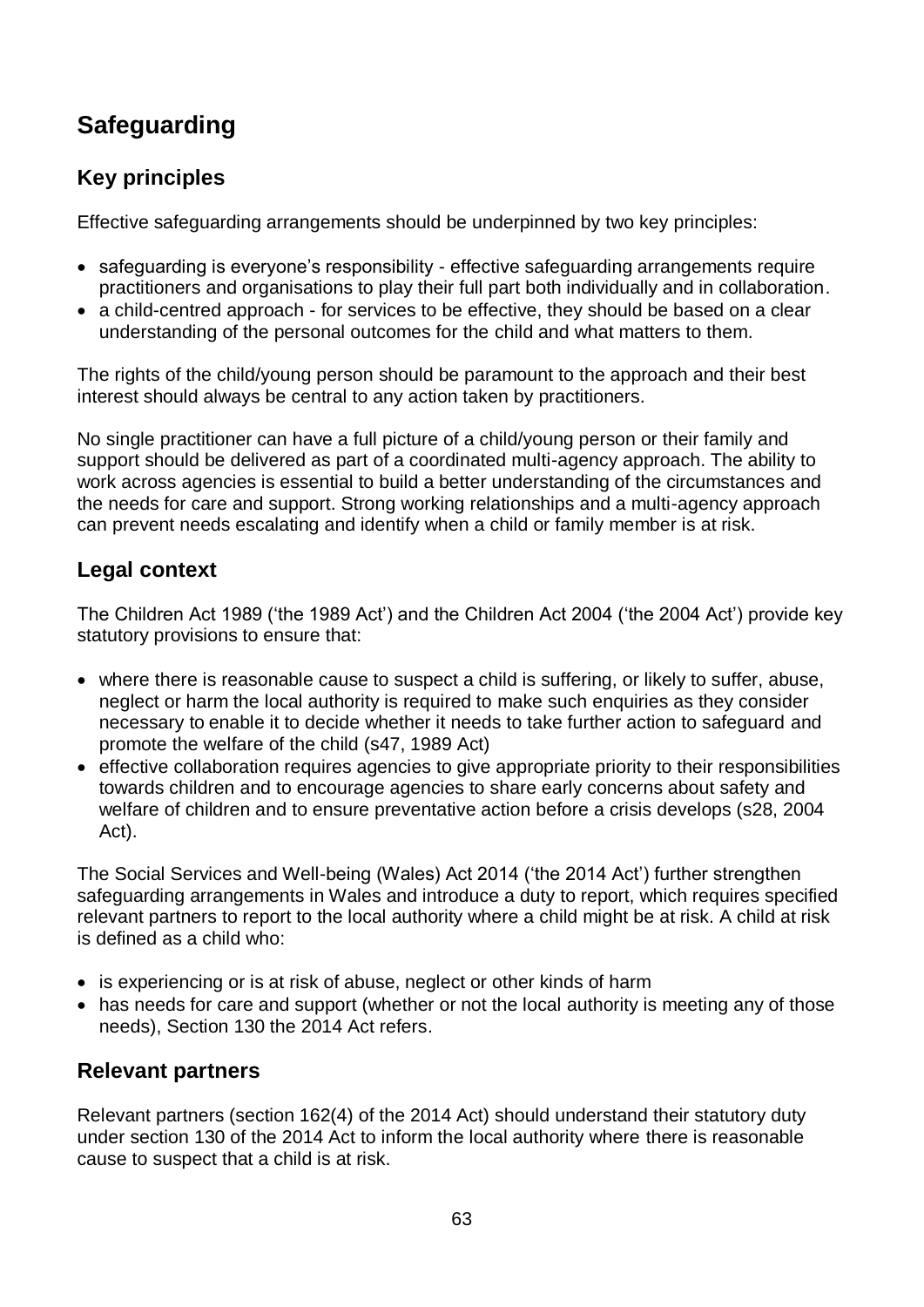# Safeguarding

## Key principles

Effective safeguarding arrangements should be underpinned by two key principles:

- safeguarding is everyone's responsibility - effective safeguarding arrangements require practitioners and organisations to play their full part both individually and in collaboration.
- a child-centred approach - for services to be effective, they should be based on a clear understanding of the personal outcomes for the child and what matters to them.

The rights of the child/young person should be paramount to the approach and their best interest should always be central to any action taken by practitioners.

No single practitioner can have a full picture of a child/young person or their family and support should be delivered as part of a coordinated multi-agency approach. The ability to work across agencies is essential to build a better understanding of the circumstances and the needs for care and support. Strong working relationships and a multi-agency approach can prevent needs escalating and identify when a child or family member is at risk.

## Legal context

The Children Act 1989 ('the 1989 Act') and the Children Act 2004 ('the 2004 Act') provide key statutory provisions to ensure that:

- where there is reasonable cause to suspect a child is suffering, or likely to suffer, abuse, neglect or harm the local authority is required to make such enquiries as they consider necessary to enable it to decide whether it needs to take further action to safeguard and promote the welfare of the child (s47, 1989 Act)
- effective collaboration requires agencies to give appropriate priority to their responsibilities towards children and to encourage agencies to share early concerns about safety and welfare of children and to ensure preventative action before a crisis develops (s28, 2004 Act).

The Social Services and Well-being (Wales) Act 2014 ('the 2014 Act') further strengthen safeguarding arrangements in Wales and introduce a duty to report, which requires specified relevant partners to report to the local authority where a child might be at risk. A child at risk is defined as a child who:

- is experiencing or is at risk of abuse, neglect or other kinds of harm
- has needs for care and support (whether or not the local authority is meeting any of those needs), Section 130 the 2014 Act refers.

## Relevant partners

Relevant partners (section 162(4) of the 2014 Act) should understand their statutory duty under section 130 of the 2014 Act to inform the local authority where there is reasonable cause to suspect that a child is at risk.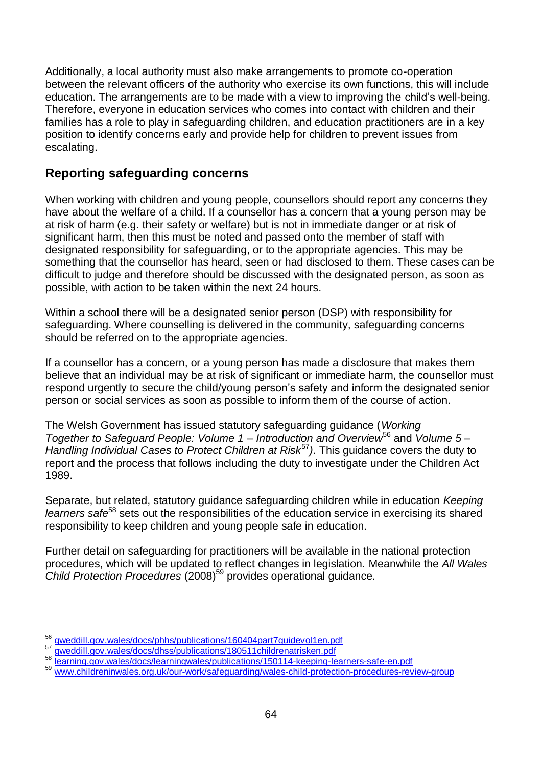Additionally, a local authority must also make arrangements to promote co-operation between the relevant officers of the authority who exercise its own functions, this will include education. The arrangements are to be made with a view to improving the child's well-being. Therefore, everyone in education services who comes into contact with children and their families has a role to play in safeguarding children, and education practitioners are in a key position to identify concerns early and provide help for children to prevent issues from escalating.

## Reporting safeguarding concerns

When working with children and young people, counsellors should report any concerns they have about the welfare of a child. If a counsellor has a concern that a young person may be at risk of harm (e.g. their safety or welfare) but is not in immediate danger or at risk of significant harm, then this must be noted and passed onto the member of staff with designated responsibility for safeguarding, or to the appropriate agencies. This may be something that the counsellor has heard, seen or had disclosed to them. These cases can be difficult to judge and therefore should be discussed with the designated person, as soon as possible, with action to be taken within the next 24 hours.

Within a school there will be a designated senior person (DSP) with responsibility for safeguarding. Where counselling is delivered in the community, safeguarding concerns should be referred on to the appropriate agencies.

If a counsellor has a concern, or a young person has made a disclosure that makes them believe that an individual may be at risk of significant or immediate harm, the counsellor must respond urgently to secure the child/young person's safety and inform the designated senior person or social services as soon as possible to inform them of the course of action.

The Welsh Government has issued statutory safeguarding guidance (*Working Together to Safeguard People: Volume 1 – Introduction and Overview*[56] and *Volume 5 – Handling Individual Cases to Protect Children at Risk*[57]*)*. This guidance covers the duty to report and the process that follows including the duty to investigate under the Children Act 1989.

Separate, but related, statutory guidance safeguarding children while in education *Keeping learners safe*[58] sets out the responsibilities of the education service in exercising its shared responsibility to keep children and young people safe in education.

Further detail on safeguarding for practitioners will be available in the national protection procedures, which will be updated to reflect changes in legislation. Meanwhile the *All Wales Child Protection Procedures* (2008)[59] provides operational guidance.

[56] gweddill.gov.wales/docs/phhs/publications/160404part7guidevol1en.pdf
[57] gweddill.gov.wales/docs/dhss/publications/180511childrenatrisken.pdf
[58] learning.gov.wales/docs/learningwales/publications/150114-keeping-learners-safe-en.pdf
[59] www.childreninwales.org.uk/our-work/safeguarding/wales-child-protection-procedures-review-group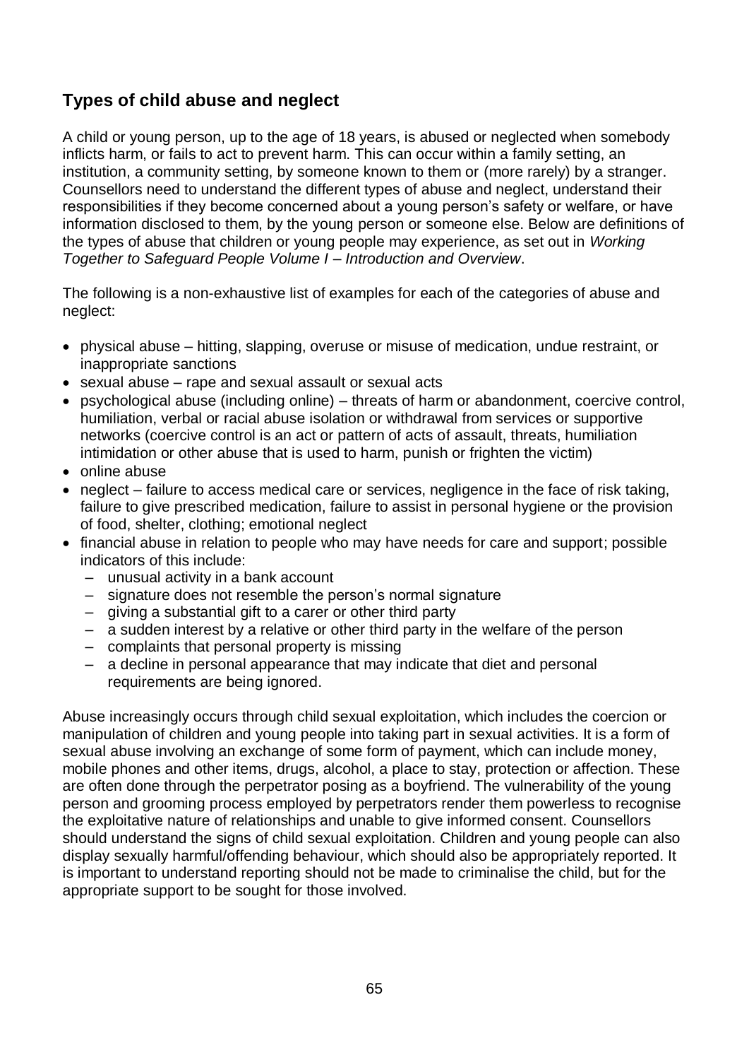## Types of child abuse and neglect

A child or young person, up to the age of 18 years, is abused or neglected when somebody inflicts harm, or fails to act to prevent harm. This can occur within a family setting, an institution, a community setting, by someone known to them or (more rarely) by a stranger. Counsellors need to understand the different types of abuse and neglect, understand their responsibilities if they become concerned about a young person's safety or welfare, or have information disclosed to them, by the young person or someone else. Below are definitions of the types of abuse that children or young people may experience, as set out in *Working Together to Safeguard People Volume I – Introduction and Overview*.

The following is a non-exhaustive list of examples for each of the categories of abuse and neglect:

- physical abuse – hitting, slapping, overuse or misuse of medication, undue restraint, or inappropriate sanctions
- sexual abuse – rape and sexual assault or sexual acts
- psychological abuse (including online) – threats of harm or abandonment, coercive control, humiliation, verbal or racial abuse isolation or withdrawal from services or supportive networks (coercive control is an act or pattern of acts of assault, threats, humiliation intimidation or other abuse that is used to harm, punish or frighten the victim)
- online abuse
- neglect – failure to access medical care or services, negligence in the face of risk taking, failure to give prescribed medication, failure to assist in personal hygiene or the provision of food, shelter, clothing; emotional neglect
- financial abuse in relation to people who may have needs for care and support; possible indicators of this include:
  - unusual activity in a bank account
  - signature does not resemble the person's normal signature
  - giving a substantial gift to a carer or other third party
  - a sudden interest by a relative or other third party in the welfare of the person
  - complaints that personal property is missing
  - a decline in personal appearance that may indicate that diet and personal requirements are being ignored.

Abuse increasingly occurs through child sexual exploitation, which includes the coercion or manipulation of children and young people into taking part in sexual activities. It is a form of sexual abuse involving an exchange of some form of payment, which can include money, mobile phones and other items, drugs, alcohol, a place to stay, protection or affection. These are often done through the perpetrator posing as a boyfriend. The vulnerability of the young person and grooming process employed by perpetrators render them powerless to recognise the exploitative nature of relationships and unable to give informed consent. Counsellors should understand the signs of child sexual exploitation. Children and young people can also display sexually harmful/offending behaviour, which should also be appropriately reported. It is important to understand reporting should not be made to criminalise the child, but for the appropriate support to be sought for those involved.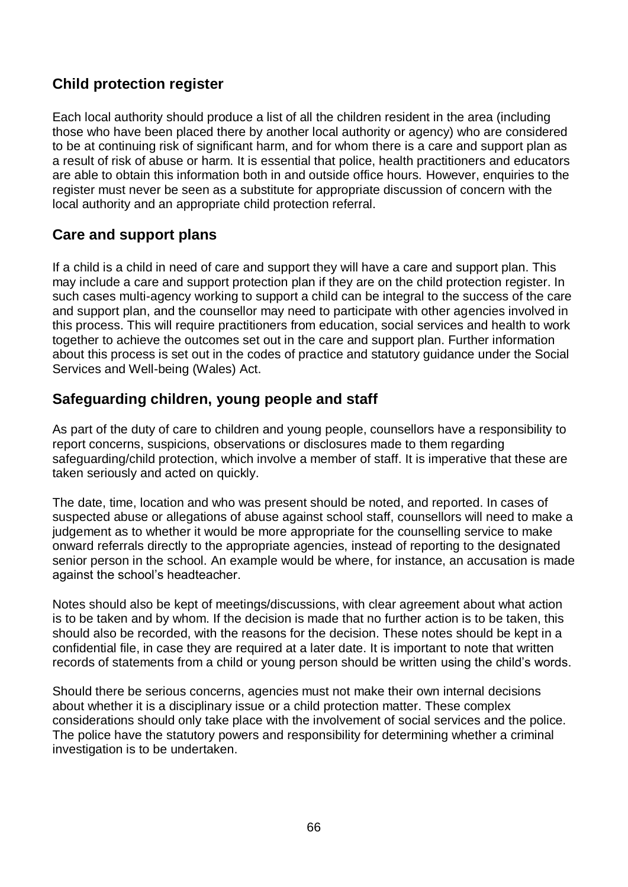## Child protection register

Each local authority should produce a list of all the children resident in the area (including those who have been placed there by another local authority or agency) who are considered to be at continuing risk of significant harm, and for whom there is a care and support plan as a result of risk of abuse or harm. It is essential that police, health practitioners and educators are able to obtain this information both in and outside office hours. However, enquiries to the register must never be seen as a substitute for appropriate discussion of concern with the local authority and an appropriate child protection referral.

## Care and support plans

If a child is a child in need of care and support they will have a care and support plan. This may include a care and support protection plan if they are on the child protection register. In such cases multi-agency working to support a child can be integral to the success of the care and support plan, and the counsellor may need to participate with other agencies involved in this process. This will require practitioners from education, social services and health to work together to achieve the outcomes set out in the care and support plan. Further information about this process is set out in the codes of practice and statutory guidance under the Social Services and Well-being (Wales) Act.

## Safeguarding children, young people and staff

As part of the duty of care to children and young people, counsellors have a responsibility to report concerns, suspicions, observations or disclosures made to them regarding safeguarding/child protection, which involve a member of staff. It is imperative that these are taken seriously and acted on quickly.

The date, time, location and who was present should be noted, and reported. In cases of suspected abuse or allegations of abuse against school staff, counsellors will need to make a judgement as to whether it would be more appropriate for the counselling service to make onward referrals directly to the appropriate agencies, instead of reporting to the designated senior person in the school. An example would be where, for instance, an accusation is made against the school's headteacher.

Notes should also be kept of meetings/discussions, with clear agreement about what action is to be taken and by whom. If the decision is made that no further action is to be taken, this should also be recorded, with the reasons for the decision. These notes should be kept in a confidential file, in case they are required at a later date. It is important to note that written records of statements from a child or young person should be written using the child's words.

Should there be serious concerns, agencies must not make their own internal decisions about whether it is a disciplinary issue or a child protection matter. These complex considerations should only take place with the involvement of social services and the police. The police have the statutory powers and responsibility for determining whether a criminal investigation is to be undertaken.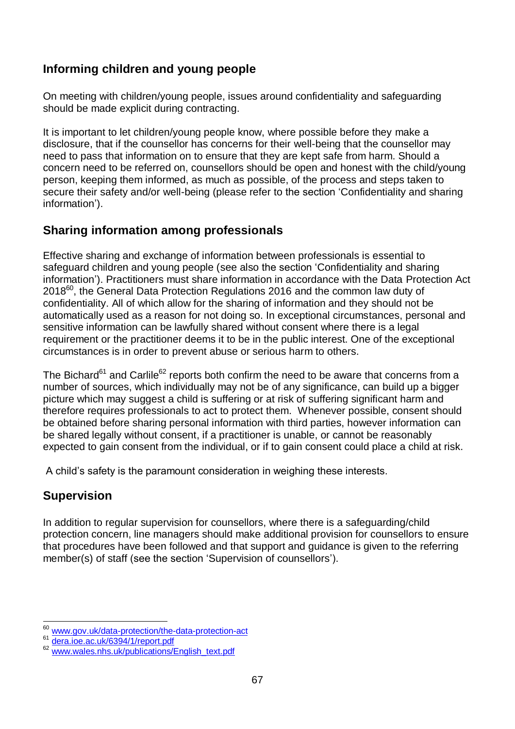## Informing children and young people

On meeting with children/young people, issues around confidentiality and safeguarding should be made explicit during contracting.

It is important to let children/young people know, where possible before they make a disclosure, that if the counsellor has concerns for their well-being that the counsellor may need to pass that information on to ensure that they are kept safe from harm. Should a concern need to be referred on, counsellors should be open and honest with the child/young person, keeping them informed, as much as possible, of the process and steps taken to secure their safety and/or well-being (please refer to the section 'Confidentiality and sharing information').

## Sharing information among professionals

Effective sharing and exchange of information between professionals is essential to safeguard children and young people (see also the section 'Confidentiality and sharing information'). Practitioners must share information in accordance with the Data Protection Act 2018[60], the General Data Protection Regulations 2016 and the common law duty of confidentiality. All of which allow for the sharing of information and they should not be automatically used as a reason for not doing so. In exceptional circumstances, personal and sensitive information can be lawfully shared without consent where there is a legal requirement or the practitioner deems it to be in the public interest. One of the exceptional circumstances is in order to prevent abuse or serious harm to others.

The Bichard[61] and Carlile[62] reports both confirm the need to be aware that concerns from a number of sources, which individually may not be of any significance, can build up a bigger picture which may suggest a child is suffering or at risk of suffering significant harm and therefore requires professionals to act to protect them. Whenever possible, consent should be obtained before sharing personal information with third parties, however information can be shared legally without consent, if a practitioner is unable, or cannot be reasonably expected to gain consent from the individual, or if to gain consent could place a child at risk.

A child's safety is the paramount consideration in weighing these interests.

## Supervision

In addition to regular supervision for counsellors, where there is a safeguarding/child protection concern, line managers should make additional provision for counsellors to ensure that procedures have been followed and that support and guidance is given to the referring member(s) of staff (see the section 'Supervision of counsellors').

---

[60] www.gov.uk/data-protection/the-data-protection-act

[61] dera.ioe.ac.uk/6394/1/report.pdf

[62] www.wales.nhs.uk/publications/English_text.pdf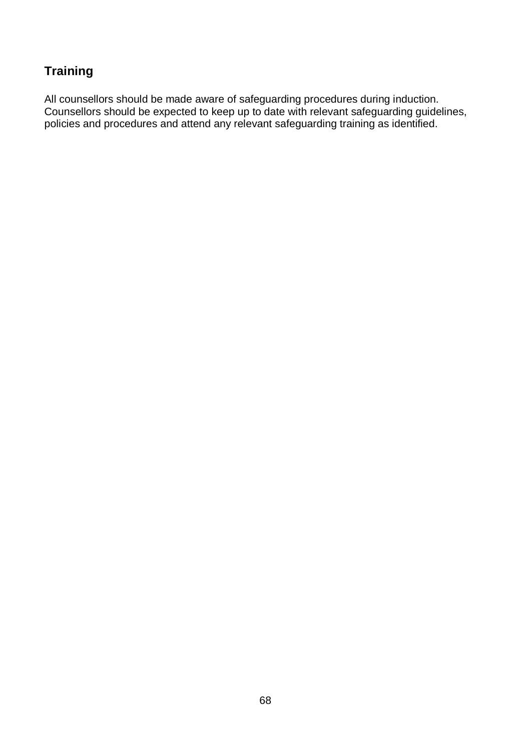## Training

All counsellors should be made aware of safeguarding procedures during induction. Counsellors should be expected to keep up to date with relevant safeguarding guidelines, policies and procedures and attend any relevant safeguarding training as identified.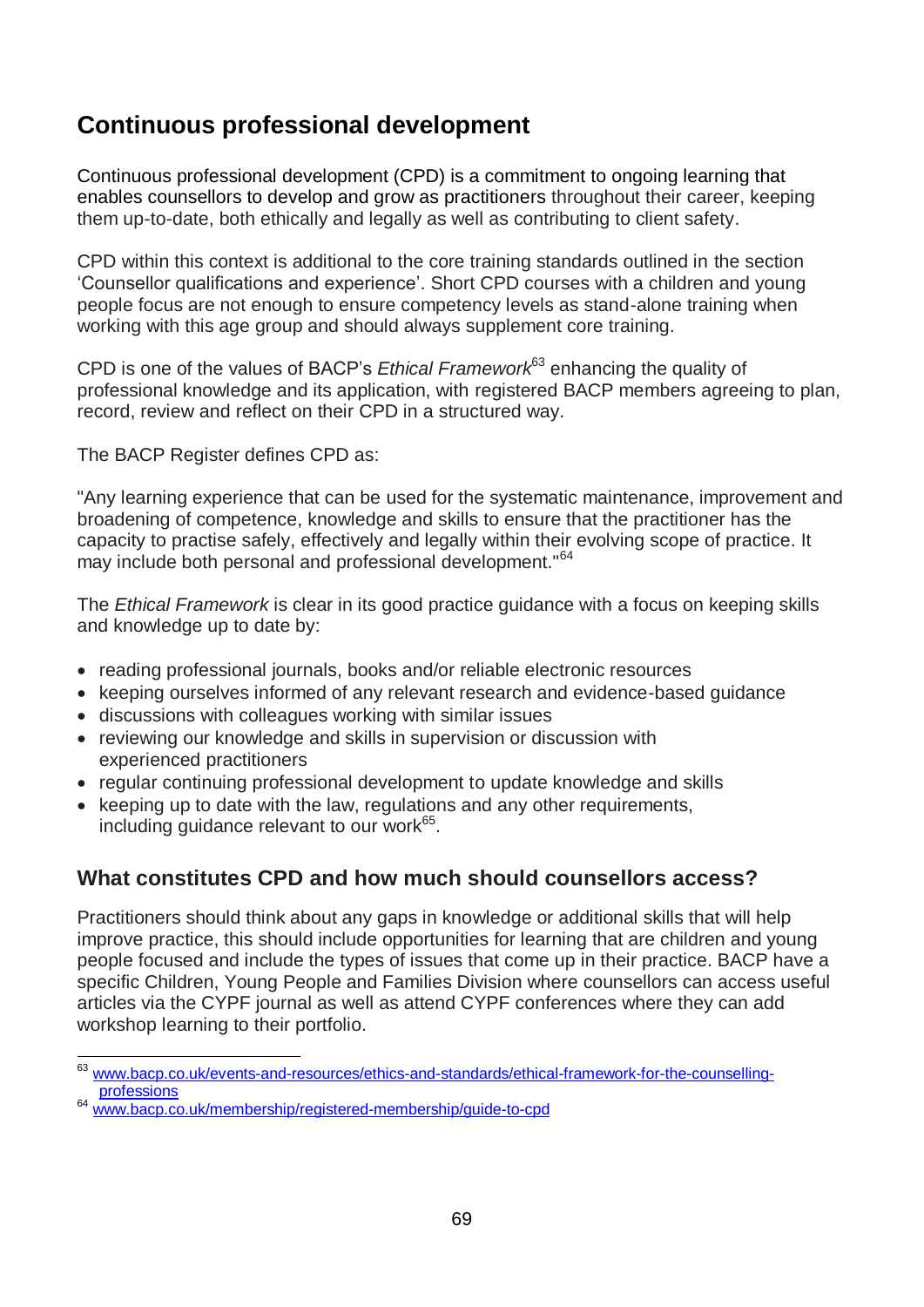## Continuous professional development

Continuous professional development (CPD) is a commitment to ongoing learning that enables counsellors to develop and grow as practitioners throughout their career, keeping them up-to-date, both ethically and legally as well as contributing to client safety.

CPD within this context is additional to the core training standards outlined in the section 'Counsellor qualifications and experience'. Short CPD courses with a children and young people focus are not enough to ensure competency levels as stand-alone training when working with this age group and should always supplement core training.

CPD is one of the values of BACP's *Ethical Framework*[63] enhancing the quality of professional knowledge and its application, with registered BACP members agreeing to plan, record, review and reflect on their CPD in a structured way.

The BACP Register defines CPD as:

"Any learning experience that can be used for the systematic maintenance, improvement and broadening of competence, knowledge and skills to ensure that the practitioner has the capacity to practise safely, effectively and legally within their evolving scope of practice. It may include both personal and professional development."[64]

The *Ethical Framework* is clear in its good practice guidance with a focus on keeping skills and knowledge up to date by:

- reading professional journals, books and/or reliable electronic resources
- keeping ourselves informed of any relevant research and evidence-based guidance
- discussions with colleagues working with similar issues
- reviewing our knowledge and skills in supervision or discussion with experienced practitioners
- regular continuing professional development to update knowledge and skills
- keeping up to date with the law, regulations and any other requirements, including guidance relevant to our work[65].

### What constitutes CPD and how much should counsellors access?

Practitioners should think about any gaps in knowledge or additional skills that will help improve practice, this should include opportunities for learning that are children and young people focused and include the types of issues that come up in their practice. BACP have a specific Children, Young People and Families Division where counsellors can access useful articles via the CYPF journal as well as attend CYPF conferences where they can add workshop learning to their portfolio.

---

[63] www.bacp.co.uk/events-and-resources/ethics-and-standards/ethical-framework-for-the-counselling-professions

[64] www.bacp.co.uk/membership/registered-membership/guide-to-cpd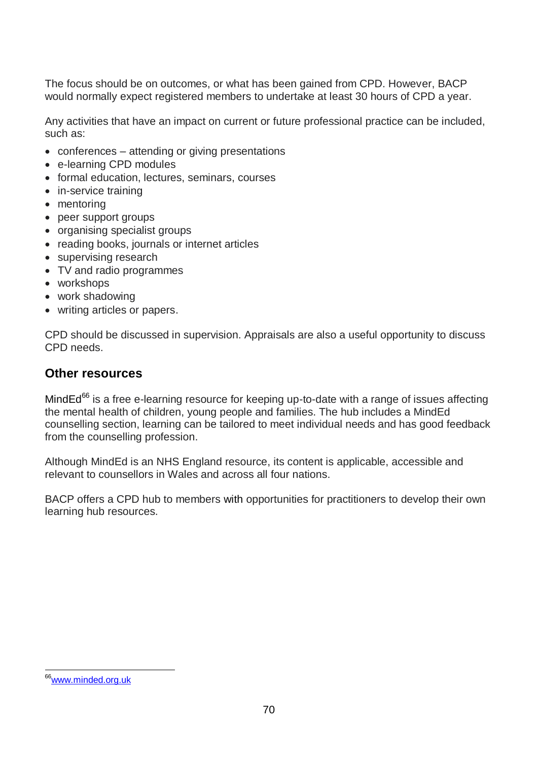The focus should be on outcomes, or what has been gained from CPD. However, BACP would normally expect registered members to undertake at least 30 hours of CPD a year.

Any activities that have an impact on current or future professional practice can be included, such as:

- conferences – attending or giving presentations
- e-learning CPD modules
- formal education, lectures, seminars, courses
- in-service training
- mentoring
- peer support groups
- organising specialist groups
- reading books, journals or internet articles
- supervising research
- TV and radio programmes
- workshops
- work shadowing
- writing articles or papers.

CPD should be discussed in supervision. Appraisals are also a useful opportunity to discuss CPD needs.

## Other resources

MindEd[66] is a free e-learning resource for keeping up-to-date with a range of issues affecting the mental health of children, young people and families. The hub includes a MindEd counselling section, learning can be tailored to meet individual needs and has good feedback from the counselling profession.

Although MindEd is an NHS England resource, its content is applicable, accessible and relevant to counsellors in Wales and across all four nations.

BACP offers a CPD hub to members with opportunities for practitioners to develop their own learning hub resources.

[66] www.minded.org.uk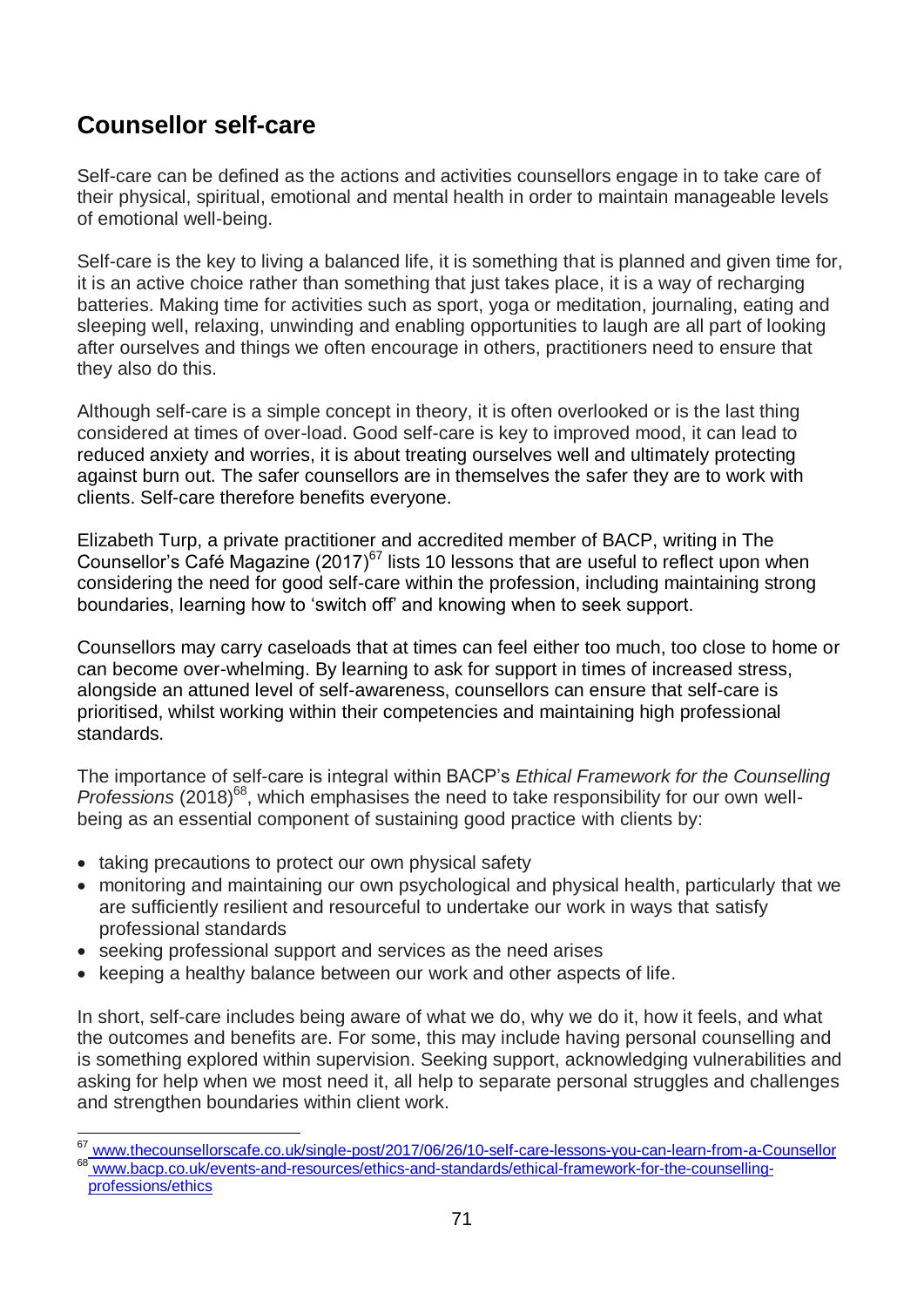## Counsellor self-care

Self-care can be defined as the actions and activities counsellors engage in to take care of their physical, spiritual, emotional and mental health in order to maintain manageable levels of emotional well-being.

Self-care is the key to living a balanced life, it is something that is planned and given time for, it is an active choice rather than something that just takes place, it is a way of recharging batteries. Making time for activities such as sport, yoga or meditation, journaling, eating and sleeping well, relaxing, unwinding and enabling opportunities to laugh are all part of looking after ourselves and things we often encourage in others, practitioners need to ensure that they also do this.

Although self-care is a simple concept in theory, it is often overlooked or is the last thing considered at times of over-load. Good self-care is key to improved mood, it can lead to reduced anxiety and worries, it is about treating ourselves well and ultimately protecting against burn out. The safer counsellors are in themselves the safer they are to work with clients. Self-care therefore benefits everyone.

Elizabeth Turp, a private practitioner and accredited member of BACP, writing in The Counsellor's Café Magazine (2017)[67] lists 10 lessons that are useful to reflect upon when considering the need for good self-care within the profession, including maintaining strong boundaries, learning how to 'switch off' and knowing when to seek support.

Counsellors may carry caseloads that at times can feel either too much, too close to home or can become over-whelming. By learning to ask for support in times of increased stress, alongside an attuned level of self-awareness, counsellors can ensure that self-care is prioritised, whilst working within their competencies and maintaining high professional standards.

The importance of self-care is integral within BACP's *Ethical Framework for the Counselling Professions* (2018)[68], which emphasises the need to take responsibility for our own well-being as an essential component of sustaining good practice with clients by:

- taking precautions to protect our own physical safety
- monitoring and maintaining our own psychological and physical health, particularly that we are sufficiently resilient and resourceful to undertake our work in ways that satisfy professional standards
- seeking professional support and services as the need arises
- keeping a healthy balance between our work and other aspects of life.

In short, self-care includes being aware of what we do, why we do it, how it feels, and what the outcomes and benefits are. For some, this may include having personal counselling and is something explored within supervision. Seeking support, acknowledging vulnerabilities and asking for help when we most need it, all help to separate personal struggles and challenges and strengthen boundaries within client work.

[67] www.thecounsellorscafe.co.uk/single-post/2017/06/26/10-self-care-lessons-you-can-learn-from-a-Counsellor

[68] www.bacp.co.uk/events-and-resources/ethics-and-standards/ethical-framework-for-the-counselling-professions/ethics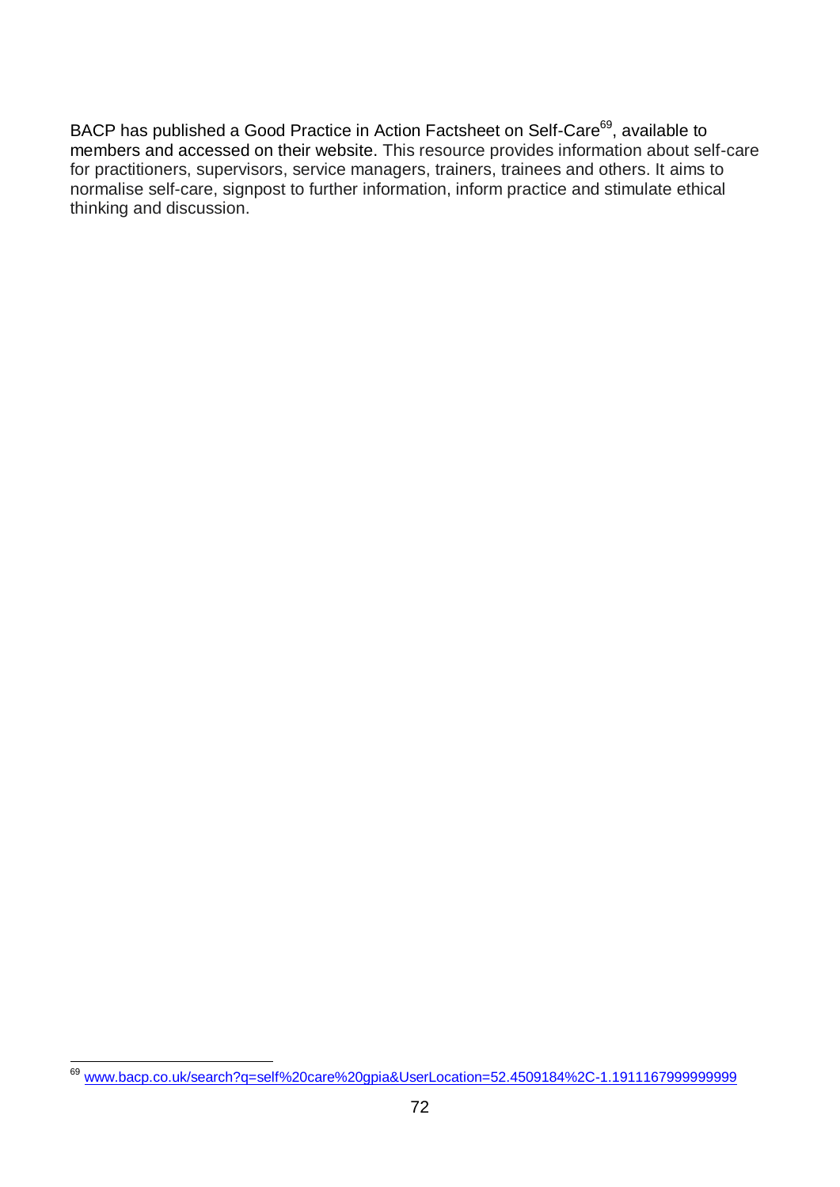BACP has published a Good Practice in Action Factsheet on Self-Care[69], available to members and accessed on their website. This resource provides information about self-care for practitioners, supervisors, service managers, trainers, trainees and others. It aims to normalise self-care, signpost to further information, inform practice and stimulate ethical thinking and discussion.

---

[69] www.bacp.co.uk/search?q=self%20care%20gpia&UserLocation=52.4509184%2C-1.1911167999999999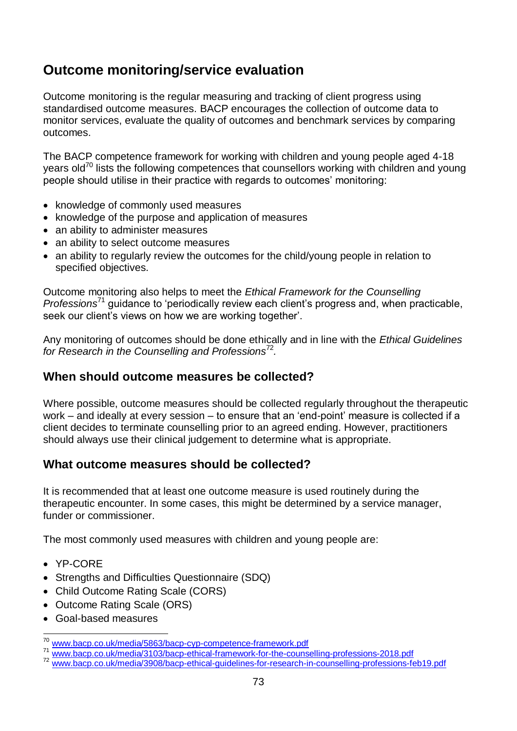## Outcome monitoring/service evaluation

Outcome monitoring is the regular measuring and tracking of client progress using standardised outcome measures. BACP encourages the collection of outcome data to monitor services, evaluate the quality of outcomes and benchmark services by comparing outcomes.

The BACP competence framework for working with children and young people aged 4-18 years old[70] lists the following competences that counsellors working with children and young people should utilise in their practice with regards to outcomes' monitoring:

- knowledge of commonly used measures
- knowledge of the purpose and application of measures
- an ability to administer measures
- an ability to select outcome measures
- an ability to regularly review the outcomes for the child/young people in relation to specified objectives.

Outcome monitoring also helps to meet the *Ethical Framework for the Counselling Professions*[71] guidance to 'periodically review each client's progress and, when practicable, seek our client's views on how we are working together'.

Any monitoring of outcomes should be done ethically and in line with the *Ethical Guidelines for Research in the Counselling and Professions*[72].

### When should outcome measures be collected?

Where possible, outcome measures should be collected regularly throughout the therapeutic work – and ideally at every session – to ensure that an 'end-point' measure is collected if a client decides to terminate counselling prior to an agreed ending. However, practitioners should always use their clinical judgement to determine what is appropriate.

### What outcome measures should be collected?

It is recommended that at least one outcome measure is used routinely during the therapeutic encounter. In some cases, this might be determined by a service manager, funder or commissioner.

The most commonly used measures with children and young people are:

- YP-CORE
- Strengths and Difficulties Questionnaire (SDQ)
- Child Outcome Rating Scale (CORS)
- Outcome Rating Scale (ORS)
- Goal-based measures

[70] www.bacp.co.uk/media/5863/bacp-cyp-competence-framework.pdf
[71] www.bacp.co.uk/media/3103/bacp-ethical-framework-for-the-counselling-professions-2018.pdf
[72] www.bacp.co.uk/media/3908/bacp-ethical-guidelines-for-research-in-counselling-professions-feb19.pdf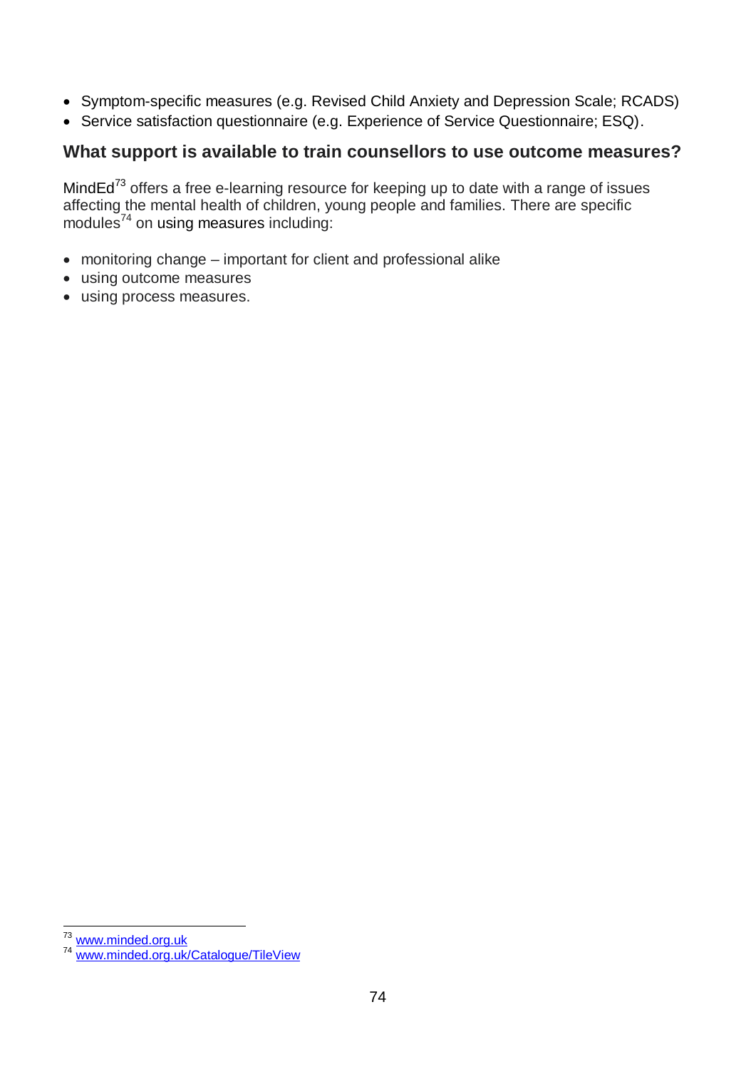- Symptom-specific measures (e.g. Revised Child Anxiety and Depression Scale; RCADS)
- Service satisfaction questionnaire (e.g. Experience of Service Questionnaire; ESQ).

### What support is available to train counsellors to use outcome measures?

MindEd[73] offers a free e-learning resource for keeping up to date with a range of issues affecting the mental health of children, young people and families. There are specific modules[74] on using measures including:

- monitoring change – important for client and professional alike
- using outcome measures
- using process measures.

[73] www.minded.org.uk
[74] www.minded.org.uk/Catalogue/TileView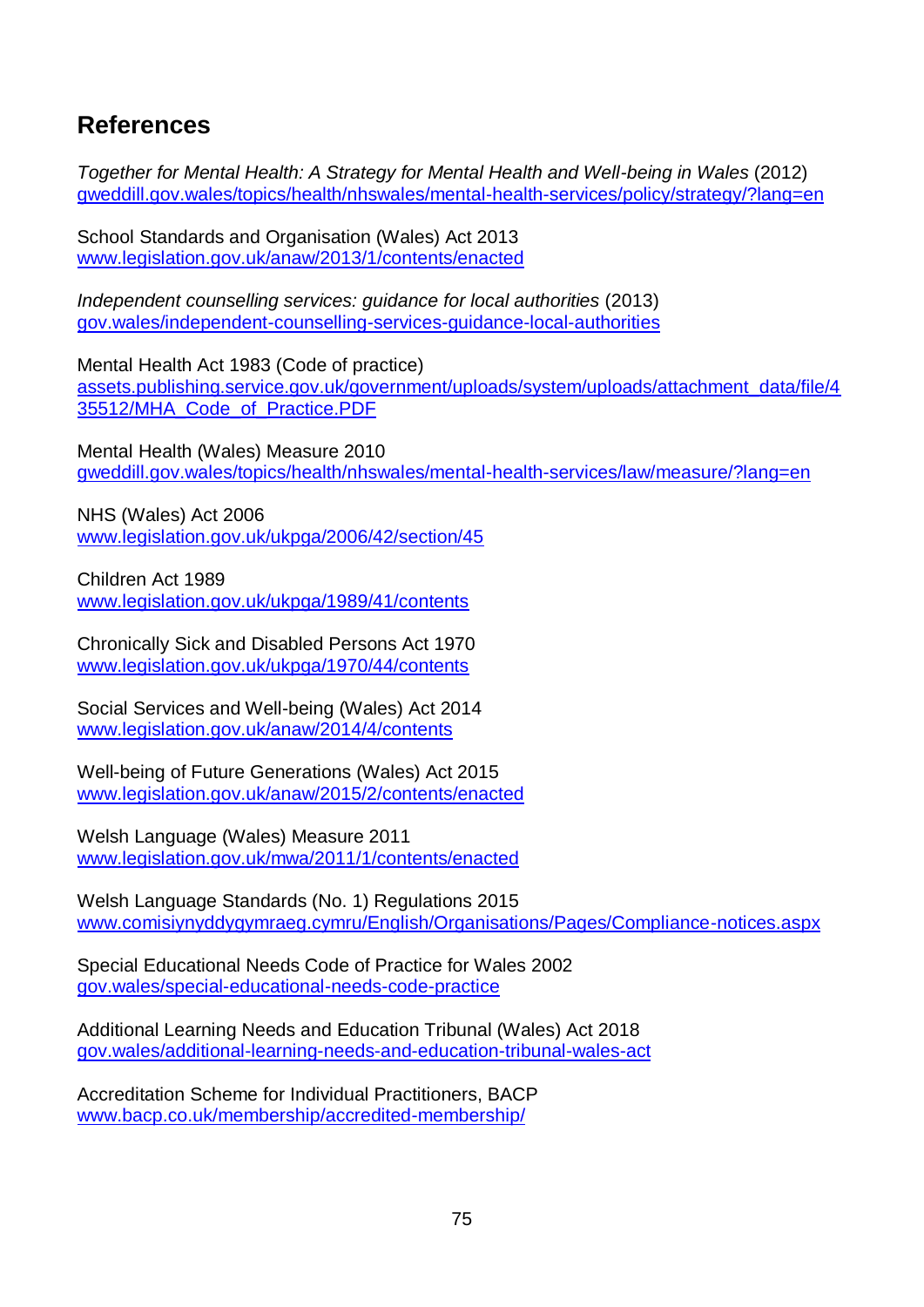## References

*Together for Mental Health: A Strategy for Mental Health and Well-being in Wales* (2012)
gweddill.gov.wales/topics/health/nhswales/mental-health-services/policy/strategy/?lang=en

School Standards and Organisation (Wales) Act 2013
www.legislation.gov.uk/anaw/2013/1/contents/enacted

*Independent counselling services: guidance for local authorities* (2013)
gov.wales/independent-counselling-services-guidance-local-authorities

Mental Health Act 1983 (Code of practice)
assets.publishing.service.gov.uk/government/uploads/system/uploads/attachment_data/file/435512/MHA_Code_of_Practice.PDF

Mental Health (Wales) Measure 2010
gweddill.gov.wales/topics/health/nhswales/mental-health-services/law/measure/?lang=en

NHS (Wales) Act 2006
www.legislation.gov.uk/ukpga/2006/42/section/45

Children Act 1989
www.legislation.gov.uk/ukpga/1989/41/contents

Chronically Sick and Disabled Persons Act 1970
www.legislation.gov.uk/ukpga/1970/44/contents

Social Services and Well-being (Wales) Act 2014
www.legislation.gov.uk/anaw/2014/4/contents

Well-being of Future Generations (Wales) Act 2015
www.legislation.gov.uk/anaw/2015/2/contents/enacted

Welsh Language (Wales) Measure 2011
www.legislation.gov.uk/mwa/2011/1/contents/enacted

Welsh Language Standards (No. 1) Regulations 2015
www.comisiynyddygymraeg.cymru/English/Organisations/Pages/Compliance-notices.aspx

Special Educational Needs Code of Practice for Wales 2002
gov.wales/special-educational-needs-code-practice

Additional Learning Needs and Education Tribunal (Wales) Act 2018
gov.wales/additional-learning-needs-and-education-tribunal-wales-act

Accreditation Scheme for Individual Practitioners, BACP
www.bacp.co.uk/membership/accredited-membership/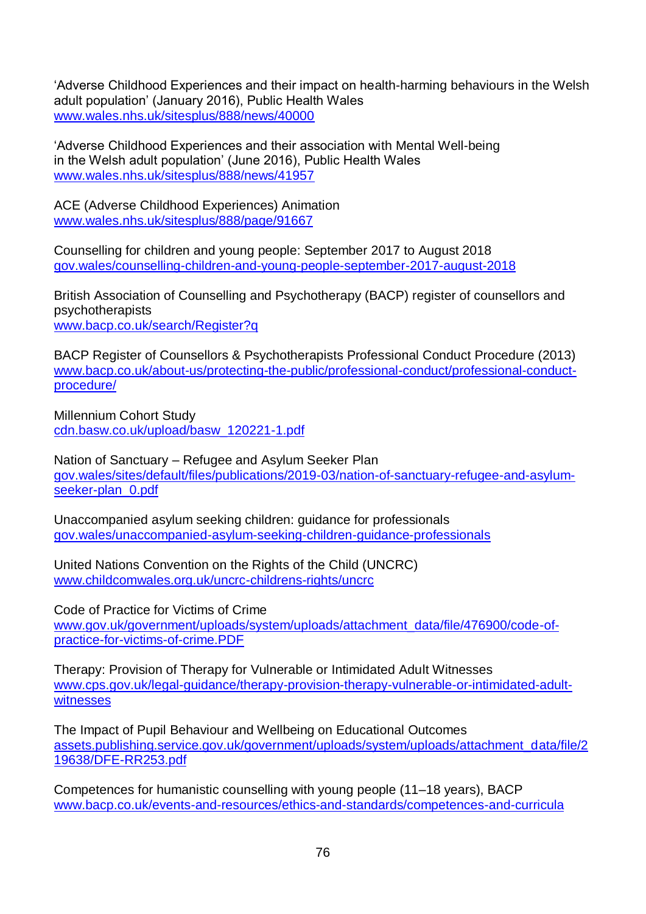'Adverse Childhood Experiences and their impact on health-harming behaviours in the Welsh adult population' (January 2016), Public Health Wales
www.wales.nhs.uk/sitesplus/888/news/40000

'Adverse Childhood Experiences and their association with Mental Well-being in the Welsh adult population' (June 2016), Public Health Wales
www.wales.nhs.uk/sitesplus/888/news/41957

ACE (Adverse Childhood Experiences) Animation
www.wales.nhs.uk/sitesplus/888/page/91667

Counselling for children and young people: September 2017 to August 2018
gov.wales/counselling-children-and-young-people-september-2017-august-2018

British Association of Counselling and Psychotherapy (BACP) register of counsellors and psychotherapists
www.bacp.co.uk/search/Register?q

BACP Register of Counsellors & Psychotherapists Professional Conduct Procedure (2013)
www.bacp.co.uk/about-us/protecting-the-public/professional-conduct/professional-conduct-procedure/

Millennium Cohort Study
cdn.basw.co.uk/upload/basw_120221-1.pdf

Nation of Sanctuary – Refugee and Asylum Seeker Plan
gov.wales/sites/default/files/publications/2019-03/nation-of-sanctuary-refugee-and-asylum-seeker-plan_0.pdf

Unaccompanied asylum seeking children: guidance for professionals
gov.wales/unaccompanied-asylum-seeking-children-guidance-professionals

United Nations Convention on the Rights of the Child (UNCRC)
www.childcomwales.org.uk/uncrc-childrens-rights/uncrc

Code of Practice for Victims of Crime
www.gov.uk/government/uploads/system/uploads/attachment_data/file/476900/code-of-practice-for-victims-of-crime.PDF

Therapy: Provision of Therapy for Vulnerable or Intimidated Adult Witnesses
www.cps.gov.uk/legal-guidance/therapy-provision-therapy-vulnerable-or-intimidated-adult-witnesses

The Impact of Pupil Behaviour and Wellbeing on Educational Outcomes
assets.publishing.service.gov.uk/government/uploads/system/uploads/attachment_data/file/219638/DFE-RR253.pdf

Competences for humanistic counselling with young people (11–18 years), BACP
www.bacp.co.uk/events-and-resources/ethics-and-standards/competences-and-curricula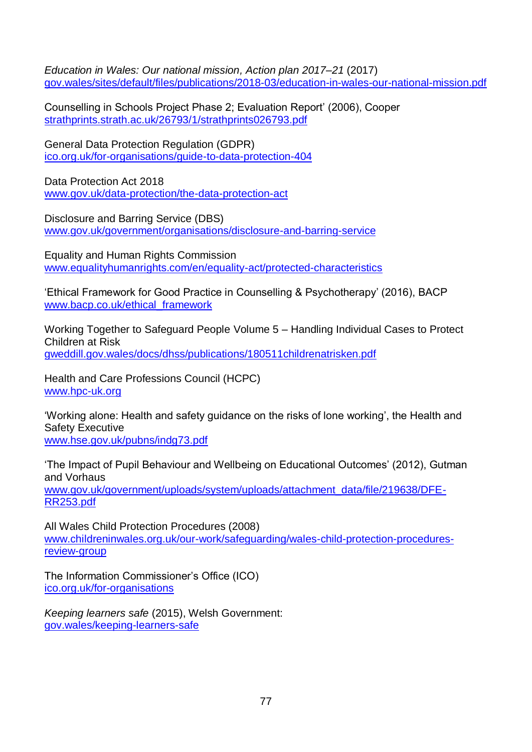*Education in Wales: Our national mission, Action plan 2017–21* (2017)
gov.wales/sites/default/files/publications/2018-03/education-in-wales-our-national-mission.pdf

Counselling in Schools Project Phase 2; Evaluation Report' (2006), Cooper
strathprints.strath.ac.uk/26793/1/strathprints026793.pdf

General Data Protection Regulation (GDPR)
ico.org.uk/for-organisations/guide-to-data-protection-404

Data Protection Act 2018
www.gov.uk/data-protection/the-data-protection-act

Disclosure and Barring Service (DBS)
www.gov.uk/government/organisations/disclosure-and-barring-service

Equality and Human Rights Commission
www.equalityhumanrights.com/en/equality-act/protected-characteristics

'Ethical Framework for Good Practice in Counselling & Psychotherapy' (2016), BACP
www.bacp.co.uk/ethical_framework

Working Together to Safeguard People Volume 5 – Handling Individual Cases to Protect Children at Risk
gweddill.gov.wales/docs/dhss/publications/180511childrenatrisken.pdf

Health and Care Professions Council (HCPC)
www.hpc-uk.org

'Working alone: Health and safety guidance on the risks of lone working', the Health and Safety Executive
www.hse.gov.uk/pubns/indg73.pdf

'The Impact of Pupil Behaviour and Wellbeing on Educational Outcomes' (2012), Gutman and Vorhaus
www.gov.uk/government/uploads/system/uploads/attachment_data/file/219638/DFE-RR253.pdf

All Wales Child Protection Procedures (2008)
www.childreninwales.org.uk/our-work/safeguarding/wales-child-protection-procedures-review-group

The Information Commissioner's Office (ICO)
ico.org.uk/for-organisations

*Keeping learners safe* (2015), Welsh Government:
gov.wales/keeping-learners-safe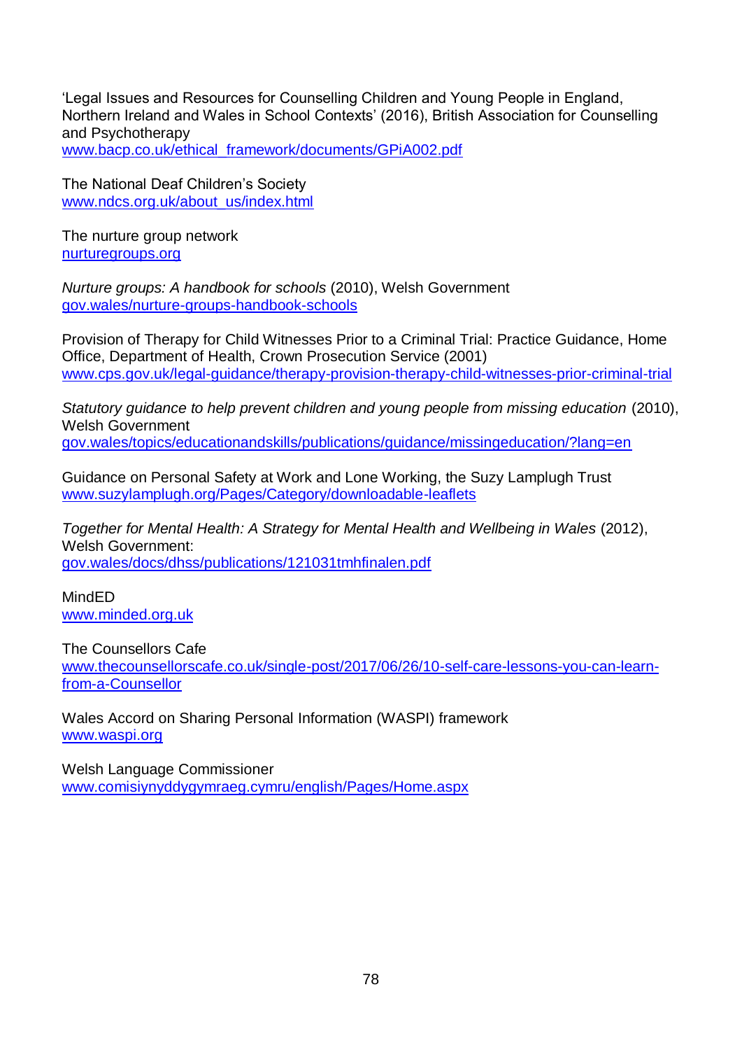'Legal Issues and Resources for Counselling Children and Young People in England, Northern Ireland and Wales in School Contexts' (2016), British Association for Counselling and Psychotherapy
www.bacp.co.uk/ethical_framework/documents/GPiA002.pdf

The National Deaf Children's Society
www.ndcs.org.uk/about_us/index.html

The nurture group network
nurturegroups.org

*Nurture groups: A handbook for schools* (2010), Welsh Government
gov.wales/nurture-groups-handbook-schools

Provision of Therapy for Child Witnesses Prior to a Criminal Trial: Practice Guidance, Home Office, Department of Health, Crown Prosecution Service (2001)
www.cps.gov.uk/legal-guidance/therapy-provision-therapy-child-witnesses-prior-criminal-trial

*Statutory guidance to help prevent children and young people from missing education* (2010), Welsh Government
gov.wales/topics/educationandskills/publications/guidance/missingeducation/?lang=en

Guidance on Personal Safety at Work and Lone Working, the Suzy Lamplugh Trust
www.suzylamplugh.org/Pages/Category/downloadable-leaflets

*Together for Mental Health: A Strategy for Mental Health and Wellbeing in Wales* (2012), Welsh Government:
gov.wales/docs/dhss/publications/121031tmhfinalen.pdf

MindED
www.minded.org.uk

The Counsellors Cafe
www.thecounsellorscafe.co.uk/single-post/2017/06/26/10-self-care-lessons-you-can-learn-from-a-Counsellor

Wales Accord on Sharing Personal Information (WASPI) framework
www.waspi.org

Welsh Language Commissioner
www.comisiynyddygymraeg.cymru/english/Pages/Home.aspx